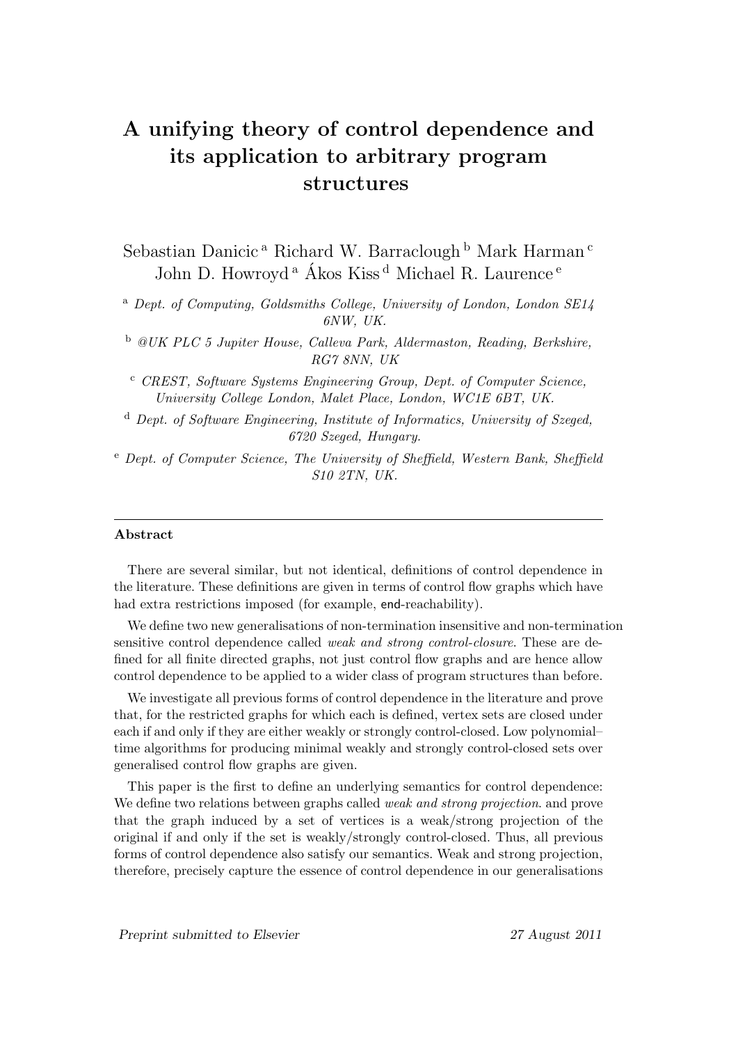# A unifying theory of control dependence and its application to arbitrary program structures

Sebastian Danicic [a] Richard W. Barraclough [b] Mark Harman [c] John D. Howroyd [a] Ákos Kiss [d] Michael R. Laurence [e]

[a] *Dept. of Computing, Goldsmiths College, University of London, London SE14 6NW, UK.*

[b] *@UK PLC 5 Jupiter House, Calleva Park, Aldermaston, Reading, Berkshire, RG7 8NN, UK*

[c] *CREST, Software Systems Engineering Group, Dept. of Computer Science, University College London, Malet Place, London, WC1E 6BT, UK.*

[d] *Dept. of Software Engineering, Institute of Informatics, University of Szeged, 6720 Szeged, Hungary.*

[e] *Dept. of Computer Science, The University of Sheffield, Western Bank, Sheffield S10 2TN, UK.*

---

**Abstract**

There are several similar, but not identical, definitions of control dependence in the literature. These definitions are given in terms of control flow graphs which have had extra restrictions imposed (for example, end-reachability).

We define two new generalisations of non-termination insensitive and non-termination sensitive control dependence called *weak and strong control-closure*. These are defined for all finite directed graphs, not just control flow graphs and are hence allow control dependence to be applied to a wider class of program structures than before.

We investigate all previous forms of control dependence in the literature and prove that, for the restricted graphs for which each is defined, vertex sets are closed under each if and only if they are either weakly or strongly control-closed. Low polynomial–time algorithms for producing minimal weakly and strongly control-closed sets over generalised control flow graphs are given.

This paper is the first to define an underlying semantics for control dependence: We define two relations between graphs called *weak and strong projection*. and prove that the graph induced by a set of vertices is a weak/strong projection of the original if and only if the set is weakly/strongly control-closed. Thus, all previous forms of control dependence also satisfy our semantics. Weak and strong projection, therefore, precisely capture the essence of control dependence in our generalisations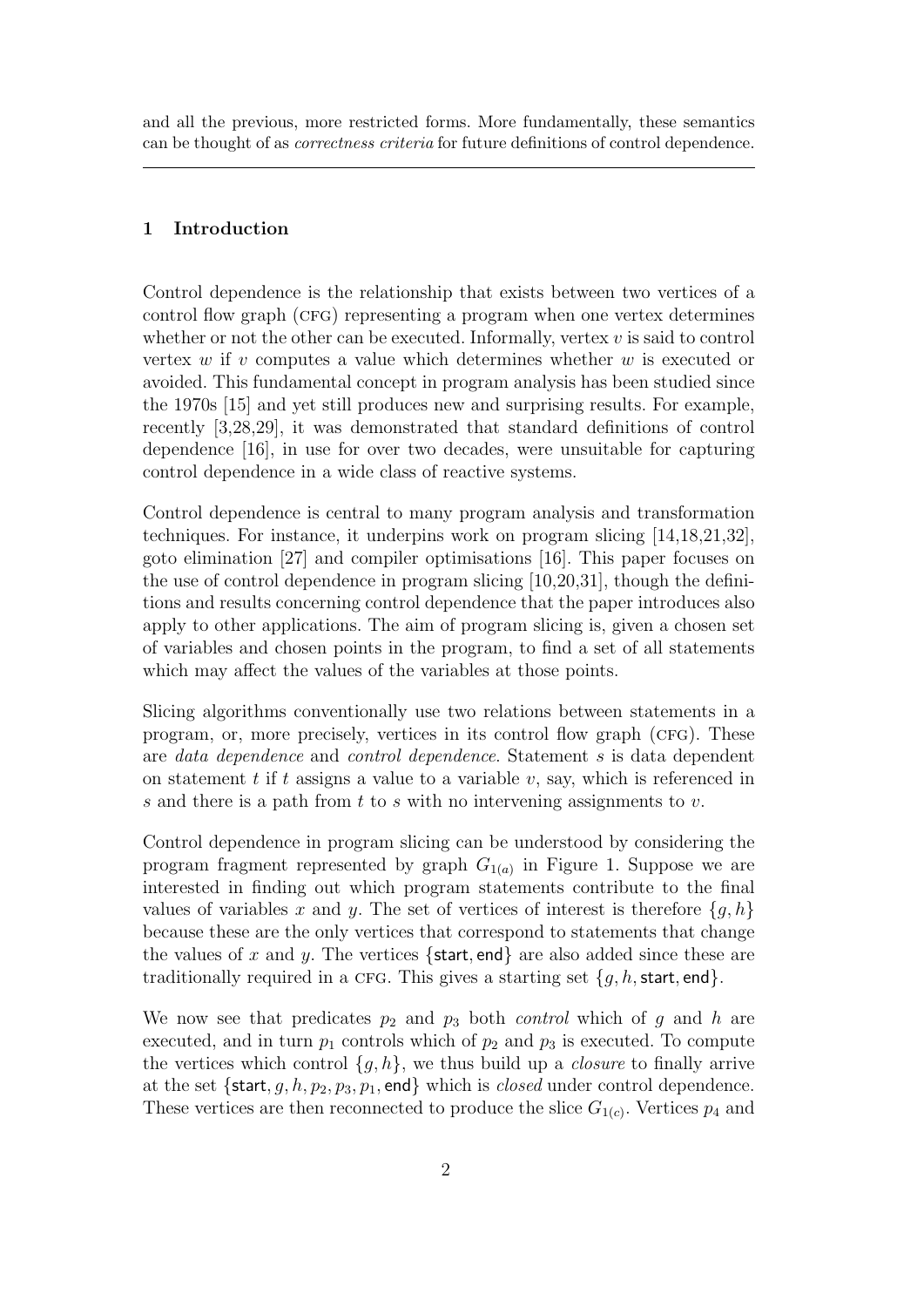and all the previous, more restricted forms. More fundamentally, these semantics can be thought of as *correctness criteria* for future definitions of control dependence.

---

## 1 Introduction

Control dependence is the relationship that exists between two vertices of a control flow graph (CFG) representing a program when one vertex determines whether or not the other can be executed. Informally, vertex $v$ is said to control vertex $w$ if $v$ computes a value which determines whether $w$ is executed or avoided. This fundamental concept in program analysis has been studied since the 1970s [15] and yet still produces new and surprising results. For example, recently [3,28,29], it was demonstrated that standard definitions of control dependence [16], in use for over two decades, were unsuitable for capturing control dependence in a wide class of reactive systems.

Control dependence is central to many program analysis and transformation techniques. For instance, it underpins work on program slicing [14,18,21,32], goto elimination [27] and compiler optimisations [16]. This paper focuses on the use of control dependence in program slicing [10,20,31], though the definitions and results concerning control dependence that the paper introduces also apply to other applications. The aim of program slicing is, given a chosen set of variables and chosen points in the program, to find a set of all statements which may affect the values of the variables at those points.

Slicing algorithms conventionally use two relations between statements in a program, or, more precisely, vertices in its control flow graph (CFG). These are *data dependence* and *control dependence*. Statement $s$ is data dependent on statement $t$ if $t$ assigns a value to a variable $v$, say, which is referenced in $s$ and there is a path from $t$ to $s$ with no intervening assignments to $v$.

Control dependence in program slicing can be understood by considering the program fragment represented by graph $G_{1(a)}$ in Figure 1. Suppose we are interested in finding out which program statements contribute to the final values of variables $x$ and $y$. The set of vertices of interest is therefore $\{g, h\}$ because these are the only vertices that correspond to statements that change the values of $x$ and $y$. The vertices $\{\mathsf{start}, \mathsf{end}\}$ are also added since these are traditionally required in a CFG. This gives a starting set $\{g, h, \mathsf{start}, \mathsf{end}\}$.

We now see that predicates $p_2$ and $p_3$ both *control* which of $g$ and $h$ are executed, and in turn $p_1$ controls which of $p_2$ and $p_3$ is executed. To compute the vertices which control $\{g, h\}$, we thus build up a *closure* to finally arrive at the set $\{\mathsf{start}, g, h, p_2, p_3, p_1, \mathsf{end}\}$ which is *closed* under control dependence. These vertices are then reconnected to produce the slice $G_{1(c)}$. Vertices $p_4$ and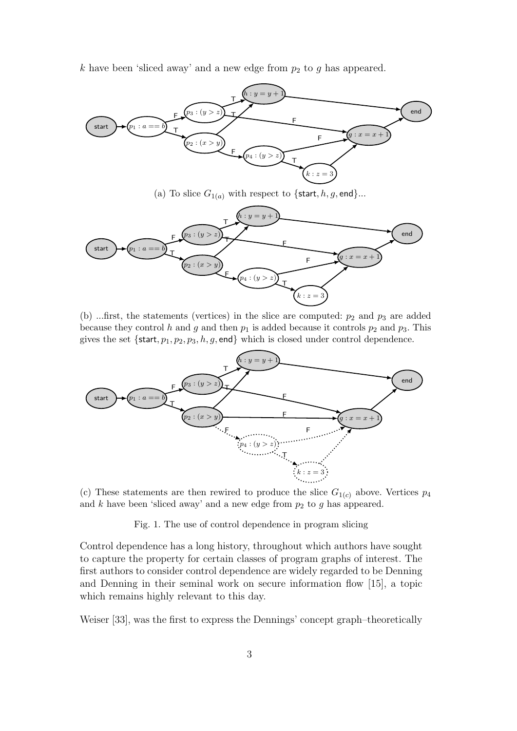$k$ have been 'sliced away' and a new edge from $p_2$ to $g$ has appeared.

start
$p_1 : a == b$
$p_3 : (y > z)$
$p_2 : (x > y)$
$h : y = y + 1$
$p_4 : (y > z)$
$k : z = 3$
$g : x = x + 1$
end
T
F
T
T
F
F
F
T

(a) To slice $G_{1(a)}$ with respect to $\{\mathsf{start}, h, g, \mathsf{end}\}$...

start
$p_1 : a == b$
$p_3 : (y > z)$
$p_2 : (x > y)$
$h : y = y + 1$
$p_4 : (y > z)$
$k : z = 3$
$g : x = x + 1$
end
T
F
T
T
F
F
F
T

(b) ...first, the statements (vertices) in the slice are computed: $p_2$ and $p_3$ are added because they control $h$ and $g$ and then $p_1$ is added because it controls $p_2$ and $p_3$. This gives the set $\{\mathsf{start}, p_1, p_2, p_3, h, g, \mathsf{end}\}$ which is closed under control dependence.

start
$p_1 : a == b$
$p_3 : (y > z)$
$p_2 : (x > y)$
$h : y = y + 1$
$p_4 : (y > z)$
$k : z = 3$
$g : x = x + 1$
end
T
F
T
T
F
F
F
F
T

(c) These statements are then rewired to produce the slice $G_{1(c)}$ above. Vertices $p_4$ and $k$ have been 'sliced away' and a new edge from $p_2$ to $g$ has appeared.

Fig. 1. The use of control dependence in program slicing

Control dependence has a long history, throughout which authors have sought to capture the property for certain classes of program graphs of interest. The first authors to consider control dependence are widely regarded to be Denning and Denning in their seminal work on secure information flow [15], a topic which remains highly relevant to this day.

Weiser [33], was the first to express the Dennings' concept graph–theoretically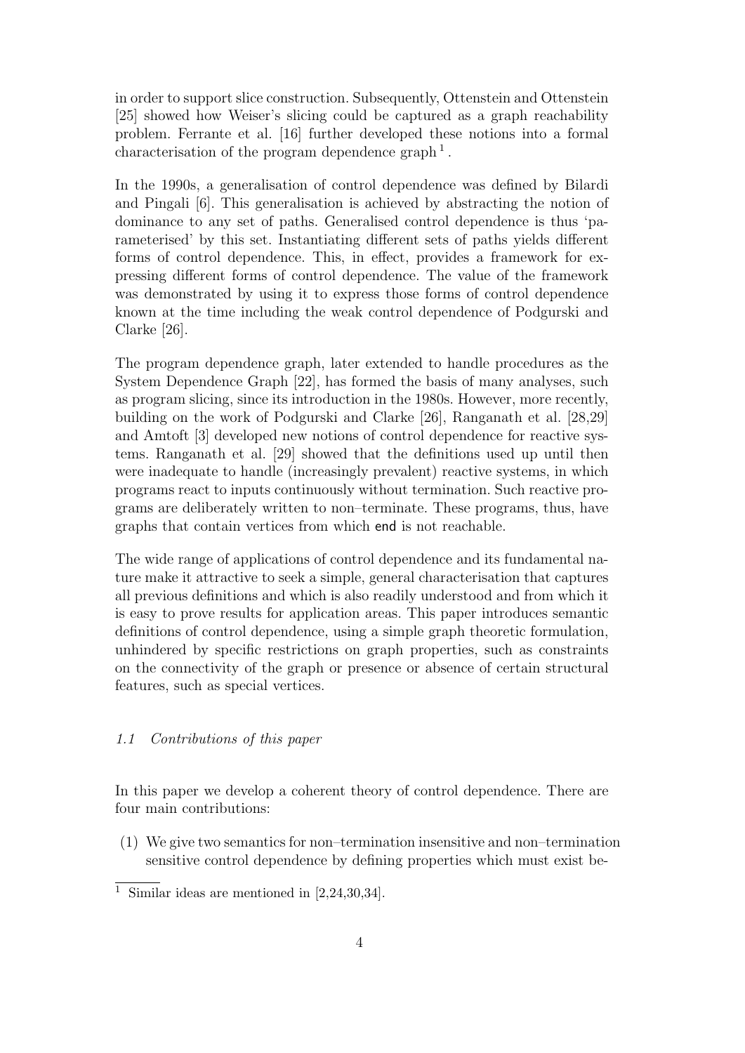in order to support slice construction. Subsequently, Ottenstein and Ottenstein [25] showed how Weiser's slicing could be captured as a graph reachability problem. Ferrante et al. [16] further developed these notions into a formal characterisation of the program dependence graph [1].

In the 1990s, a generalisation of control dependence was defined by Bilardi and Pingali [6]. This generalisation is achieved by abstracting the notion of dominance to any set of paths. Generalised control dependence is thus 'parameterised' by this set. Instantiating different sets of paths yields different forms of control dependence. This, in effect, provides a framework for expressing different forms of control dependence. The value of the framework was demonstrated by using it to express those forms of control dependence known at the time including the weak control dependence of Podgurski and Clarke [26].

The program dependence graph, later extended to handle procedures as the System Dependence Graph [22], has formed the basis of many analyses, such as program slicing, since its introduction in the 1980s. However, more recently, building on the work of Podgurski and Clarke [26], Ranganath et al. [28,29] and Amtoft [3] developed new notions of control dependence for reactive systems. Ranganath et al. [29] showed that the definitions used up until then were inadequate to handle (increasingly prevalent) reactive systems, in which programs react to inputs continuously without termination. Such reactive programs are deliberately written to non–terminate. These programs, thus, have graphs that contain vertices from which end is not reachable.

The wide range of applications of control dependence and its fundamental nature make it attractive to seek a simple, general characterisation that captures all previous definitions and which is also readily understood and from which it is easy to prove results for application areas. This paper introduces semantic definitions of control dependence, using a simple graph theoretic formulation, unhindered by specific restrictions on graph properties, such as constraints on the connectivity of the graph or presence or absence of certain structural features, such as special vertices.

### *1.1 Contributions of this paper*

In this paper we develop a coherent theory of control dependence. There are four main contributions:

(1) We give two semantics for non–termination insensitive and non–termination sensitive control dependence by defining properties which must exist be-

[1] Similar ideas are mentioned in [2,24,30,34].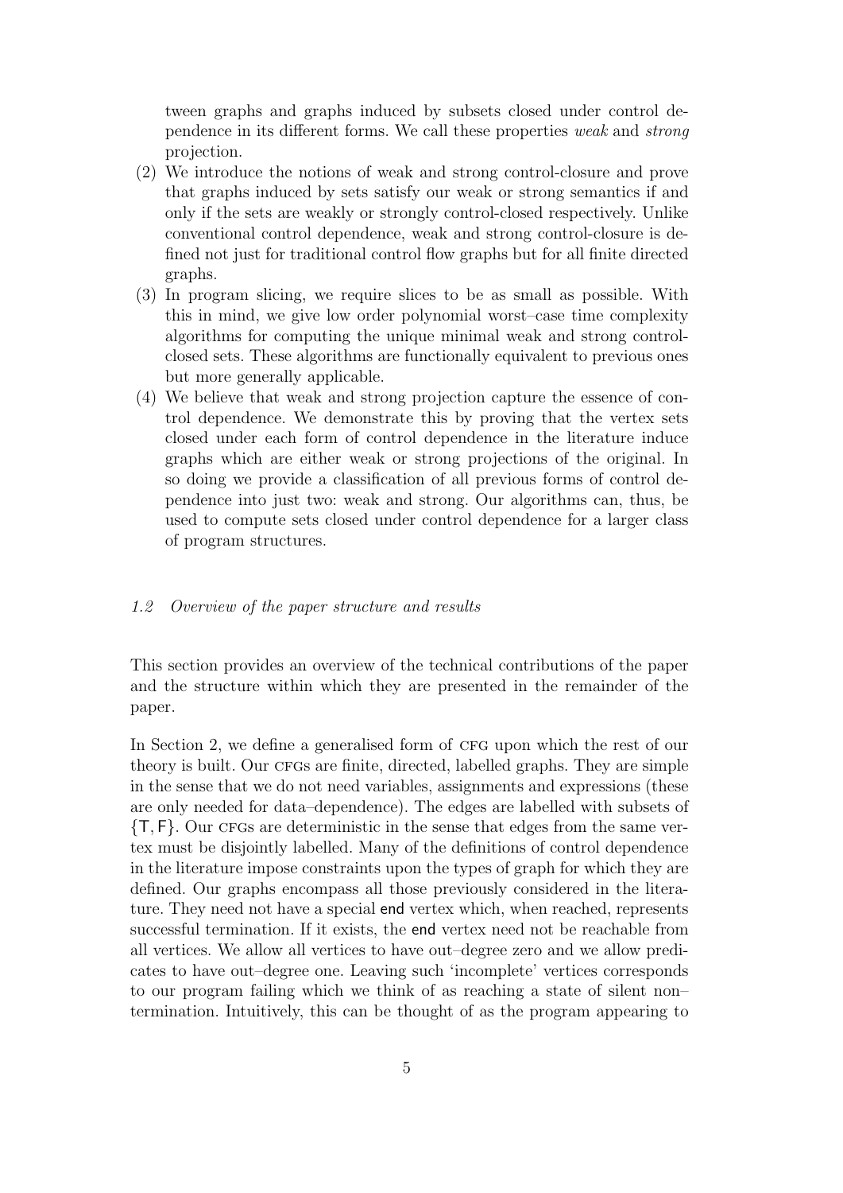tween graphs and graphs induced by subsets closed under control dependence in its different forms. We call these properties *weak* and *strong* projection.

(2) We introduce the notions of weak and strong control-closure and prove that graphs induced by sets satisfy our weak or strong semantics if and only if the sets are weakly or strongly control-closed respectively. Unlike conventional control dependence, weak and strong control-closure is defined not just for traditional control flow graphs but for all finite directed graphs.

(3) In program slicing, we require slices to be as small as possible. With this in mind, we give low order polynomial worst–case time complexity algorithms for computing the unique minimal weak and strong control-closed sets. These algorithms are functionally equivalent to previous ones but more generally applicable.

(4) We believe that weak and strong projection capture the essence of control dependence. We demonstrate this by proving that the vertex sets closed under each form of control dependence in the literature induce graphs which are either weak or strong projections of the original. In so doing we provide a classification of all previous forms of control dependence into just two: weak and strong. Our algorithms can, thus, be used to compute sets closed under control dependence for a larger class of program structures.

### *1.2 Overview of the paper structure and results*

This section provides an overview of the technical contributions of the paper and the structure within which they are presented in the remainder of the paper.

In Section 2, we define a generalised form of CFG upon which the rest of our theory is built. Our CFGs are finite, directed, labelled graphs. They are simple in the sense that we do not need variables, assignments and expressions (these are only needed for data–dependence). The edges are labelled with subsets of $\{\mathsf{T}, \mathsf{F}\}$. Our CFGs are deterministic in the sense that edges from the same vertex must be disjointly labelled. Many of the definitions of control dependence in the literature impose constraints upon the types of graph for which they are defined. Our graphs encompass all those previously considered in the literature. They need not have a special end vertex which, when reached, represents successful termination. If it exists, the end vertex need not be reachable from all vertices. We allow all vertices to have out–degree zero and we allow predicates to have out–degree one. Leaving such 'incomplete' vertices corresponds to our program failing which we think of as reaching a state of silent non–termination. Intuitively, this can be thought of as the program appearing to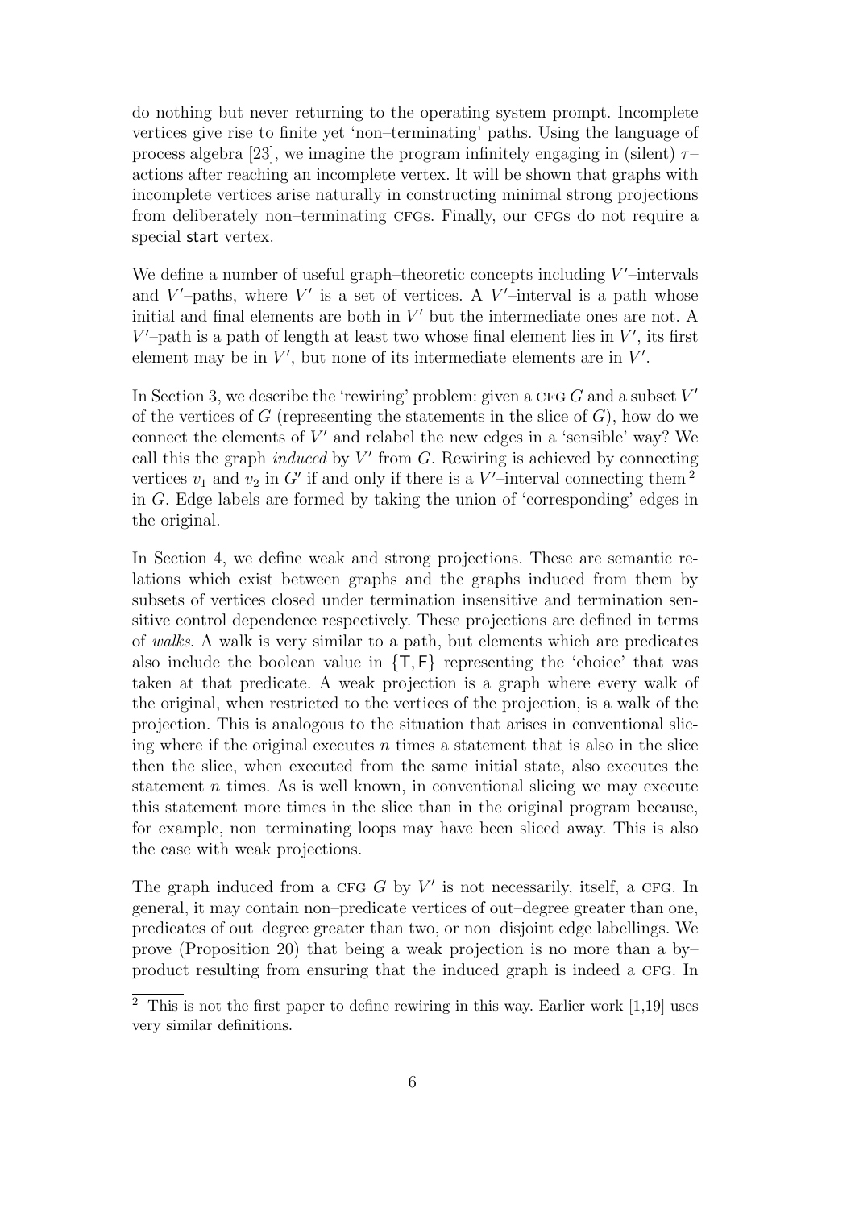do nothing but never returning to the operating system prompt. Incomplete vertices give rise to finite yet 'non–terminating' paths. Using the language of process algebra [23], we imagine the program infinitely engaging in (silent) $\tau$–actions after reaching an incomplete vertex. It will be shown that graphs with incomplete vertices arise naturally in constructing minimal strong projections from deliberately non–terminating CFGs. Finally, our CFGs do not require a special start vertex.

We define a number of useful graph–theoretic concepts including $V'$–intervals and $V'$–paths, where $V'$ is a set of vertices. A $V'$–interval is a path whose initial and final elements are both in $V'$ but the intermediate ones are not. A $V'$–path is a path of length at least two whose final element lies in $V'$, its first element may be in $V'$, but none of its intermediate elements are in $V'$.

In Section 3, we describe the 'rewiring' problem: given a CFG $G$ and a subset $V'$ of the vertices of $G$ (representing the statements in the slice of $G$), how do we connect the elements of $V'$ and relabel the new edges in a 'sensible' way? We call this the graph *induced* by $V'$ from $G$. Rewiring is achieved by connecting vertices $v_1$ and $v_2$ in $G'$ if and only if there is a $V'$–interval connecting them [2] in $G$. Edge labels are formed by taking the union of 'corresponding' edges in the original.

In Section 4, we define weak and strong projections. These are semantic relations which exist between graphs and the graphs induced from them by subsets of vertices closed under termination insensitive and termination sensitive control dependence respectively. These projections are defined in terms of *walks*. A walk is very similar to a path, but elements which are predicates also include the boolean value in $\{T, F\}$ representing the 'choice' that was taken at that predicate. A weak projection is a graph where every walk of the original, when restricted to the vertices of the projection, is a walk of the projection. This is analogous to the situation that arises in conventional slicing where if the original executes $n$ times a statement that is also in the slice then the slice, when executed from the same initial state, also executes the statement $n$ times. As is well known, in conventional slicing we may execute this statement more times in the slice than in the original program because, for example, non–terminating loops may have been sliced away. This is also the case with weak projections.

The graph induced from a CFG $G$ by $V'$ is not necessarily, itself, a CFG. In general, it may contain non–predicate vertices of out–degree greater than one, predicates of out–degree greater than two, or non–disjoint edge labellings. We prove (Proposition 20) that being a weak projection is no more than a by–product resulting from ensuring that the induced graph is indeed a CFG. In

[2] This is not the first paper to define rewiring in this way. Earlier work [1,19] uses very similar definitions.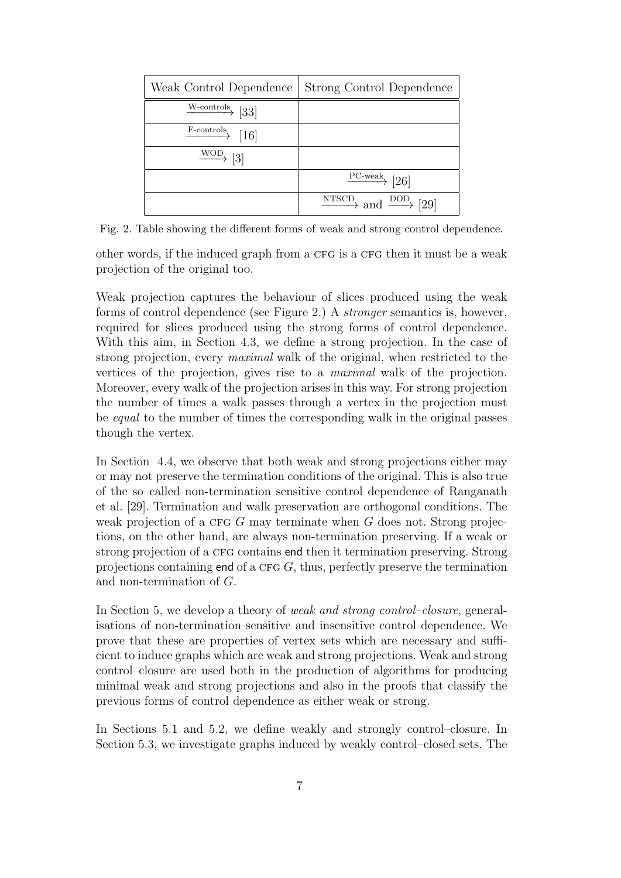| Weak Control Dependence | Strong Control Dependence |
| --- | --- |
| $\xrightarrow{\text{W-controls}}$ [33] | |
| $\xrightarrow{\text{F-controls}}$ [16] | |
| $\xrightarrow{\text{WOD}}$ [3] | |
| | $\xrightarrow{\text{PC-weak}}$ [26] |
| | $\xrightarrow{\text{NTSCD}}$ and $\xrightarrow{\text{DOD}}$ [29] |

Fig. 2. Table showing the different forms of weak and strong control dependence.

other words, if the induced graph from a CFG is a CFG then it must be a weak projection of the original too.

Weak projection captures the behaviour of slices produced using the weak forms of control dependence (see Figure 2.) A *stronger* semantics is, however, required for slices produced using the strong forms of control dependence. With this aim, in Section 4.3, we define a strong projection. In the case of strong projection, every *maximal* walk of the original, when restricted to the vertices of the projection, gives rise to a *maximal* walk of the projection. Moreover, every walk of the projection arises in this way. For strong projection the number of times a walk passes through a vertex in the projection must be *equal* to the number of times the corresponding walk in the original passes though the vertex.

In Section 4.4, we observe that both weak and strong projections either may or may not preserve the termination conditions of the original. This is also true of the so–called non-termination sensitive control dependence of Ranganath et al. [29]. Termination and walk preservation are orthogonal conditions. The weak projection of a CFG $G$ may terminate when $G$ does not. Strong projections, on the other hand, are always non-termination preserving. If a weak or strong projection of a CFG contains end then it termination preserving. Strong projections containing end of a CFG $G$, thus, perfectly preserve the termination and non-termination of $G$.

In Section 5, we develop a theory of *weak and strong control–closure*, generalisations of non-termination sensitive and insensitive control dependence. We prove that these are properties of vertex sets which are necessary and sufficient to induce graphs which are weak and strong projections. Weak and strong control–closure are used both in the production of algorithms for producing minimal weak and strong projections and also in the proofs that classify the previous forms of control dependence as either weak or strong.

In Sections 5.1 and 5.2, we define weakly and strongly control–closure. In Section 5.3, we investigate graphs induced by weakly control–closed sets. The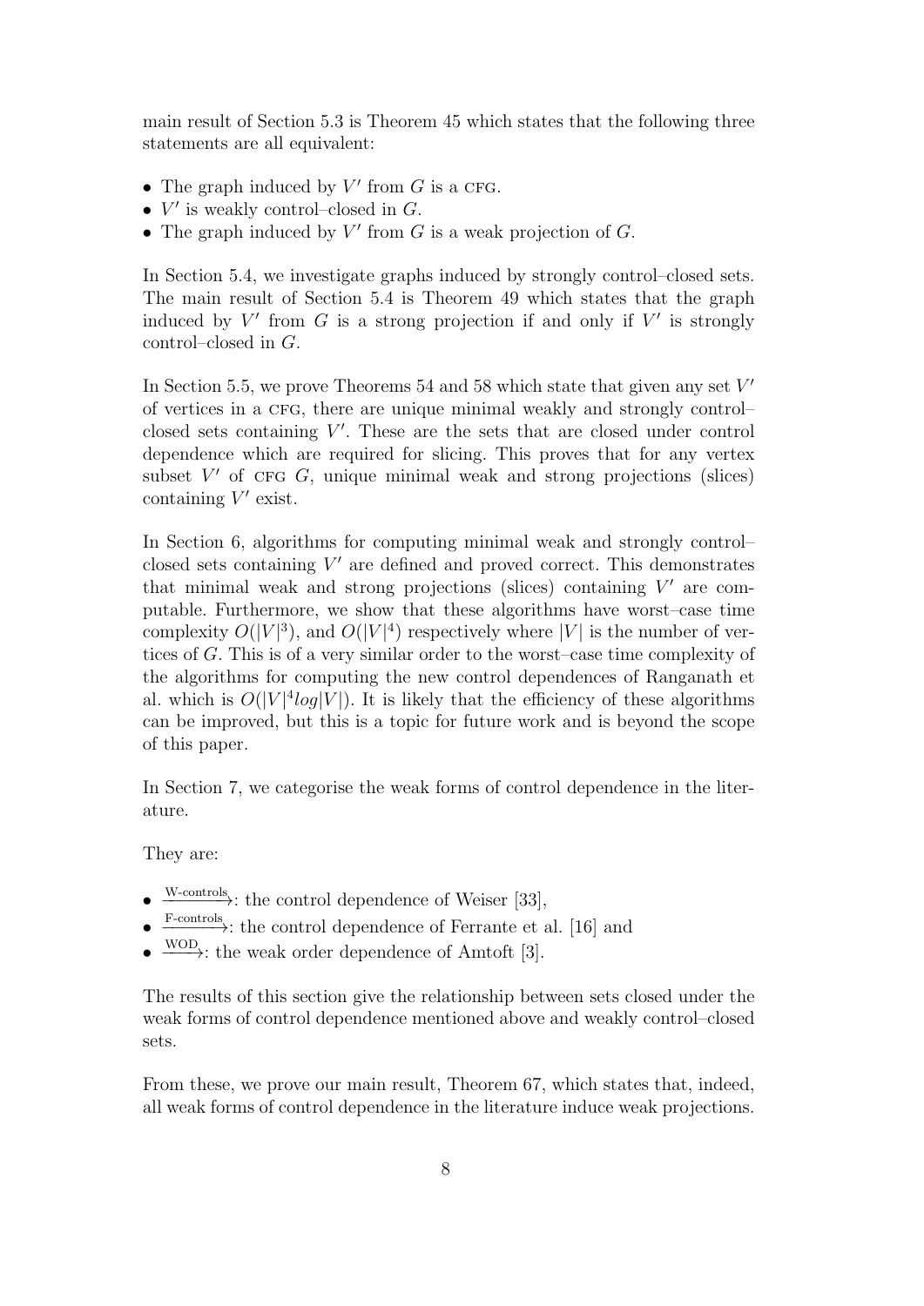main result of Section 5.3 is Theorem 45 which states that the following three statements are all equivalent:

- The graph induced by $V'$ from $G$ is a CFG.
- $V'$ is weakly control–closed in $G$.
- The graph induced by $V'$ from $G$ is a weak projection of $G$.

In Section 5.4, we investigate graphs induced by strongly control–closed sets. The main result of Section 5.4 is Theorem 49 which states that the graph induced by $V'$ from $G$ is a strong projection if and only if $V'$ is strongly control–closed in $G$.

In Section 5.5, we prove Theorems 54 and 58 which state that given any set $V'$ of vertices in a CFG, there are unique minimal weakly and strongly control–closed sets containing $V'$. These are the sets that are closed under control dependence which are required for slicing. This proves that for any vertex subset $V'$ of CFG $G$, unique minimal weak and strong projections (slices) containing $V'$ exist.

In Section 6, algorithms for computing minimal weak and strongly control–closed sets containing $V'$ are defined and proved correct. This demonstrates that minimal weak and strong projections (slices) containing $V'$ are computable. Furthermore, we show that these algorithms have worst–case time complexity $O(|V|^3)$, and $O(|V|^4)$ respectively where $|V|$ is the number of vertices of $G$. This is of a very similar order to the worst–case time complexity of the algorithms for computing the new control dependences of Ranganath et al. which is $O(|V|^4 log|V|)$. It is likely that the efficiency of these algorithms can be improved, but this is a topic for future work and is beyond the scope of this paper.

In Section 7, we categorise the weak forms of control dependence in the literature.

They are:

- $\xrightarrow{\text{W-controls}}$: the control dependence of Weiser [33],
- $\xrightarrow{\text{F-controls}}$: the control dependence of Ferrante et al. [16] and
- $\xrightarrow{\text{WOD}}$: the weak order dependence of Amtoft [3].

The results of this section give the relationship between sets closed under the weak forms of control dependence mentioned above and weakly control–closed sets.

From these, we prove our main result, Theorem 67, which states that, indeed, all weak forms of control dependence in the literature induce weak projections.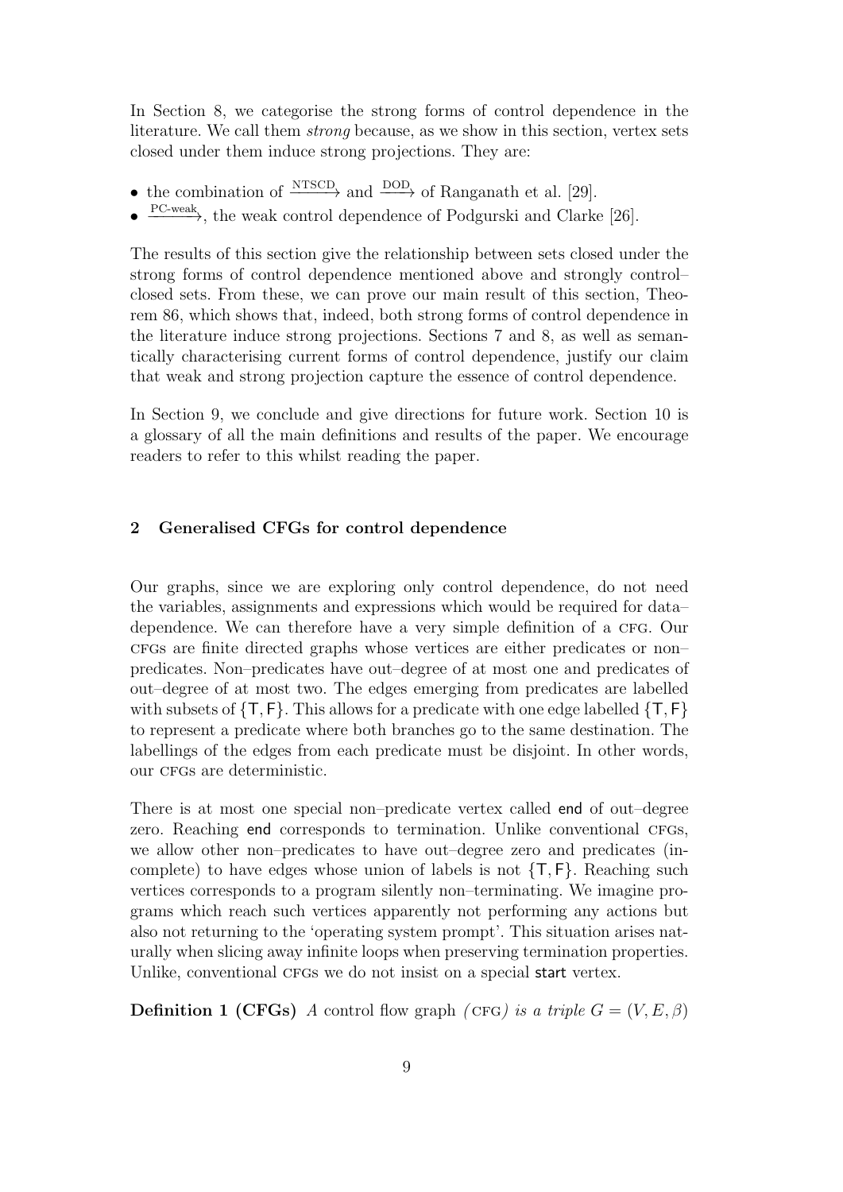In Section 8, we categorise the strong forms of control dependence in the literature. We call them *strong* because, as we show in this section, vertex sets closed under them induce strong projections. They are:

- the combination of $\xrightarrow{\text{NTSCD}}$ and $\xrightarrow{\text{DOD}}$ of Ranganath et al. [29].
- $\xrightarrow{\text{PC-weak}}$, the weak control dependence of Podgurski and Clarke [26].

The results of this section give the relationship between sets closed under the strong forms of control dependence mentioned above and strongly control–closed sets. From these, we can prove our main result of this section, Theorem 86, which shows that, indeed, both strong forms of control dependence in the literature induce strong projections. Sections 7 and 8, as well as semantically characterising current forms of control dependence, justify our claim that weak and strong projection capture the essence of control dependence.

In Section 9, we conclude and give directions for future work. Section 10 is a glossary of all the main definitions and results of the paper. We encourage readers to refer to this whilst reading the paper.

## 2 Generalised CFGs for control dependence

Our graphs, since we are exploring only control dependence, do not need the variables, assignments and expressions which would be required for data–dependence. We can therefore have a very simple definition of a CFG. Our CFGs are finite directed graphs whose vertices are either predicates or non–predicates. Non–predicates have out–degree of at most one and predicates of out–degree of at most two. The edges emerging from predicates are labelled with subsets of $\{\mathsf{T}, \mathsf{F}\}$. This allows for a predicate with one edge labelled $\{\mathsf{T}, \mathsf{F}\}$ to represent a predicate where both branches go to the same destination. The labellings of the edges from each predicate must be disjoint. In other words, our CFGs are deterministic.

There is at most one special non–predicate vertex called $\mathsf{end}$ of out–degree zero. Reaching $\mathsf{end}$ corresponds to termination. Unlike conventional CFGs, we allow other non–predicates to have out–degree zero and predicates (incomplete) to have edges whose union of labels is not $\{\mathsf{T}, \mathsf{F}\}$. Reaching such vertices corresponds to a program silently non–terminating. We imagine programs which reach such vertices apparently not performing any actions but also not returning to the 'operating system prompt'. This situation arises naturally when slicing away infinite loops when preserving termination properties. Unlike, conventional CFGs we do not insist on a special $\mathsf{start}$ vertex.

**Definition 1 (CFGs)** *A* control flow graph *(*CFG*) is a triple* $G = (V, E, \beta)$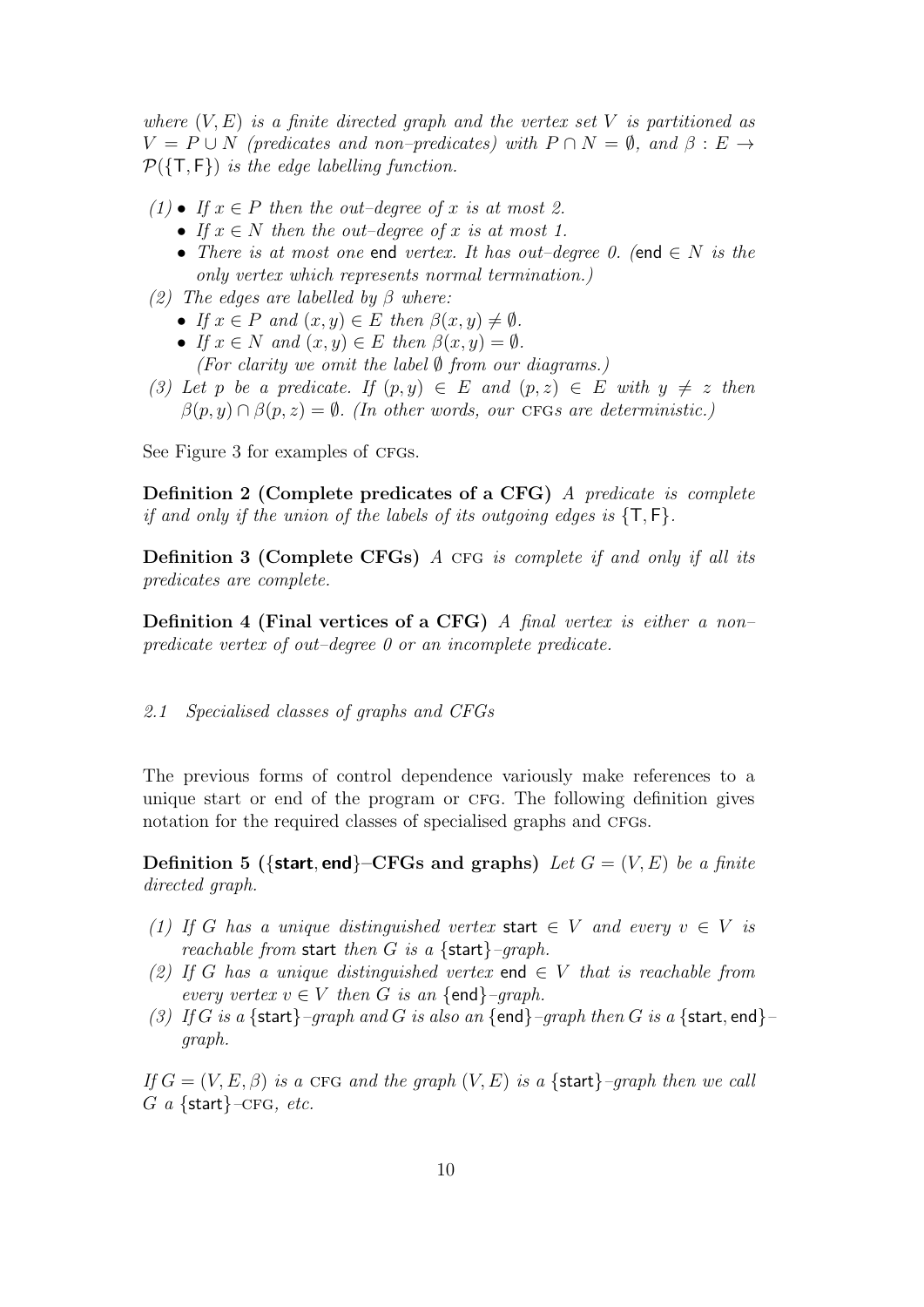*where $(V, E)$ is a finite directed graph and the vertex set $V$ is partitioned as $V = P \cup N$ (predicates and non–predicates) with $P \cap N = \emptyset$, and $\beta : E \to \mathcal{P}(\{\mathsf{T}, \mathsf{F}\})$ is the edge labelling function.*

*(1)*
- *If $x \in P$ then the out–degree of $x$ is at most 2.*
- *If $x \in N$ then the out–degree of $x$ is at most 1.*
- *There is at most one* end *vertex. It has out–degree 0. (*end $\in N$ *is the only vertex which represents normal termination.)*

*(2) The edges are labelled by $\beta$ where:*
- *If $x \in P$ and $(x, y) \in E$ then $\beta(x, y) \neq \emptyset$.*
- *If $x \in N$ and $(x, y) \in E$ then $\beta(x, y) = \emptyset$.*
  *(For clarity we omit the label $\emptyset$ from our diagrams.)*

*(3) Let $p$ be a predicate. If $(p, y) \in E$ and $(p, z) \in E$ with $y \neq z$ then $\beta(p, y) \cap \beta(p, z) = \emptyset$. (In other words, our* CFG*s are deterministic.)*

See Figure 3 for examples of CFGs.

**Definition 2 (Complete predicates of a CFG)** *A predicate is complete if and only if the union of the labels of its outgoing edges is $\{\mathsf{T}, \mathsf{F}\}$.*

**Definition 3 (Complete CFGs)** *A* CFG *is complete if and only if all its predicates are complete.*

**Definition 4 (Final vertices of a CFG)** *A final vertex is either a non–predicate vertex of out–degree 0 or an incomplete predicate.*

### *2.1 Specialised classes of graphs and CFGs*

The previous forms of control dependence variously make references to a unique start or end of the program or CFG. The following definition gives notation for the required classes of specialised graphs and CFGs.

**Definition 5 ({start, end}–CFGs and graphs)** *Let $G = (V, E)$ be a finite directed graph.*

*(1) If $G$ has a unique distinguished vertex* start $\in V$ *and every $v \in V$ is reachable from* start *then $G$ is a* {start}*–graph.*

*(2) If $G$ has a unique distinguished vertex* end $\in V$ *that is reachable from every vertex $v \in V$ then $G$ is an* {end}*–graph.*

*(3) If $G$ is a* {start}*–graph and $G$ is also an* {end}*–graph then $G$ is a* {start, end}*–graph.*

*If $G = (V, E, \beta)$ is a* CFG *and the graph $(V, E)$ is a* {start}*–graph then we call $G$ a* {start}*–*CFG*, etc.*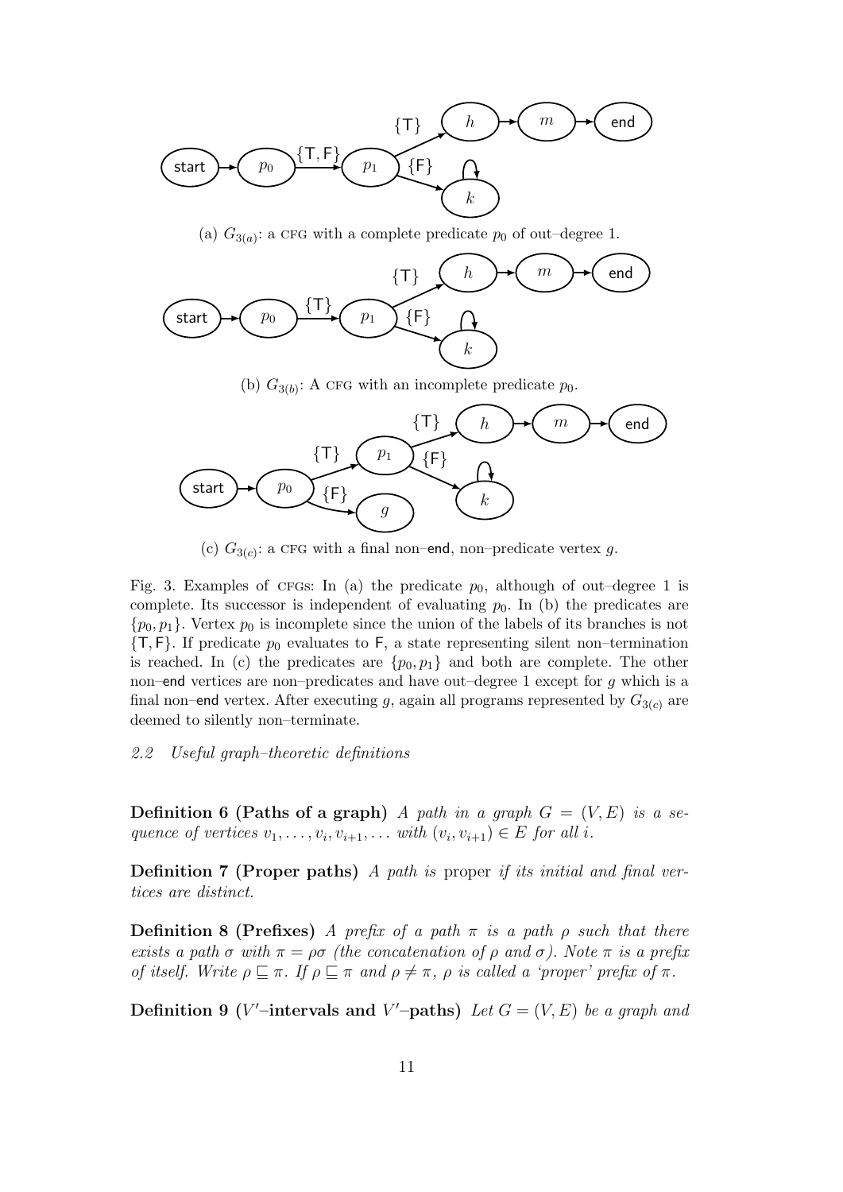start → $p_0$ → $p_1$; {T, F}; {T} → $h$ → $m$ → end; {F} → $k$

(a) $G_{3(a)}$: a CFG with a complete predicate $p_0$ of out–degree 1.

start → $p_0$ → $p_1$; {T}; {T} → $h$ → $m$ → end; {F} → $k$

(b) $G_{3(b)}$: A CFG with an incomplete predicate $p_0$.

start → $p_0$; {T} → $p_1$; {F} → $g$; {T} → $h$ → $m$ → end; {F} → $k$

(c) $G_{3(c)}$: a CFG with a final non–end, non–predicate vertex $g$.

Fig. 3. Examples of CFGs: In (a) the predicate $p_0$, although of out–degree 1 is complete. Its successor is independent of evaluating $p_0$. In (b) the predicates are $\{p_0, p_1\}$. Vertex $p_0$ is incomplete since the union of the labels of its branches is not $\{\mathsf{T}, \mathsf{F}\}$. If predicate $p_0$ evaluates to F, a state representing silent non–termination is reached. In (c) the predicates are $\{p_0, p_1\}$ and both are complete. The other non–end vertices are non–predicates and have out–degree 1 except for $g$ which is a final non–end vertex. After executing $g$, again all programs represented by $G_{3(c)}$ are deemed to silently non–terminate.

### 2.2 Useful graph–theoretic definitions

**Definition 6 (Paths of a graph)** *A path in a graph $G = (V, E)$ is a sequence of vertices $v_1, \ldots, v_i, v_{i+1}, \ldots$ with $(v_i, v_{i+1}) \in E$ for all $i$.*

**Definition 7 (Proper paths)** *A path is* proper *if its initial and final vertices are distinct.*

**Definition 8 (Prefixes)** *A prefix of a path $\pi$ is a path $\rho$ such that there exists a path $\sigma$ with $\pi = \rho\sigma$ (the concatenation of $\rho$ and $\sigma$). Note $\pi$ is a prefix of itself. Write $\rho \sqsubseteq \pi$. If $\rho \sqsubseteq \pi$ and $\rho \neq \pi$, $\rho$ is called a 'proper' prefix of $\pi$.*

**Definition 9 ($V'$–intervals and $V'$–paths)** *Let $G = (V, E)$ be a graph and*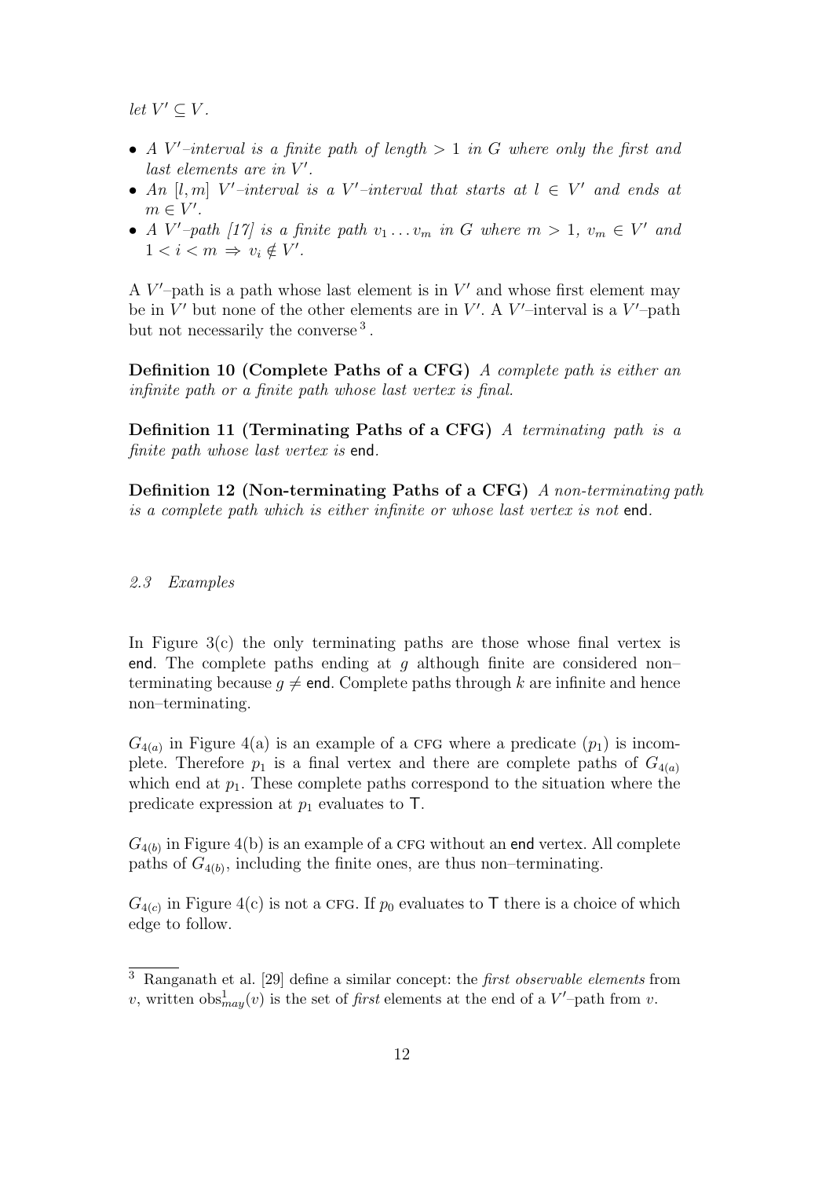*let* $V' \subseteq V$.

- *A* $V'$*–interval is a finite path of length* $> 1$ *in* $G$ *where only the first and last elements are in* $V'$.
- *An* $[l, m]$ $V'$*–interval is a* $V'$*–interval that starts at* $l \in V'$ *and ends at* $m \in V'$.
- *A* $V'$*–path [17] is a finite path* $v_1 \dots v_m$ *in* $G$ *where* $m > 1$, $v_m \in V'$ *and* $1 < i < m \Rightarrow v_i \notin V'$.

A $V'$–path is a path whose last element is in $V'$ and whose first element may be in $V'$ but none of the other elements are in $V'$. A $V'$–interval is a $V'$–path but not necessarily the converse [3].

**Definition 10 (Complete Paths of a CFG)** *A complete path is either an infinite path or a finite path whose last vertex is final.*

**Definition 11 (Terminating Paths of a CFG)** *A terminating path is a finite path whose last vertex is* end*.*

**Definition 12 (Non-terminating Paths of a CFG)** *A non-terminating path is a complete path which is either infinite or whose last vertex is not* end*.*

### *2.3 Examples*

In Figure 3(c) the only terminating paths are those whose final vertex is end. The complete paths ending at $g$ although finite are considered non–terminating because $g \neq$ end. Complete paths through $k$ are infinite and hence non–terminating.

$G_{4(a)}$ in Figure 4(a) is an example of a CFG where a predicate ($p_1$) is incomplete. Therefore $p_1$ is a final vertex and there are complete paths of $G_{4(a)}$ which end at $p_1$. These complete paths correspond to the situation where the predicate expression at $p_1$ evaluates to $\mathsf{T}$.

$G_{4(b)}$ in Figure 4(b) is an example of a CFG without an end vertex. All complete paths of $G_{4(b)}$, including the finite ones, are thus non–terminating.

$G_{4(c)}$ in Figure 4(c) is not a CFG. If $p_0$ evaluates to $\mathsf{T}$ there is a choice of which edge to follow.

[3] Ranganath et al. [29] define a similar concept: the *first observable elements* from $v$, written $\mathrm{obs}^1_{may}(v)$ is the set of *first* elements at the end of a $V'$–path from $v$.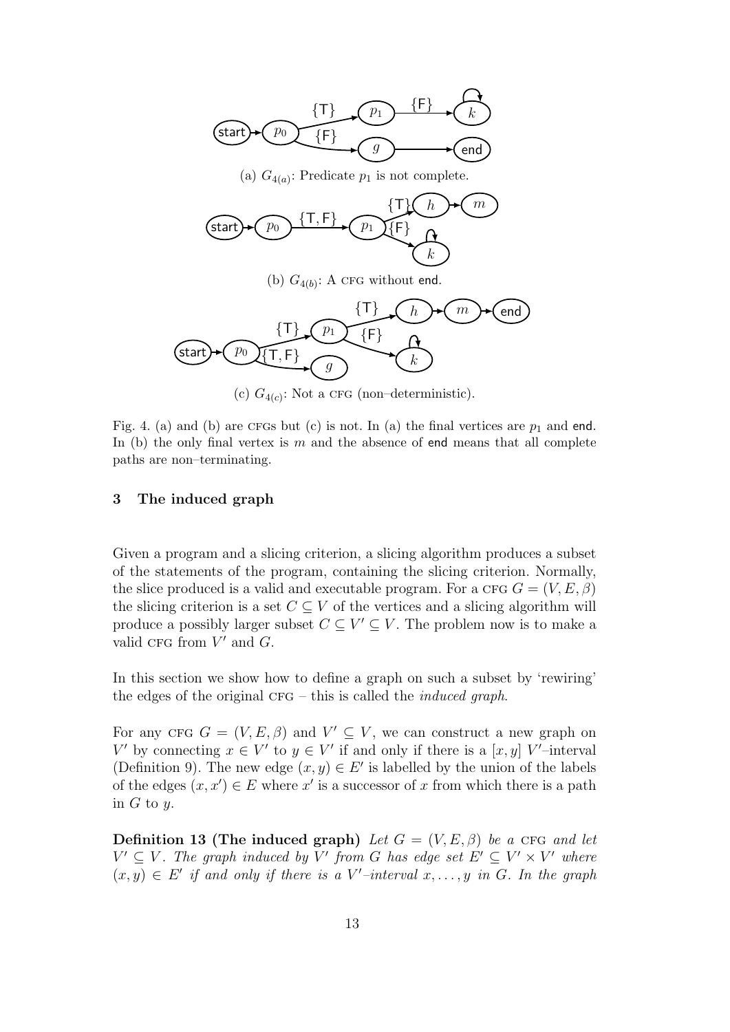start
$p_0$
{T}
{F}
$p_1$
{F}
$k$
$g$
end

(a) $G_{4(a)}$: Predicate $p_1$ is not complete.

start
$p_0$
{T, F}
$p_1$
{T}
{F}
$h$
$m$
$k$

(b) $G_{4(b)}$: A CFG without end.

start
$p_0$
{T}
{T, F}
$p_1$
{T}
{F}
$h$
$m$
end
$k$
$g$

(c) $G_{4(c)}$: Not a CFG (non–deterministic).

Fig. 4. (a) and (b) are CFGs but (c) is not. In (a) the final vertices are $p_1$ and end. In (b) the only final vertex is $m$ and the absence of end means that all complete paths are non–terminating.

## 3 The induced graph

Given a program and a slicing criterion, a slicing algorithm produces a subset of the statements of the program, containing the slicing criterion. Normally, the slice produced is a valid and executable program. For a CFG $G = (V, E, \beta)$ the slicing criterion is a set $C \subseteq V$ of the vertices and a slicing algorithm will produce a possibly larger subset $C \subseteq V' \subseteq V$. The problem now is to make a valid CFG from $V'$ and $G$.

In this section we show how to define a graph on such a subset by 'rewiring' the edges of the original CFG – this is called the *induced graph*.

For any CFG $G = (V, E, \beta)$ and $V' \subseteq V$, we can construct a new graph on $V'$ by connecting $x \in V'$ to $y \in V'$ if and only if there is a $[x, y]$ $V'$–interval (Definition 9). The new edge $(x, y) \in E'$ is labelled by the union of the labels of the edges $(x, x') \in E$ where $x'$ is a successor of $x$ from which there is a path in $G$ to $y$.

**Definition 13 (The induced graph)** *Let $G = (V, E, \beta)$ be a CFG and let $V' \subseteq V$. The graph induced by $V'$ from $G$ has edge set $E' \subseteq V' \times V'$ where $(x, y) \in E'$ if and only if there is a $V'$–interval $x, \ldots, y$ in $G$. In the graph*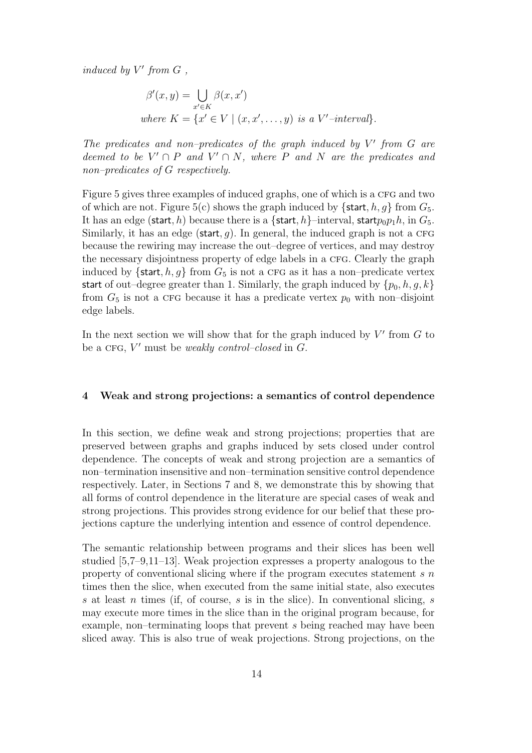*induced by $V'$ from $G$ ,*

$$\beta'(x, y) = \bigcup_{x' \in K} \beta(x, x')$$
$$\textit{where } K = \{x' \in V \mid (x, x', \ldots, y) \textit{ is a } V'\textit{–interval}\}.$$

*The predicates and non–predicates of the graph induced by $V'$ from $G$ are deemed to be $V' \cap P$ and $V' \cap N$, where $P$ and $N$ are the predicates and non–predicates of $G$ respectively.*

Figure 5 gives three examples of induced graphs, one of which is a CFG and two of which are not. Figure 5(c) shows the graph induced by $\{\mathsf{start}, h, g\}$ from $G_5$. It has an edge $(\mathsf{start}, h)$ because there is a $\{\mathsf{start}, h\}$–interval, $\mathsf{start} p_0 p_1 h$, in $G_5$. Similarly, it has an edge $(\mathsf{start}, g)$. In general, the induced graph is not a CFG because the rewiring may increase the out–degree of vertices, and may destroy the necessary disjointness property of edge labels in a CFG. Clearly the graph induced by $\{\mathsf{start}, h, g\}$ from $G_5$ is not a CFG as it has a non–predicate vertex $\mathsf{start}$ of out–degree greater than 1. Similarly, the graph induced by $\{p_0, h, g, k\}$ from $G_5$ is not a CFG because it has a predicate vertex $p_0$ with non–disjoint edge labels.

In the next section we will show that for the graph induced by $V'$ from $G$ to be a CFG, $V'$ must be *weakly control–closed* in $G$.

## 4 Weak and strong projections: a semantics of control dependence

In this section, we define weak and strong projections; properties that are preserved between graphs and graphs induced by sets closed under control dependence. The concepts of weak and strong projection are a semantics of non–termination insensitive and non–termination sensitive control dependence respectively. Later, in Sections 7 and 8, we demonstrate this by showing that all forms of control dependence in the literature are special cases of weak and strong projections. This provides strong evidence for our belief that these projections capture the underlying intention and essence of control dependence.

The semantic relationship between programs and their slices has been well studied [5,7–9,11–13]. Weak projection expresses a property analogous to the property of conventional slicing where if the program executes statement $s$ $n$ times then the slice, when executed from the same initial state, also executes $s$ at least $n$ times (if, of course, $s$ is in the slice). In conventional slicing, $s$ may execute more times in the slice than in the original program because, for example, non–terminating loops that prevent $s$ being reached may have been sliced away. This is also true of weak projections. Strong projections, on the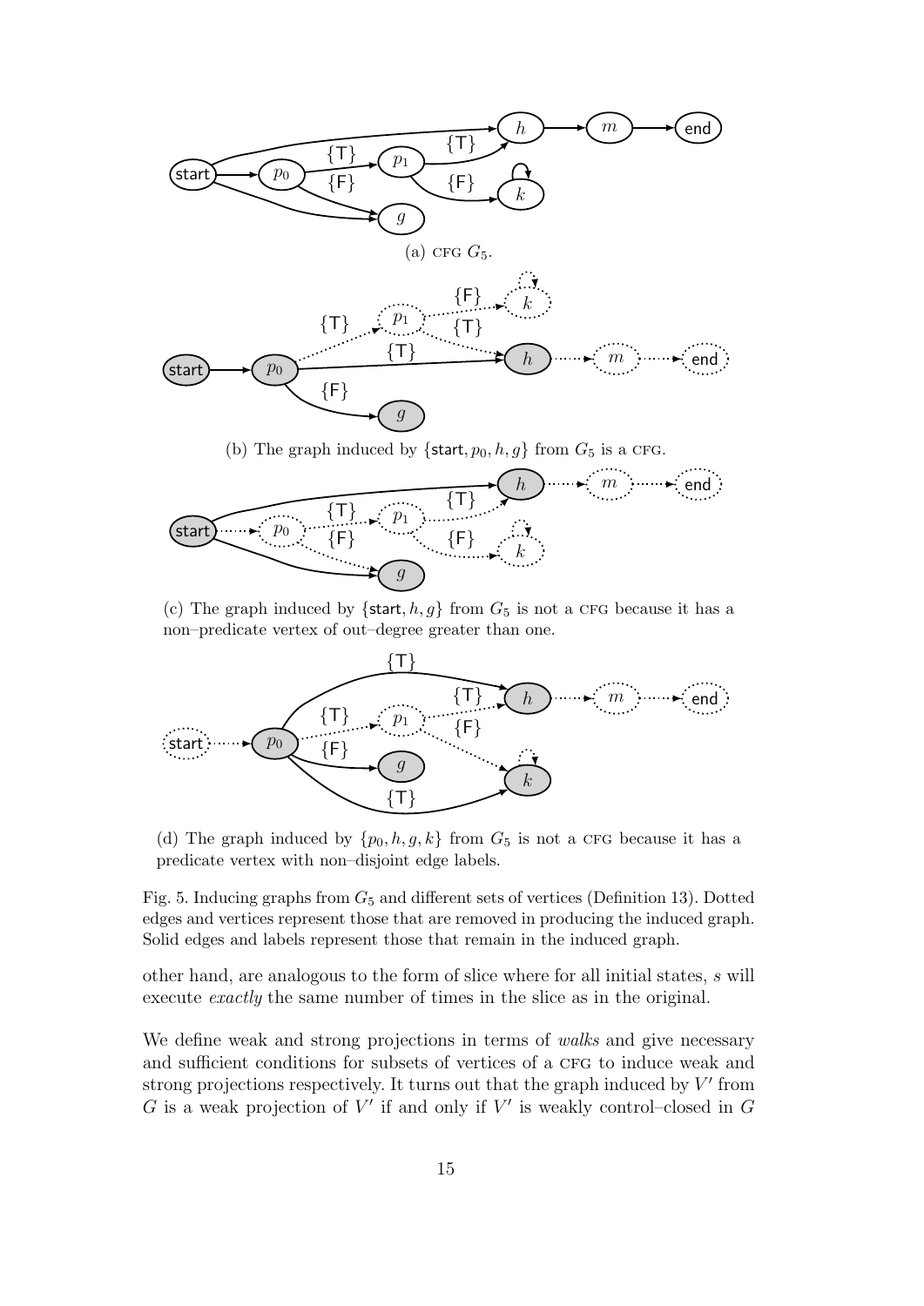start
$p_0$
$p_1$
$h$
$m$
end
$k$
$g$
{T}
{F}
{T}
{F}

(a) CFG $G_5$.

start
$p_0$
$p_1$
$k$
$h$
$m$
end
$g$
{T}
{F}
{T}
{T}
{F}

(b) The graph induced by $\{\mathsf{start}, p_0, h, g\}$ from $G_5$ is a CFG.

start
$p_0$
$p_1$
$h$
$m$
end
$k$
$g$
{T}
{F}
{T}
{F}

(c) The graph induced by $\{\mathsf{start}, h, g\}$ from $G_5$ is not a CFG because it has a non–predicate vertex of out–degree greater than one.

start
$p_0$
$p_1$
$h$
$m$
end
$g$
$k$
{T}
{T}
{T}
{F}
{F}
{T}

(d) The graph induced by $\{p_0, h, g, k\}$ from $G_5$ is not a CFG because it has a predicate vertex with non–disjoint edge labels.

Fig. 5. Inducing graphs from $G_5$ and different sets of vertices (Definition 13). Dotted edges and vertices represent those that are removed in producing the induced graph. Solid edges and labels represent those that remain in the induced graph.

other hand, are analogous to the form of slice where for all initial states, $s$ will execute *exactly* the same number of times in the slice as in the original.

We define weak and strong projections in terms of *walks* and give necessary and sufficient conditions for subsets of vertices of a CFG to induce weak and strong projections respectively. It turns out that the graph induced by $V'$ from $G$ is a weak projection of $V'$ if and only if $V'$ is weakly control–closed in $G$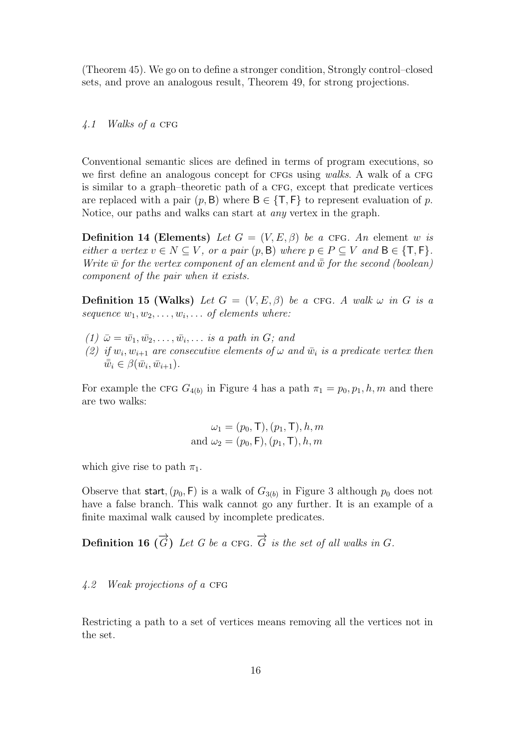(Theorem 45). We go on to define a stronger condition, Strongly control–closed sets, and prove an analogous result, Theorem 49, for strong projections.

### *4.1 Walks of a* CFG

Conventional semantic slices are defined in terms of program executions, so we first define an analogous concept for CFGs using *walks*. A walk of a CFG is similar to a graph–theoretic path of a CFG, except that predicate vertices are replaced with a pair $(p, \mathsf{B})$ where $\mathsf{B} \in \{\mathsf{T}, \mathsf{F}\}$ to represent evaluation of $p$. Notice, our paths and walks can start at *any* vertex in the graph.

**Definition 14 (Elements)** *Let $G = (V, E, \beta)$ be a* CFG. *An* element *$w$ is either a vertex $v \in N \subseteq V$, or a pair $(p, \mathsf{B})$ where $p \in P \subseteq V$ and $\mathsf{B} \in \{\mathsf{T}, \mathsf{F}\}$. Write $\bar{w}$ for the vertex component of an element and $\bar{\bar{w}}$ for the second (boolean) component of the pair when it exists.*

**Definition 15 (Walks)** *Let $G = (V, E, \beta)$ be a* CFG. *A walk $\omega$ in $G$ is a sequence $w_1, w_2, \ldots, w_i, \ldots$ of elements where:*

*(1) $\bar{\omega} = \bar{w_1}, \bar{w_2}, \ldots, \bar{w_i}, \ldots$ is a path in $G$; and*
*(2) if $w_i, w_{i+1}$ are consecutive elements of $\omega$ and $\bar{w}_i$ is a predicate vertex then $\bar{\bar{w}}_i \in \beta(\bar{w}_i, \bar{w}_{i+1})$.*

For example the CFG $G_{4(b)}$ in Figure 4 has a path $\pi_1 = p_0, p_1, h, m$ and there are two walks:

$$\omega_1 = (p_0, \mathsf{T}), (p_1, \mathsf{T}), h, m$$
$$\text{and } \omega_2 = (p_0, \mathsf{F}), (p_1, \mathsf{T}), h, m$$

which give rise to path $\pi_1$.

Observe that $\mathsf{start}, (p_0, \mathsf{F})$ is a walk of $G_{3(b)}$ in Figure 3 although $p_0$ does not have a false branch. This walk cannot go any further. It is an example of a finite maximal walk caused by incomplete predicates.

**Definition 16 ($\overrightarrow{G}$)** *Let $G$ be a* CFG. *$\overrightarrow{G}$ is the set of all walks in $G$.*

### *4.2 Weak projections of a* CFG

Restricting a path to a set of vertices means removing all the vertices not in the set.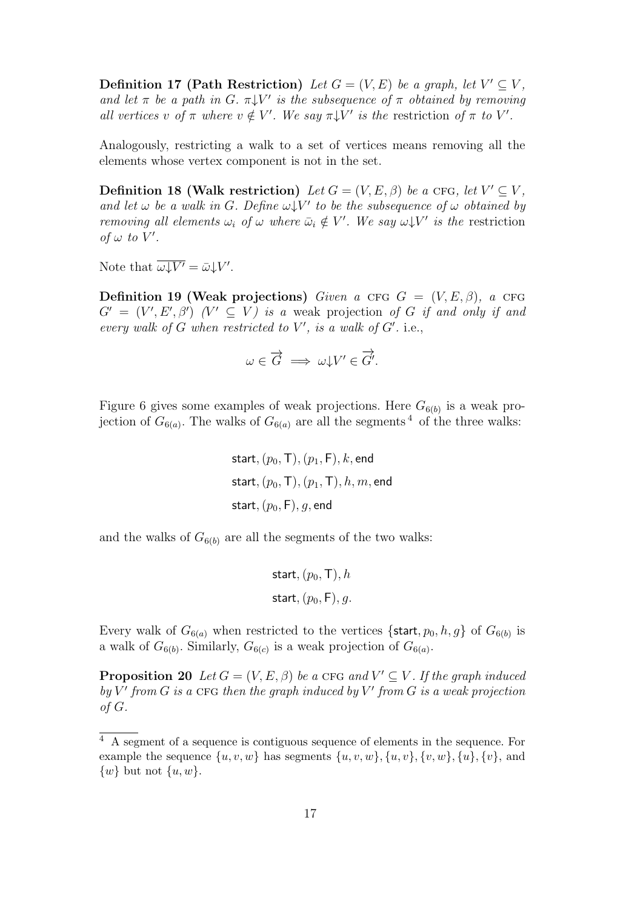**Definition 17 (Path Restriction)** *Let $G = (V, E)$ be a graph, let $V' \subseteq V$, and let $\pi$ be a path in $G$. $\pi{\downarrow}V'$ is the subsequence of $\pi$ obtained by removing all vertices $v$ of $\pi$ where $v \notin V'$. We say $\pi{\downarrow}V'$ is the* restriction *of $\pi$ to $V'$.*

Analogously, restricting a walk to a set of vertices means removing all the elements whose vertex component is not in the set.

**Definition 18 (Walk restriction)** *Let $G = (V, E, \beta)$ be a* CFG*, let $V' \subseteq V$, and let $\omega$ be a walk in $G$. Define $\omega{\downarrow}V'$ to be the subsequence of $\omega$ obtained by removing all elements $\omega_i$ of $\omega$ where $\bar{\omega}_i \notin V'$. We say $\omega{\downarrow}V'$ is the* restriction *of $\omega$ to $V'$.*

Note that $\overline{\omega{\downarrow}V'} = \bar{\omega}{\downarrow}V'$.

**Definition 19 (Weak projections)** *Given a* CFG *$G = (V, E, \beta)$, a* CFG *$G' = (V', E', \beta')$ ($V' \subseteq V$) is a* weak projection *of $G$ if and only if and every walk of $G$ when restricted to $V'$, is a walk of $G'$.* i.e.,

$$\omega \in \overrightarrow{G} \implies \omega{\downarrow}V' \in \overrightarrow{G'}.$$

Figure 6 gives some examples of weak projections. Here $G_{6(b)}$ is a weak projection of $G_{6(a)}$. The walks of $G_{6(a)}$ are all the segments[4] of the three walks:

$$\mathsf{start}, (p_0, \mathsf{T}), (p_1, \mathsf{F}), k, \mathsf{end}$$
$$\mathsf{start}, (p_0, \mathsf{T}), (p_1, \mathsf{T}), h, m, \mathsf{end}$$
$$\mathsf{start}, (p_0, \mathsf{F}), g, \mathsf{end}$$

and the walks of $G_{6(b)}$ are all the segments of the two walks:

$$\mathsf{start}, (p_0, \mathsf{T}), h$$
$$\mathsf{start}, (p_0, \mathsf{F}), g.$$

Every walk of $G_{6(a)}$ when restricted to the vertices $\{\mathsf{start}, p_0, h, g\}$ of $G_{6(b)}$ is a walk of $G_{6(b)}$. Similarly, $G_{6(c)}$ is a weak projection of $G_{6(a)}$.

**Proposition 20** *Let $G = (V, E, \beta)$ be a* CFG *and $V' \subseteq V$. If the graph induced by $V'$ from $G$ is a* CFG *then the graph induced by $V'$ from $G$ is a weak projection of $G$.*

---

[4] A segment of a sequence is contiguous sequence of elements in the sequence. For example the sequence $\{u, v, w\}$ has segments $\{u, v, w\}, \{u, v\}, \{v, w\}, \{u\}, \{v\}$, and $\{w\}$ but not $\{u, w\}$.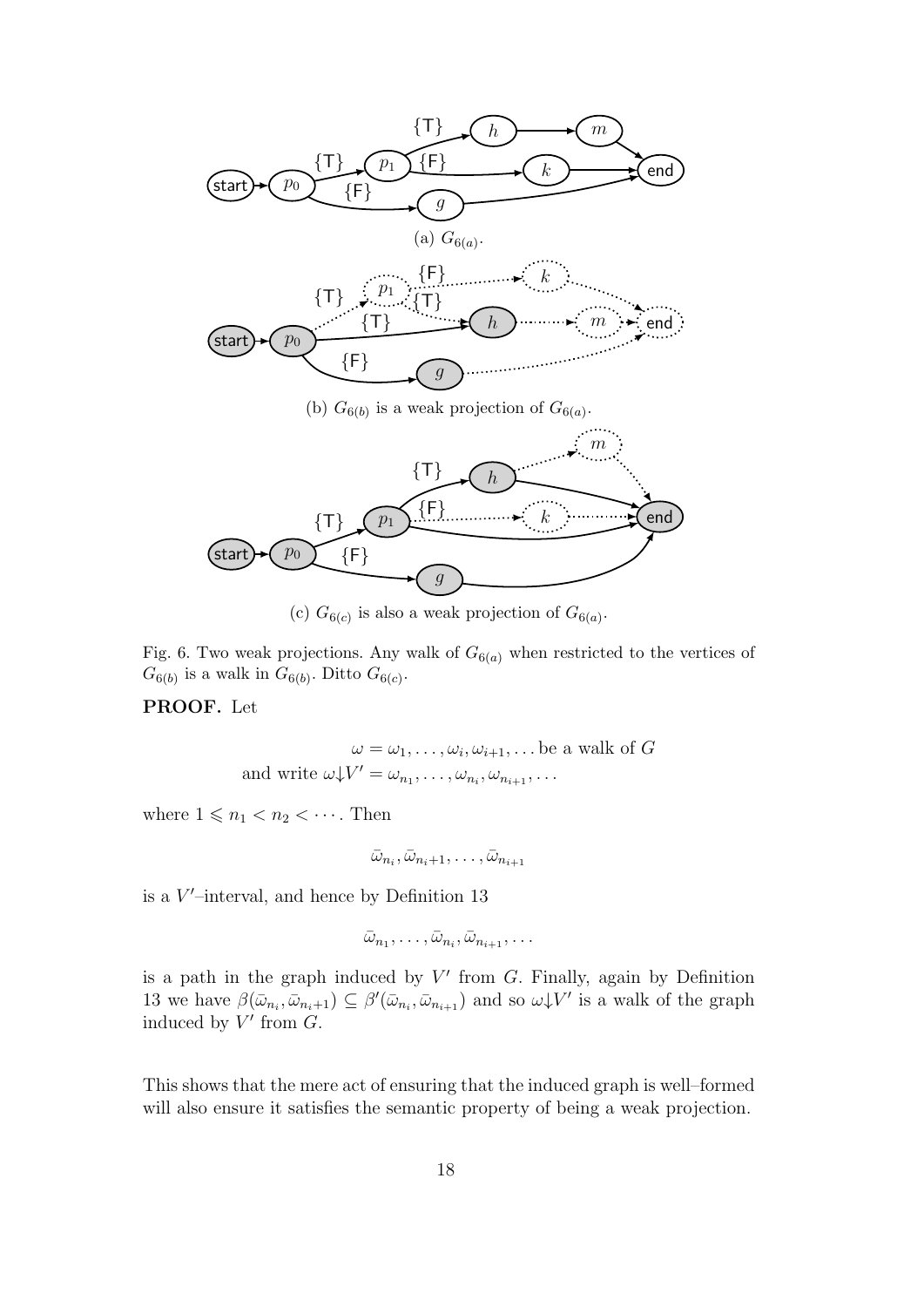{T}

{T}

{F}

{F}

start

$p_0$

$p_1$

$h$

$m$

$k$

$g$

end

(a) $G_{6(a)}$.

{F}

{T}

{T}

{T}

{F}

start

$p_0$

$p_1$

$k$

$h$

$m$

end

$g$

(b) $G_{6(b)}$ is a weak projection of $G_{6(a)}$.

{T}

{F}

{T}

{F}

start

$p_0$

$p_1$

$h$

$m$

$k$

end

$g$

(c) $G_{6(c)}$ is also a weak projection of $G_{6(a)}$.

Fig. 6. Two weak projections. Any walk of $G_{6(a)}$ when restricted to the vertices of $G_{6(b)}$ is a walk in $G_{6(b)}$. Ditto $G_{6(c)}$.

**PROOF.** Let

$$\omega = \omega_1, \ldots, \omega_i, \omega_{i+1}, \ldots \text{ be a walk of } G$$
$$\text{and write } \omega{\downarrow}V' = \omega_{n_1}, \ldots, \omega_{n_i}, \omega_{n_{i+1}}, \ldots$$

where $1 \leqslant n_1 < n_2 < \cdots$. Then

$$\bar{\omega}_{n_i}, \bar{\omega}_{n_i+1}, \ldots, \bar{\omega}_{n_{i+1}}$$

is a $V'$–interval, and hence by Definition 13

$$\bar{\omega}_{n_1}, \ldots, \bar{\omega}_{n_i}, \bar{\omega}_{n_{i+1}}, \ldots$$

is a path in the graph induced by $V'$ from $G$. Finally, again by Definition 13 we have $\beta(\bar{\omega}_{n_i}, \bar{\omega}_{n_i+1}) \subseteq \beta'(\bar{\omega}_{n_i}, \bar{\omega}_{n_{i+1}})$ and so $\omega{\downarrow}V'$ is a walk of the graph induced by $V'$ from $G$.

This shows that the mere act of ensuring that the induced graph is well–formed will also ensure it satisfies the semantic property of being a weak projection.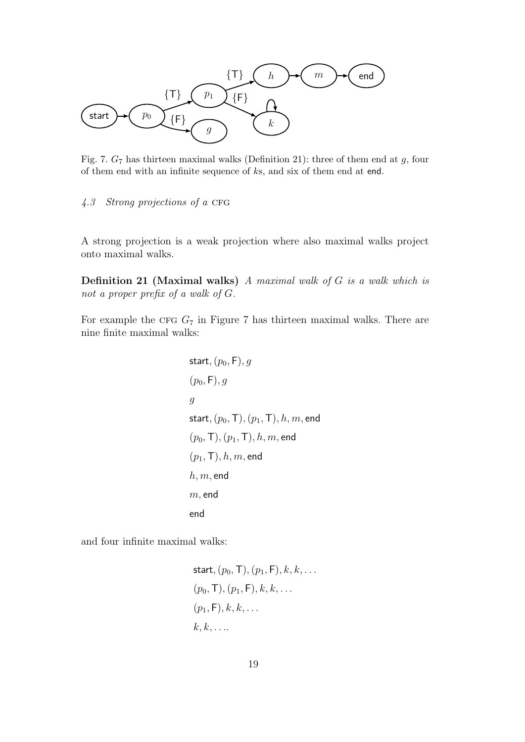{T}
{T}
{F}
{F}
start
$p_0$
$p_1$
$g$
$h$
$m$
end
$k$

Fig. 7. $G_7$ has thirteen maximal walks (Definition 21): three of them end at $g$, four of them end with an infinite sequence of $k$s, and six of them end at end.

### 4.3 Strong projections of a CFG

A strong projection is a weak projection where also maximal walks project onto maximal walks.

**Definition 21 (Maximal walks)** *A maximal walk of $G$ is a walk which is not a proper prefix of a walk of $G$.*

For example the CFG $G_7$ in Figure 7 has thirteen maximal walks. There are nine finite maximal walks:

$$\mathsf{start}, (p_0, \mathsf{F}), g$$
$$(p_0, \mathsf{F}), g$$
$$g$$
$$\mathsf{start}, (p_0, \mathsf{T}), (p_1, \mathsf{T}), h, m, \mathsf{end}$$
$$(p_0, \mathsf{T}), (p_1, \mathsf{T}), h, m, \mathsf{end}$$
$$(p_1, \mathsf{T}), h, m, \mathsf{end}$$
$$h, m, \mathsf{end}$$
$$m, \mathsf{end}$$
$$\mathsf{end}$$

and four infinite maximal walks:

$$\mathsf{start}, (p_0, \mathsf{T}), (p_1, \mathsf{F}), k, k, \ldots$$
$$(p_0, \mathsf{T}), (p_1, \mathsf{F}), k, k, \ldots$$
$$(p_1, \mathsf{F}), k, k, \ldots$$
$$k, k, \ldots.$$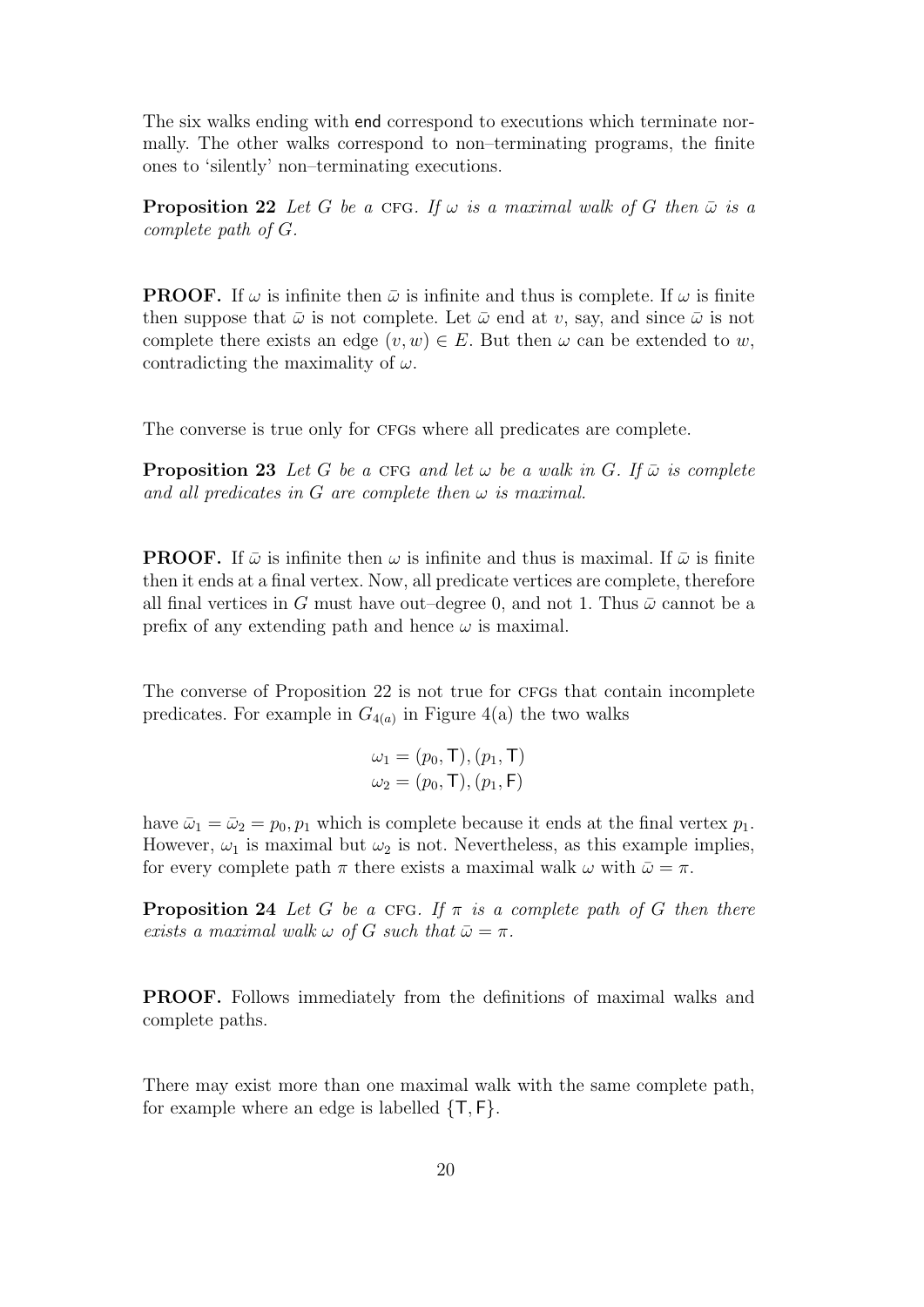The six walks ending with end correspond to executions which terminate normally. The other walks correspond to non–terminating programs, the finite ones to 'silently' non–terminating executions.

**Proposition 22** *Let $G$ be a* CFG*. If $\omega$ is a maximal walk of $G$ then $\bar{\omega}$ is a complete path of $G$.*

**PROOF.** If $\omega$ is infinite then $\bar{\omega}$ is infinite and thus is complete. If $\omega$ is finite then suppose that $\bar{\omega}$ is not complete. Let $\bar{\omega}$ end at $v$, say, and since $\bar{\omega}$ is not complete there exists an edge $(v, w) \in E$. But then $\omega$ can be extended to $w$, contradicting the maximality of $\omega$.

The converse is true only for CFGs where all predicates are complete.

**Proposition 23** *Let $G$ be a* CFG *and let $\omega$ be a walk in $G$. If $\bar{\omega}$ is complete and all predicates in $G$ are complete then $\omega$ is maximal.*

**PROOF.** If $\bar{\omega}$ is infinite then $\omega$ is infinite and thus is maximal. If $\bar{\omega}$ is finite then it ends at a final vertex. Now, all predicate vertices are complete, therefore all final vertices in $G$ must have out–degree 0, and not 1. Thus $\bar{\omega}$ cannot be a prefix of any extending path and hence $\omega$ is maximal.

The converse of Proposition 22 is not true for CFGs that contain incomplete predicates. For example in $G_{4(a)}$ in Figure 4(a) the two walks

$$\omega_1 = (p_0, \mathsf{T}), (p_1, \mathsf{T})$$
$$\omega_2 = (p_0, \mathsf{T}), (p_1, \mathsf{F})$$

have $\bar{\omega}_1 = \bar{\omega}_2 = p_0, p_1$ which is complete because it ends at the final vertex $p_1$. However, $\omega_1$ is maximal but $\omega_2$ is not. Nevertheless, as this example implies, for every complete path $\pi$ there exists a maximal walk $\omega$ with $\bar{\omega} = \pi$.

**Proposition 24** *Let $G$ be a* CFG*. If $\pi$ is a complete path of $G$ then there exists a maximal walk $\omega$ of $G$ such that $\bar{\omega} = \pi$.*

**PROOF.** Follows immediately from the definitions of maximal walks and complete paths.

There may exist more than one maximal walk with the same complete path, for example where an edge is labelled $\{\mathsf{T}, \mathsf{F}\}$.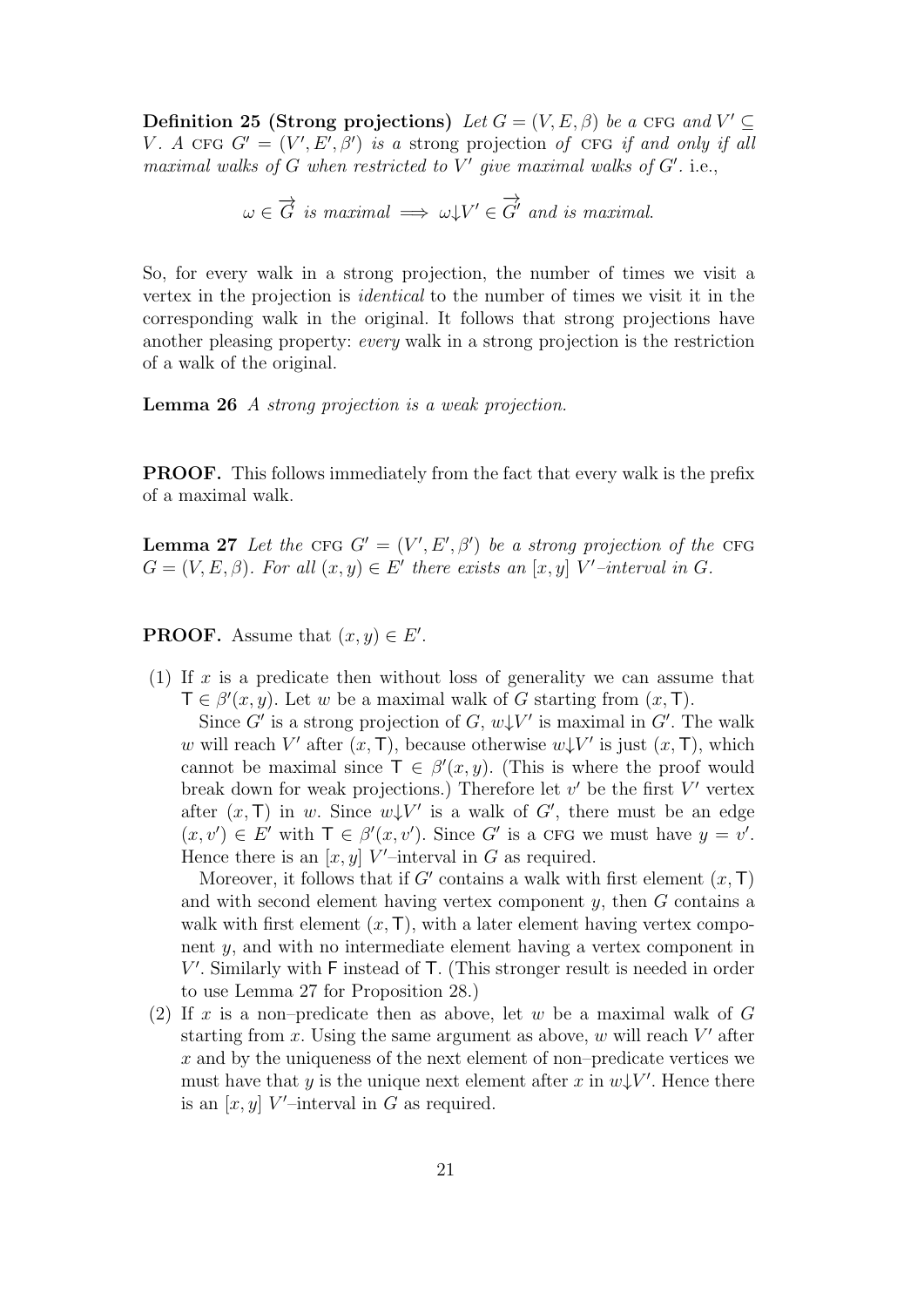**Definition 25 (Strong projections)** *Let $G = (V, E, \beta)$ be a* CFG *and $V' \subseteq V$. A* CFG *$G' = (V', E', \beta')$ is a* strong projection *of* CFG *if and only if all maximal walks of $G$ when restricted to $V'$ give maximal walks of $G'$.* i.e.,

$$\omega \in \overrightarrow{G} \text{ is maximal} \implies \omega{\downarrow}V' \in \overrightarrow{G'} \text{ and is maximal.}$$

So, for every walk in a strong projection, the number of times we visit a vertex in the projection is *identical* to the number of times we visit it in the corresponding walk in the original. It follows that strong projections have another pleasing property: *every* walk in a strong projection is the restriction of a walk of the original.

**Lemma 26** *A strong projection is a weak projection.*

**PROOF.** This follows immediately from the fact that every walk is the prefix of a maximal walk.

**Lemma 27** *Let the* CFG *$G' = (V', E', \beta')$ be a strong projection of the* CFG *$G = (V, E, \beta)$. For all $(x, y) \in E'$ there exists an $[x, y]$ $V'$–interval in $G$.*

**PROOF.** Assume that $(x, y) \in E'$.

(1) If $x$ is a predicate then without loss of generality we can assume that $\mathsf{T} \in \beta'(x, y)$. Let $w$ be a maximal walk of $G$ starting from $(x, \mathsf{T})$.

Since $G'$ is a strong projection of $G$, $w{\downarrow}V'$ is maximal in $G'$. The walk $w$ will reach $V'$ after $(x, \mathsf{T})$, because otherwise $w{\downarrow}V'$ is just $(x, \mathsf{T})$, which cannot be maximal since $\mathsf{T} \in \beta'(x, y)$. (This is where the proof would break down for weak projections.) Therefore let $v'$ be the first $V'$ vertex after $(x, \mathsf{T})$ in $w$. Since $w{\downarrow}V'$ is a walk of $G'$, there must be an edge $(x, v') \in E'$ with $\mathsf{T} \in \beta'(x, v')$. Since $G'$ is a CFG we must have $y = v'$. Hence there is an $[x, y]$ $V'$–interval in $G$ as required.

Moreover, it follows that if $G'$ contains a walk with first element $(x, \mathsf{T})$ and with second element having vertex component $y$, then $G$ contains a walk with first element $(x, \mathsf{T})$, with a later element having vertex component $y$, and with no intermediate element having a vertex component in $V'$. Similarly with $\mathsf{F}$ instead of $\mathsf{T}$. (This stronger result is needed in order to use Lemma 27 for Proposition 28.)

(2) If $x$ is a non–predicate then as above, let $w$ be a maximal walk of $G$ starting from $x$. Using the same argument as above, $w$ will reach $V'$ after $x$ and by the uniqueness of the next element of non–predicate vertices we must have that $y$ is the unique next element after $x$ in $w{\downarrow}V'$. Hence there is an $[x, y]$ $V'$–interval in $G$ as required.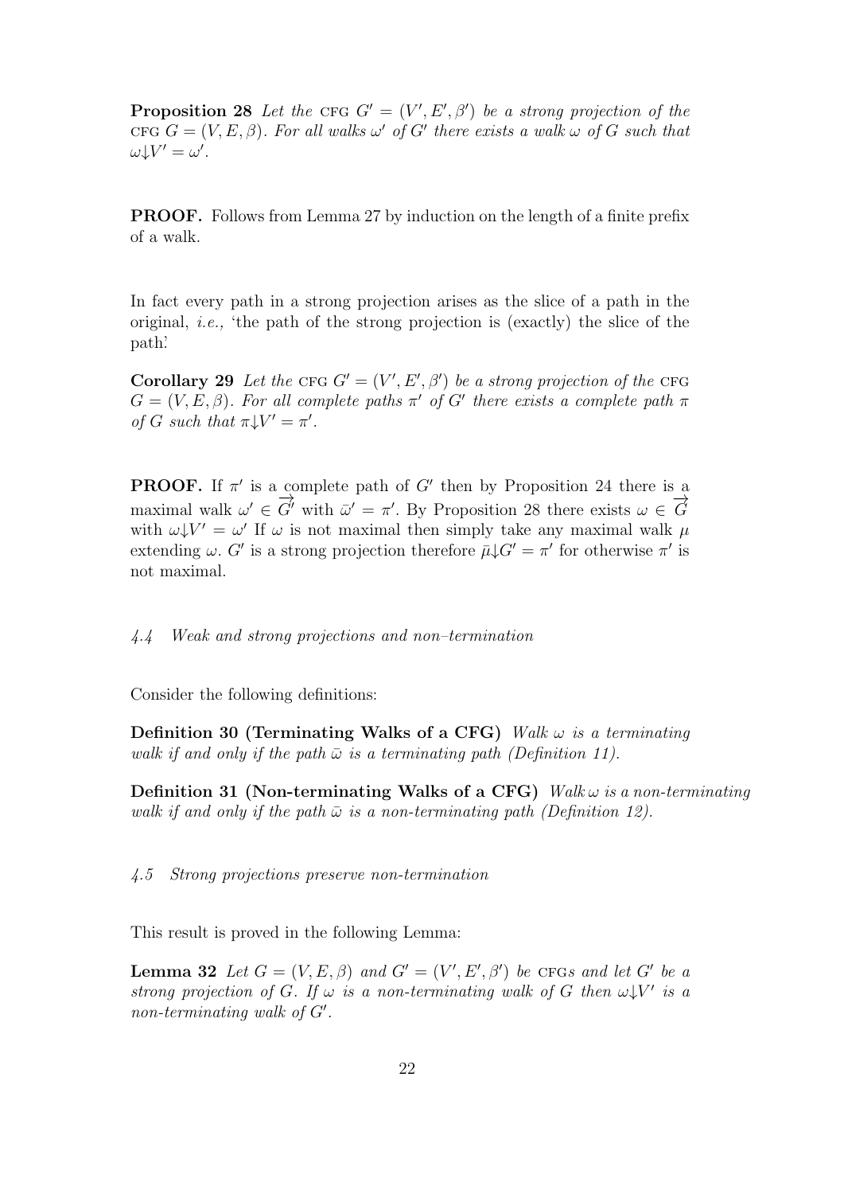**Proposition 28** *Let the* CFG $G' = (V', E', \beta')$ *be a strong projection of the* CFG $G = (V, E, \beta)$. *For all walks* $\omega'$ *of* $G'$ *there exists a walk* $\omega$ *of* $G$ *such that* $\omega{\downarrow}V' = \omega'$.

**PROOF.** Follows from Lemma 27 by induction on the length of a finite prefix of a walk.

In fact every path in a strong projection arises as the slice of a path in the original, *i.e.,* 'the path of the strong projection is (exactly) the slice of the path.'

**Corollary 29** *Let the* CFG $G' = (V', E', \beta')$ *be a strong projection of the* CFG $G = (V, E, \beta)$. *For all complete paths* $\pi'$ *of* $G'$ *there exists a complete path* $\pi$ *of* $G$ *such that* $\pi{\downarrow}V' = \pi'$.

**PROOF.** If $\pi'$ is a complete path of $G'$ then by Proposition 24 there is a maximal walk $\omega' \in \overrightarrow{G'}$ with $\bar{\omega}' = \pi'$. By Proposition 28 there exists $\omega \in \overrightarrow{G}$ with $\omega{\downarrow}V' = \omega'$ If $\omega$ is not maximal then simply take any maximal walk $\mu$ extending $\omega$. $G'$ is a strong projection therefore $\bar{\mu}{\downarrow}G' = \pi'$ for otherwise $\pi'$ is not maximal.

### *4.4 Weak and strong projections and non–termination*

Consider the following definitions:

**Definition 30 (Terminating Walks of a CFG)** *Walk* $\omega$ *is a terminating walk if and only if the path* $\bar{\omega}$ *is a terminating path (Definition 11).*

**Definition 31 (Non-terminating Walks of a CFG)** *Walk* $\omega$ *is a non-terminating walk if and only if the path* $\bar{\omega}$ *is a non-terminating path (Definition 12).*

### *4.5 Strong projections preserve non-termination*

This result is proved in the following Lemma:

**Lemma 32** *Let* $G = (V, E, \beta)$ *and* $G' = (V', E', \beta')$ *be* CFG*s and let* $G'$ *be a strong projection of* $G$. *If* $\omega$ *is a non-terminating walk of* $G$ *then* $\omega{\downarrow}V'$ *is a non-terminating walk of* $G'$.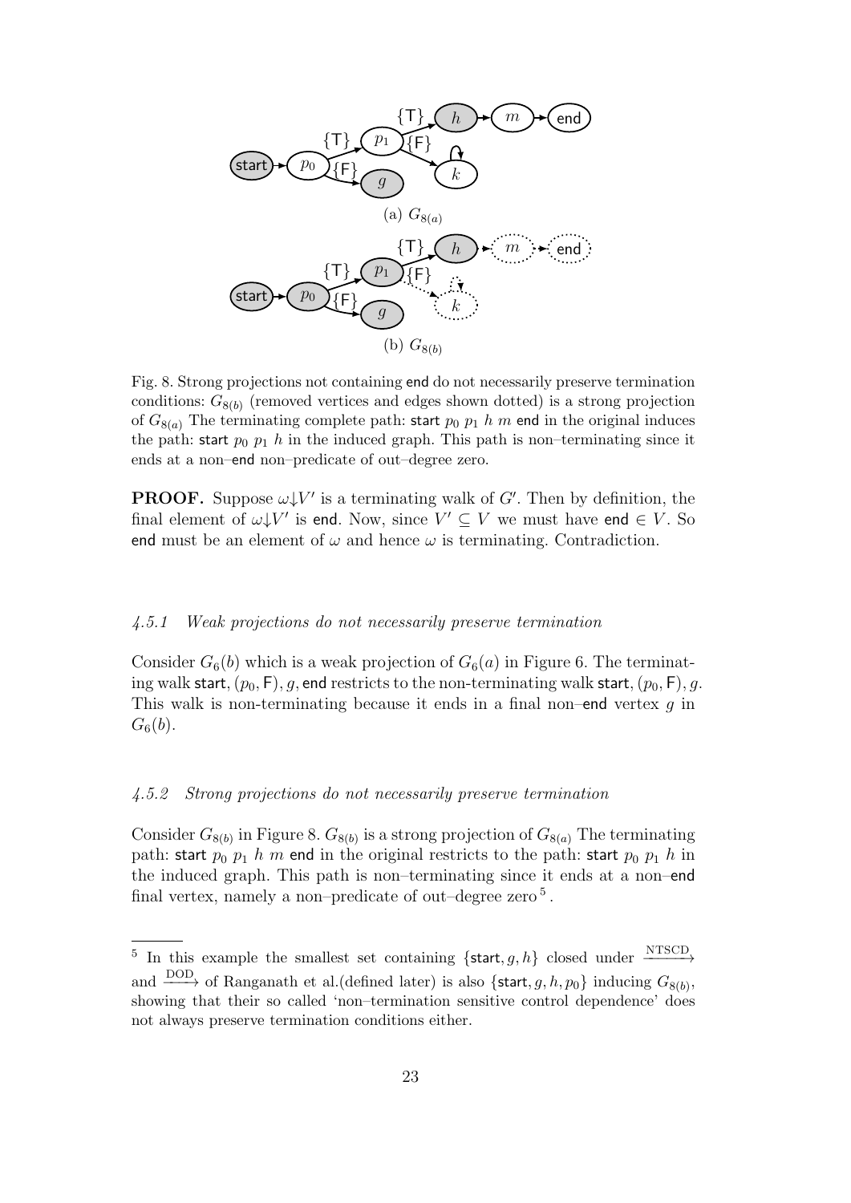{T}

$h$

$m$

end

{T}

$p_1$

{F}

start

$p_0$

{F}

$k$

$g$

(a) $G_{8(a)}$

{T}

$h$

$m$

end

{T}

$p_1$

{F}

start

$p_0$

{F}

$k$

$g$

(b) $G_{8(b)}$

Fig. 8. Strong projections not containing end do not necessarily preserve termination conditions: $G_{8(b)}$ (removed vertices and edges shown dotted) is a strong projection of $G_{8(a)}$ The terminating complete path: start $p_0$ $p_1$ $h$ $m$ end in the original induces the path: start $p_0$ $p_1$ $h$ in the induced graph. This path is non–terminating since it ends at a non–end non–predicate of out–degree zero.

**PROOF.** Suppose $\omega{\downarrow}V'$ is a terminating walk of $G'$. Then by definition, the final element of $\omega{\downarrow}V'$ is end. Now, since $V' \subseteq V$ we must have end $\in V$. So end must be an element of $\omega$ and hence $\omega$ is terminating. Contradiction.

#### *4.5.1 Weak projections do not necessarily preserve termination*

Consider $G_6(b)$ which is a weak projection of $G_6(a)$ in Figure 6. The terminating walk start, $(p_0, \mathsf{F})$, $g$, end restricts to the non-terminating walk start, $(p_0, \mathsf{F})$, $g$. This walk is non-terminating because it ends in a final non–end vertex $g$ in $G_6(b)$.

#### *4.5.2 Strong projections do not necessarily preserve termination*

Consider $G_{8(b)}$ in Figure 8. $G_{8(b)}$ is a strong projection of $G_{8(a)}$ The terminating path: start $p_0$ $p_1$ $h$ $m$ end in the original restricts to the path: start $p_0$ $p_1$ $h$ in the induced graph. This path is non–terminating since it ends at a non–end final vertex, namely a non–predicate of out–degree zero [5].

---

[5] In this example the smallest set containing $\{\mathsf{start}, g, h\}$ closed under $\xrightarrow{\text{NTSCD}}$ and $\xrightarrow{\text{DOD}}$ of Ranganath et al.(defined later) is also $\{\mathsf{start}, g, h, p_0\}$ inducing $G_{8(b)}$, showing that their so called 'non–termination sensitive control dependence' does not always preserve termination conditions either.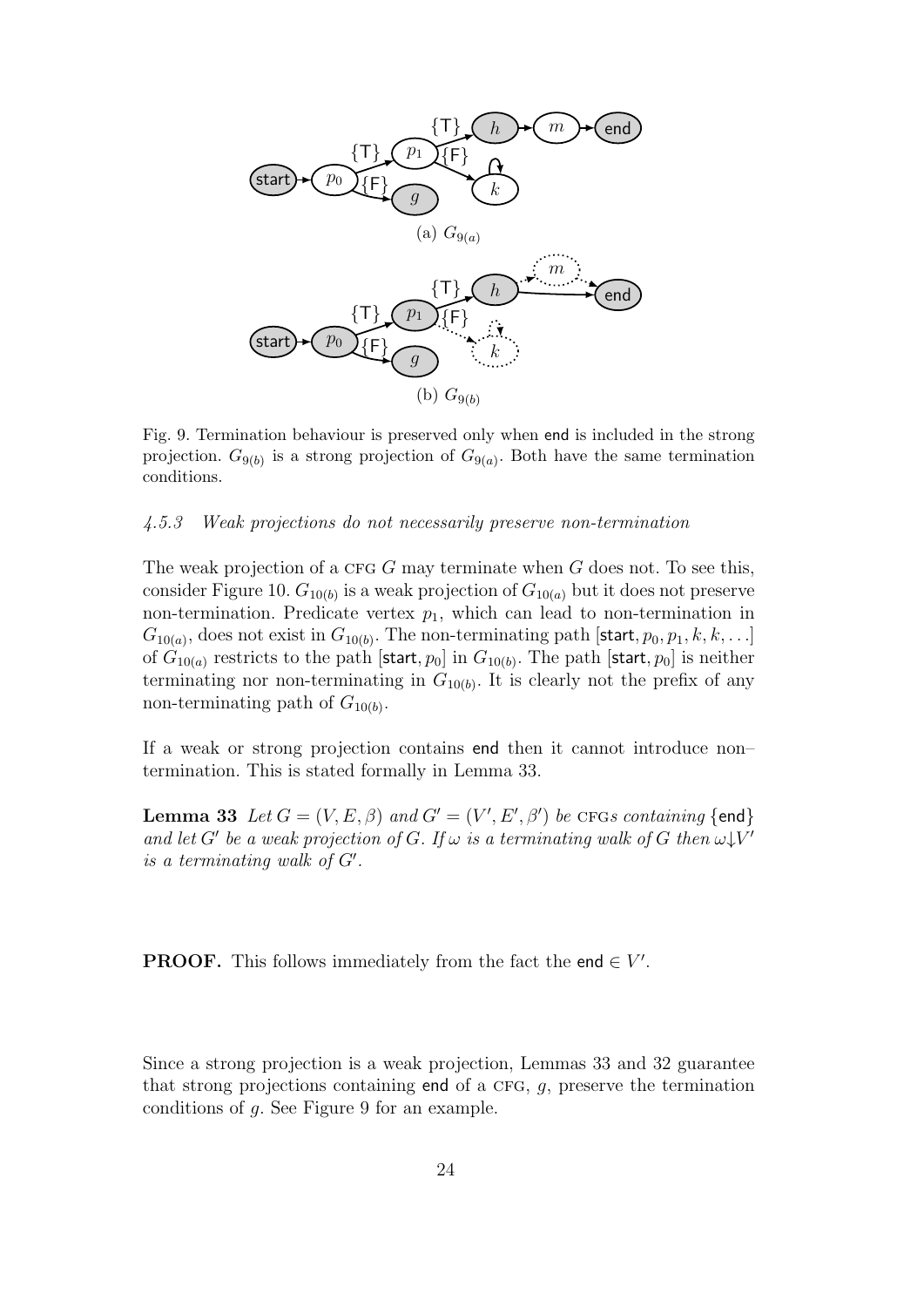(a) $G_{9(a)}$

(b) $G_{9(b)}$

Fig. 9. Termination behaviour is preserved only when end is included in the strong projection. $G_{9(b)}$ is a strong projection of $G_{9(a)}$. Both have the same termination conditions.

#### *4.5.3 Weak projections do not necessarily preserve non-termination*

The weak projection of a CFG $G$ may terminate when $G$ does not. To see this, consider Figure 10. $G_{10(b)}$ is a weak projection of $G_{10(a)}$ but it does not preserve non-termination. Predicate vertex $p_1$, which can lead to non-termination in $G_{10(a)}$, does not exist in $G_{10(b)}$. The non-terminating path $[\mathsf{start}, p_0, p_1, k, k, \ldots]$ of $G_{10(a)}$ restricts to the path $[\mathsf{start}, p_0]$ in $G_{10(b)}$. The path $[\mathsf{start}, p_0]$ is neither terminating nor non-terminating in $G_{10(b)}$. It is clearly not the prefix of any non-terminating path of $G_{10(b)}$.

If a weak or strong projection contains end then it cannot introduce non–termination. This is stated formally in Lemma 33.

**Lemma 33** *Let $G = (V, E, \beta)$ and $G' = (V', E', \beta')$ be CFGs containing $\{\mathsf{end}\}$ and let $G'$ be a weak projection of $G$. If $\omega$ is a terminating walk of $G$ then $\omega{\downarrow}V'$ is a terminating walk of $G'$.*

**PROOF.** This follows immediately from the fact the $\mathsf{end} \in V'$.

Since a strong projection is a weak projection, Lemmas 33 and 32 guarantee that strong projections containing end of a CFG, $g$, preserve the termination conditions of $g$. See Figure 9 for an example.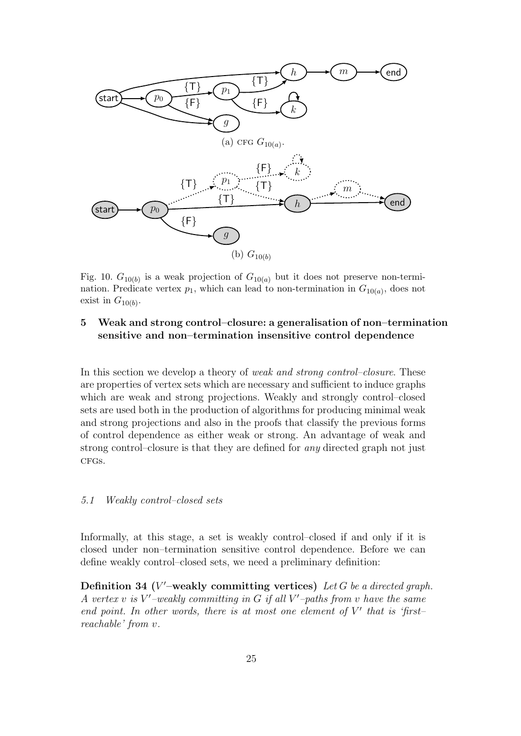(a) CFG $G_{10(a)}$.

(b) $G_{10(b)}$

Fig. 10. $G_{10(b)}$ is a weak projection of $G_{10(a)}$ but it does not preserve non-termination. Predicate vertex $p_1$, which can lead to non-termination in $G_{10(a)}$, does not exist in $G_{10(b)}$.

## 5 Weak and strong control–closure: a generalisation of non–termination sensitive and non–termination insensitive control dependence

In this section we develop a theory of *weak and strong control–closure*. These are properties of vertex sets which are necessary and sufficient to induce graphs which are weak and strong projections. Weakly and strongly control–closed sets are used both in the production of algorithms for producing minimal weak and strong projections and also in the proofs that classify the previous forms of control dependence as either weak or strong. An advantage of weak and strong control–closure is that they are defined for *any* directed graph not just CFGs.

### *5.1 Weakly control–closed sets*

Informally, at this stage, a set is weakly control–closed if and only if it is closed under non–termination sensitive control dependence. Before we can define weakly control–closed sets, we need a preliminary definition:

**Definition 34 ($V'$–weakly committing vertices)** *Let $G$ be a directed graph. A vertex $v$ is $V'$–weakly committing in $G$ if all $V'$–paths from $v$ have the same end point. In other words, there is at most one element of $V'$ that is 'first–reachable' from $v$.*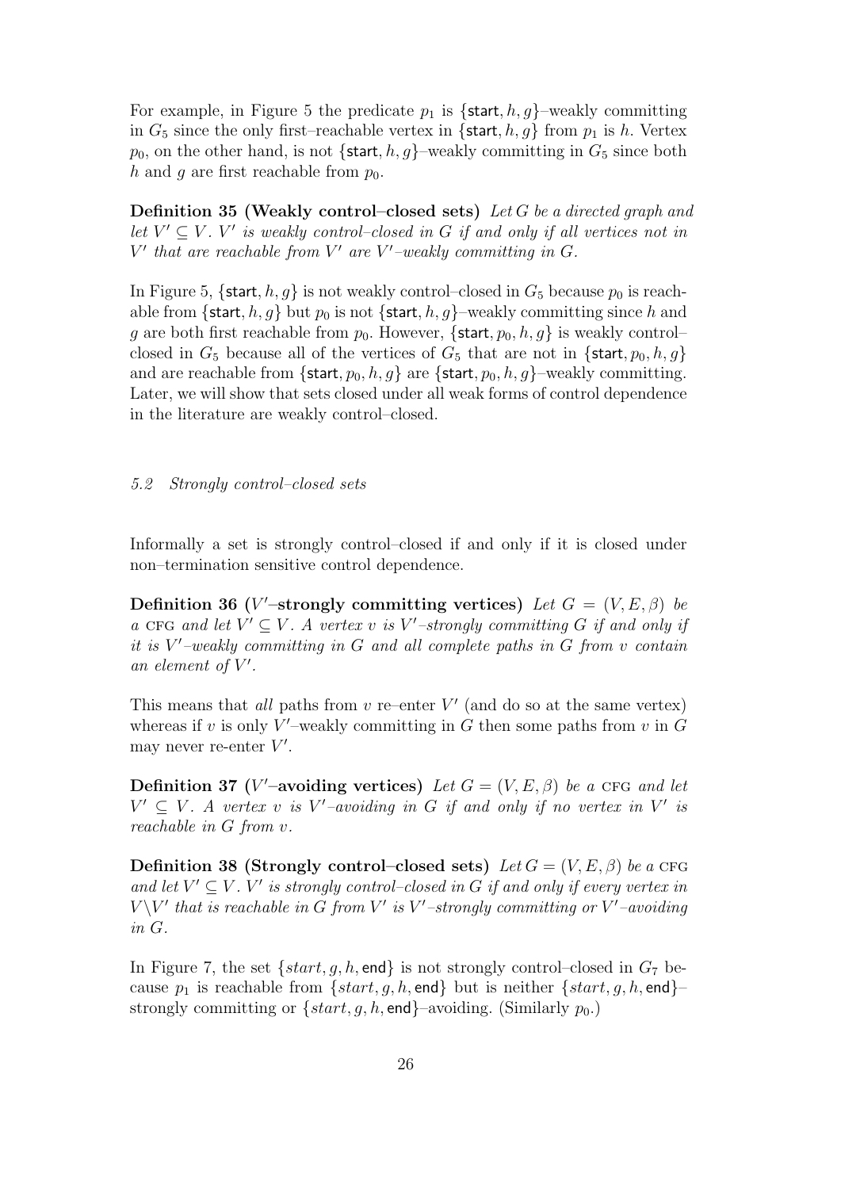For example, in Figure 5 the predicate $p_1$ is $\{\mathsf{start}, h, g\}$–weakly committing in $G_5$ since the only first–reachable vertex in $\{\mathsf{start}, h, g\}$ from $p_1$ is $h$. Vertex $p_0$, on the other hand, is not $\{\mathsf{start}, h, g\}$–weakly committing in $G_5$ since both $h$ and $g$ are first reachable from $p_0$.

**Definition 35 (Weakly control–closed sets)** *Let $G$ be a directed graph and let $V' \subseteq V$. $V'$ is weakly control–closed in $G$ if and only if all vertices not in $V'$ that are reachable from $V'$ are $V'$–weakly committing in $G$.*

In Figure 5, $\{\mathsf{start}, h, g\}$ is not weakly control–closed in $G_5$ because $p_0$ is reachable from $\{\mathsf{start}, h, g\}$ but $p_0$ is not $\{\mathsf{start}, h, g\}$–weakly committing since $h$ and $g$ are both first reachable from $p_0$. However, $\{\mathsf{start}, p_0, h, g\}$ is weakly control–closed in $G_5$ because all of the vertices of $G_5$ that are not in $\{\mathsf{start}, p_0, h, g\}$ and are reachable from $\{\mathsf{start}, p_0, h, g\}$ are $\{\mathsf{start}, p_0, h, g\}$–weakly committing. Later, we will show that sets closed under all weak forms of control dependence in the literature are weakly control–closed.

### *5.2 Strongly control–closed sets*

Informally a set is strongly control–closed if and only if it is closed under non–termination sensitive control dependence.

**Definition 36 ($V'$–strongly committing vertices)** *Let $G = (V, E, \beta)$ be a CFG and let $V' \subseteq V$. A vertex $v$ is $V'$–strongly committing $G$ if and only if it is $V'$–weakly committing in $G$ and all complete paths in $G$ from $v$ contain an element of $V'$.*

This means that *all* paths from $v$ re–enter $V'$ (and do so at the same vertex) whereas if $v$ is only $V'$–weakly committing in $G$ then some paths from $v$ in $G$ may never re-enter $V'$.

**Definition 37 ($V'$–avoiding vertices)** *Let $G = (V, E, \beta)$ be a CFG and let $V' \subseteq V$. A vertex $v$ is $V'$–avoiding in $G$ if and only if no vertex in $V'$ is reachable in $G$ from $v$.*

**Definition 38 (Strongly control–closed sets)** *Let $G = (V, E, \beta)$ be a CFG and let $V' \subseteq V$. $V'$ is strongly control–closed in $G$ if and only if every vertex in $V \backslash V'$ that is reachable in $G$ from $V'$ is $V'$–strongly committing or $V'$–avoiding in $G$.*

In Figure 7, the set $\{start, g, h, \mathsf{end}\}$ is not strongly control–closed in $G_7$ because $p_1$ is reachable from $\{start, g, h, \mathsf{end}\}$ but is neither $\{start, g, h, \mathsf{end}\}$–strongly committing or $\{start, g, h, \mathsf{end}\}$–avoiding. (Similarly $p_0$.)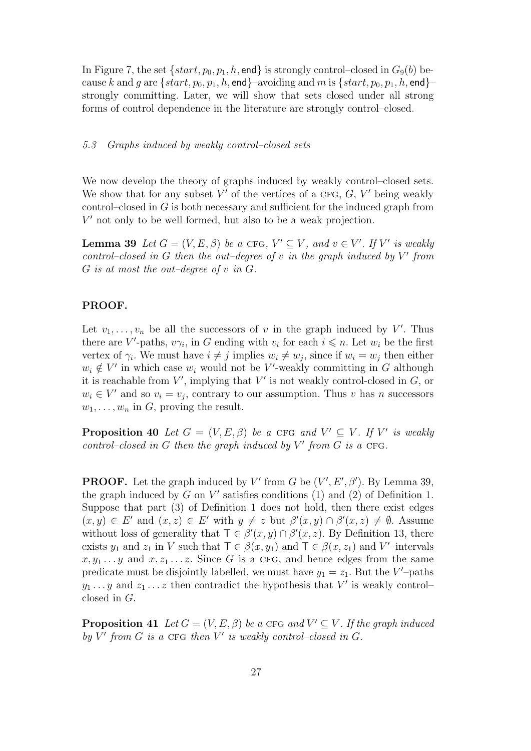In Figure 7, the set $\{start, p_0, p_1, h, \mathsf{end}\}$ is strongly control–closed in $G_9(b)$ because $k$ and $g$ are $\{start, p_0, p_1, h, \mathsf{end}\}$–avoiding and $m$ is $\{start, p_0, p_1, h, \mathsf{end}\}$–strongly committing. Later, we will show that sets closed under all strong forms of control dependence in the literature are strongly control–closed.

### *5.3 Graphs induced by weakly control–closed sets*

We now develop the theory of graphs induced by weakly control–closed sets. We show that for any subset $V'$ of the vertices of a CFG, $G$, $V'$ being weakly control–closed in $G$ is both necessary and sufficient for the induced graph from $V'$ not only to be well formed, but also to be a weak projection.

**Lemma 39** *Let $G = (V, E, \beta)$ be a CFG, $V' \subseteq V$, and $v \in V'$. If $V'$ is weakly control–closed in $G$ then the out–degree of $v$ in the graph induced by $V'$ from $G$ is at most the out–degree of $v$ in $G$.*

**PROOF.**

Let $v_1, \ldots, v_n$ be all the successors of $v$ in the graph induced by $V'$. Thus there are $V'$-paths, $v\gamma_i$, in $G$ ending with $v_i$ for each $i \leqslant n$. Let $w_i$ be the first vertex of $\gamma_i$. We must have $i \neq j$ implies $w_i \neq w_j$, since if $w_i = w_j$ then either $w_i \notin V'$ in which case $w_i$ would not be $V'$-weakly committing in $G$ although it is reachable from $V'$, implying that $V'$ is not weakly control-closed in $G$, or $w_i \in V'$ and so $v_i = v_j$, contrary to our assumption. Thus $v$ has $n$ successors $w_1, \ldots, w_n$ in $G$, proving the result.

**Proposition 40** *Let $G = (V, E, \beta)$ be a CFG and $V' \subseteq V$. If $V'$ is weakly control–closed in $G$ then the graph induced by $V'$ from $G$ is a CFG.*

**PROOF.** Let the graph induced by $V'$ from $G$ be $(V', E', \beta')$. By Lemma 39, the graph induced by $G$ on $V'$ satisfies conditions (1) and (2) of Definition 1. Suppose that part (3) of Definition 1 does not hold, then there exist edges $(x, y) \in E'$ and $(x, z) \in E'$ with $y \neq z$ but $\beta'(x, y) \cap \beta'(x, z) \neq \emptyset$. Assume without loss of generality that $\mathsf{T} \in \beta'(x, y) \cap \beta'(x, z)$. By Definition 13, there exists $y_1$ and $z_1$ in $V$ such that $\mathsf{T} \in \beta(x, y_1)$ and $\mathsf{T} \in \beta(x, z_1)$ and $V'$–intervals $x, y_1 \ldots y$ and $x, z_1 \ldots z$. Since $G$ is a CFG, and hence edges from the same predicate must be disjointly labelled, we must have $y_1 = z_1$. But the $V'$–paths $y_1 \ldots y$ and $z_1 \ldots z$ then contradict the hypothesis that $V'$ is weakly control–closed in $G$.

**Proposition 41** *Let $G = (V, E, \beta)$ be a CFG and $V' \subseteq V$. If the graph induced by $V'$ from $G$ is a CFG then $V'$ is weakly control–closed in $G$.*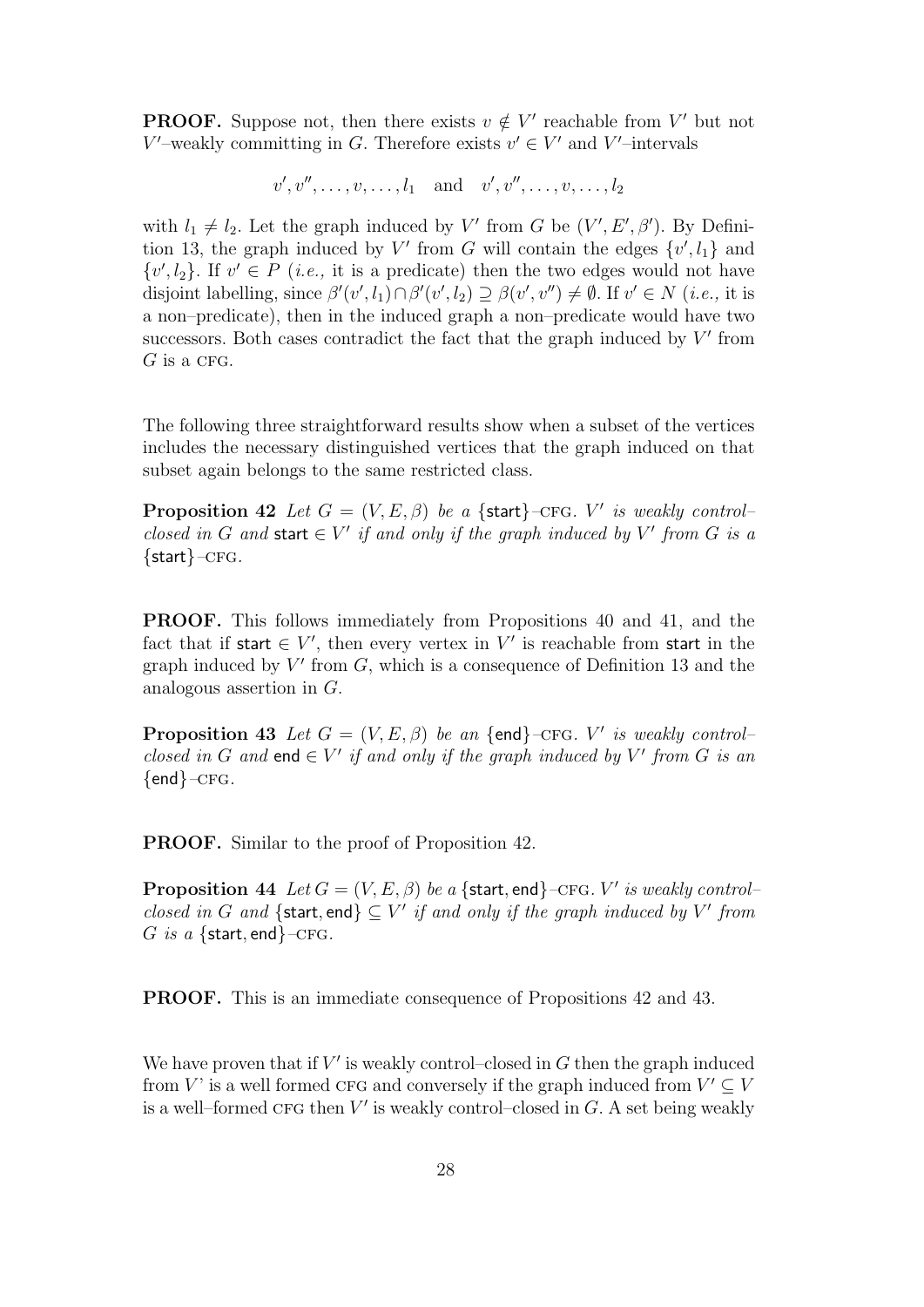**PROOF.** Suppose not, then there exists $v \notin V'$ reachable from $V'$ but not $V'$–weakly committing in $G$. Therefore exists $v' \in V'$ and $V'$–intervals

$$v', v'', \ldots, v, \ldots, l_1 \quad \text{and} \quad v', v'', \ldots, v, \ldots, l_2$$

with $l_1 \neq l_2$. Let the graph induced by $V'$ from $G$ be $(V', E', \beta')$. By Definition 13, the graph induced by $V'$ from $G$ will contain the edges $\{v', l_1\}$ and $\{v', l_2\}$. If $v' \in P$ (*i.e.,* it is a predicate) then the two edges would not have disjoint labelling, since $\beta'(v', l_1) \cap \beta'(v', l_2) \supseteq \beta(v', v'') \neq \emptyset$. If $v' \in N$ (*i.e.,* it is a non–predicate), then in the induced graph a non–predicate would have two successors. Both cases contradict the fact that the graph induced by $V'$ from $G$ is a CFG.

The following three straightforward results show when a subset of the vertices includes the necessary distinguished vertices that the graph induced on that subset again belongs to the same restricted class.

**Proposition 42** *Let $G = (V, E, \beta)$ be a $\{\mathsf{start}\}$–CFG. $V'$ is weakly control–closed in $G$ and $\mathsf{start} \in V'$ if and only if the graph induced by $V'$ from $G$ is a $\{\mathsf{start}\}$–CFG.*

**PROOF.** This follows immediately from Propositions 40 and 41, and the fact that if $\mathsf{start} \in V'$, then every vertex in $V'$ is reachable from $\mathsf{start}$ in the graph induced by $V'$ from $G$, which is a consequence of Definition 13 and the analogous assertion in $G$.

**Proposition 43** *Let $G = (V, E, \beta)$ be an $\{\mathsf{end}\}$–CFG. $V'$ is weakly control–closed in $G$ and $\mathsf{end} \in V'$ if and only if the graph induced by $V'$ from $G$ is an $\{\mathsf{end}\}$–CFG.*

**PROOF.** Similar to the proof of Proposition 42.

**Proposition 44** *Let $G = (V, E, \beta)$ be a $\{\mathsf{start}, \mathsf{end}\}$–CFG. $V'$ is weakly control–closed in $G$ and $\{\mathsf{start}, \mathsf{end}\} \subseteq V'$ if and only if the graph induced by $V'$ from $G$ is a $\{\mathsf{start}, \mathsf{end}\}$–CFG.*

**PROOF.** This is an immediate consequence of Propositions 42 and 43.

We have proven that if $V'$ is weakly control–closed in $G$ then the graph induced from $V$' is a well formed CFG and conversely if the graph induced from $V' \subseteq V$ is a well–formed CFG then $V'$ is weakly control–closed in $G$. A set being weakly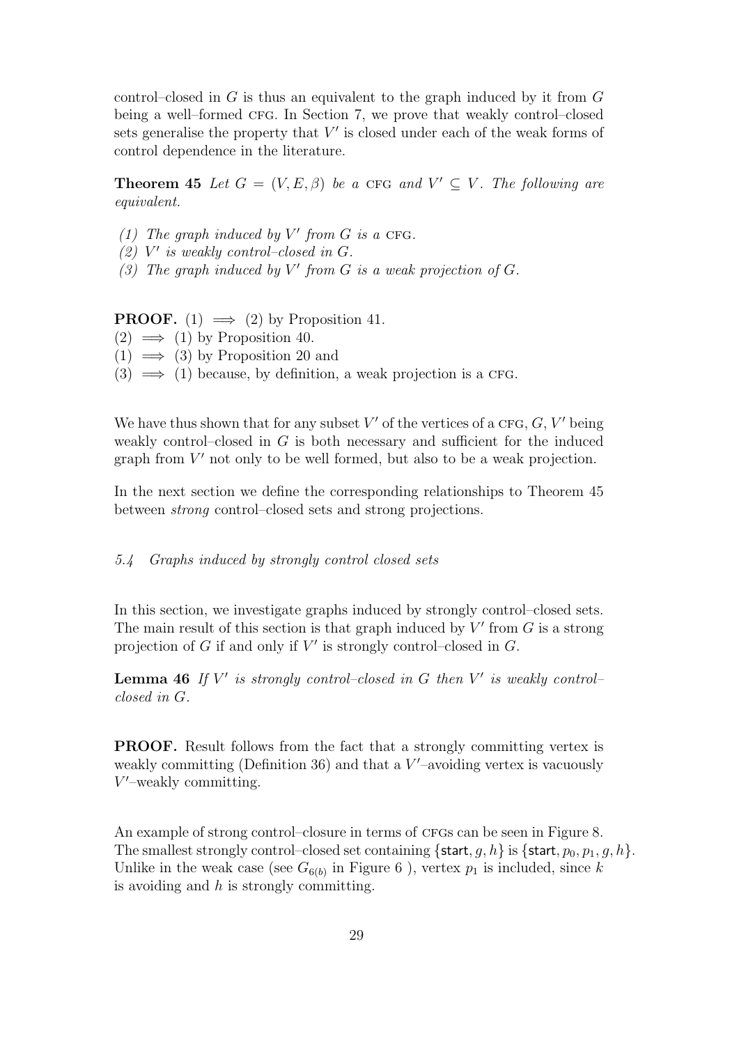control–closed in $G$ is thus an equivalent to the graph induced by it from $G$ being a well–formed CFG. In Section 7, we prove that weakly control–closed sets generalise the property that $V'$ is closed under each of the weak forms of control dependence in the literature.

**Theorem 45** *Let $G = (V, E, \beta)$ be a* CFG *and $V' \subseteq V$. The following are equivalent.*

*(1) The graph induced by $V'$ from $G$ is a* CFG*.*
*(2) $V'$ is weakly control–closed in $G$.*
*(3) The graph induced by $V'$ from $G$ is a weak projection of $G$.*

**PROOF.** (1) $\implies$ (2) by Proposition 41.
(2) $\implies$ (1) by Proposition 40.
(1) $\implies$ (3) by Proposition 20 and
(3) $\implies$ (1) because, by definition, a weak projection is a CFG.

We have thus shown that for any subset $V'$ of the vertices of a CFG, $G$, $V'$ being weakly control–closed in $G$ is both necessary and sufficient for the induced graph from $V'$ not only to be well formed, but also to be a weak projection.

In the next section we define the corresponding relationships to Theorem 45 between *strong* control–closed sets and strong projections.

### *5.4 Graphs induced by strongly control closed sets*

In this section, we investigate graphs induced by strongly control–closed sets. The main result of this section is that graph induced by $V'$ from $G$ is a strong projection of $G$ if and only if $V'$ is strongly control–closed in $G$.

**Lemma 46** *If $V'$ is strongly control–closed in $G$ then $V'$ is weakly control–closed in $G$.*

**PROOF.** Result follows from the fact that a strongly committing vertex is weakly committing (Definition 36) and that a $V'$–avoiding vertex is vacuously $V'$–weakly committing.

An example of strong control–closure in terms of CFGs can be seen in Figure 8. The smallest strongly control–closed set containing $\{\mathsf{start}, g, h\}$ is $\{\mathsf{start}, p_0, p_1, g, h\}$. Unlike in the weak case (see $G_{6(b)}$ in Figure 6 ), vertex $p_1$ is included, since $k$ is avoiding and $h$ is strongly committing.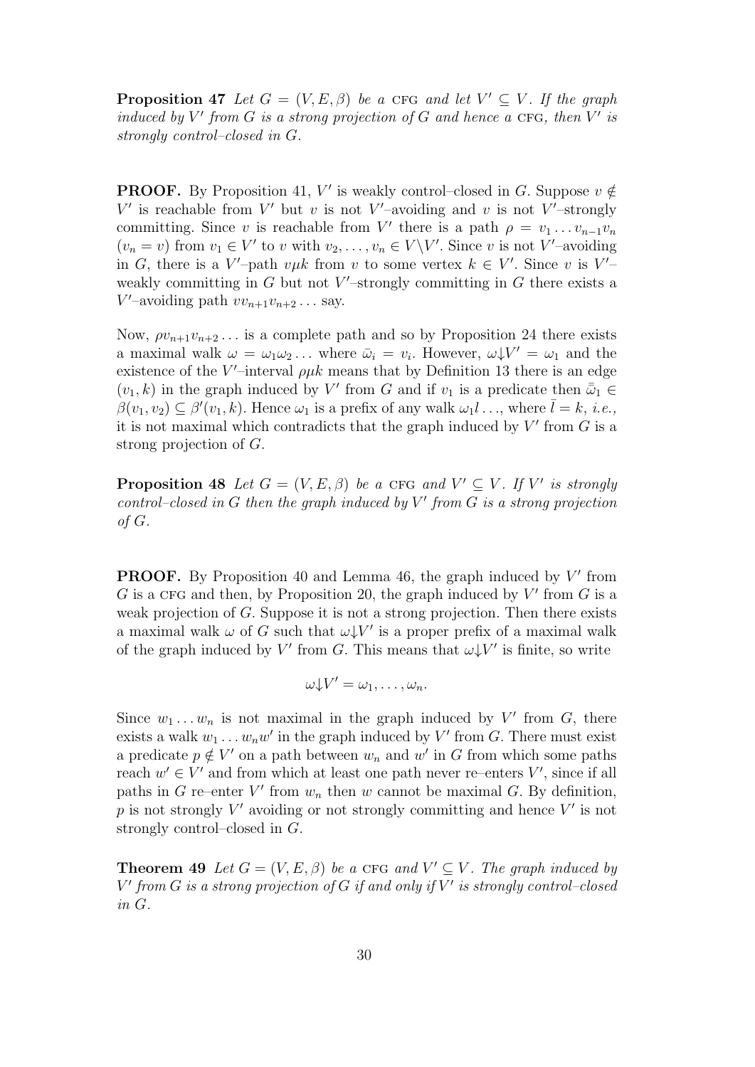**Proposition 47** *Let $G = (V, E, \beta)$ be a* CFG *and let $V' \subseteq V$. If the graph induced by $V'$ from $G$ is a strong projection of $G$ and hence a* CFG*, then $V'$ is strongly control–closed in $G$.*

**PROOF.** By Proposition 41, $V'$ is weakly control–closed in $G$. Suppose $v \notin V'$ is reachable from $V'$ but $v$ is not $V'$–avoiding and $v$ is not $V'$–strongly committing. Since $v$ is reachable from $V'$ there is a path $\rho = v_1 \dots v_{n-1} v_n$ ($v_n = v$) from $v_1 \in V'$ to $v$ with $v_2, \dots, v_n \in V \backslash V'$. Since $v$ is not $V'$–avoiding in $G$, there is a $V'$–path $v\mu k$ from $v$ to some vertex $k \in V'$. Since $v$ is $V'$–weakly committing in $G$ but not $V'$–strongly committing in $G$ there exists a $V'$–avoiding path $v v_{n+1} v_{n+2} \dots$ say.

Now, $\rho v_{n+1} v_{n+2} \dots$ is a complete path and so by Proposition 24 there exists a maximal walk $\omega = \omega_1 \omega_2 \dots$ where $\bar{\omega}_i = v_i$. However, $\omega {\downarrow} V' = \omega_1$ and the existence of the $V'$–interval $\rho\mu k$ means that by Definition 13 there is an edge $(v_1, k)$ in the graph induced by $V'$ from $G$ and if $v_1$ is a predicate then $\bar{\bar{\omega}}_1 \in \beta(v_1, v_2) \subseteq \beta'(v_1, k)$. Hence $\omega_1$ is a prefix of any walk $\omega_1 l \dots$, where $\bar{l} = k$, *i.e.,* it is not maximal which contradicts that the graph induced by $V'$ from $G$ is a strong projection of $G$.

**Proposition 48** *Let $G = (V, E, \beta)$ be a* CFG *and $V' \subseteq V$. If $V'$ is strongly control–closed in $G$ then the graph induced by $V'$ from $G$ is a strong projection of $G$.*

**PROOF.** By Proposition 40 and Lemma 46, the graph induced by $V'$ from $G$ is a CFG and then, by Proposition 20, the graph induced by $V'$ from $G$ is a weak projection of $G$. Suppose it is not a strong projection. Then there exists a maximal walk $\omega$ of $G$ such that $\omega {\downarrow} V'$ is a proper prefix of a maximal walk of the graph induced by $V'$ from $G$. This means that $\omega {\downarrow} V'$ is finite, so write

$$\omega {\downarrow} V' = \omega_1, \dots, \omega_n.$$

Since $w_1 \dots w_n$ is not maximal in the graph induced by $V'$ from $G$, there exists a walk $w_1 \dots w_n w'$ in the graph induced by $V'$ from $G$. There must exist a predicate $p \notin V'$ on a path between $w_n$ and $w'$ in $G$ from which some paths reach $w' \in V'$ and from which at least one path never re–enters $V'$, since if all paths in $G$ re–enter $V'$ from $w_n$ then $w$ cannot be maximal $G$. By definition, $p$ is not strongly $V'$ avoiding or not strongly committing and hence $V'$ is not strongly control–closed in $G$.

**Theorem 49** *Let $G = (V, E, \beta)$ be a* CFG *and $V' \subseteq V$. The graph induced by $V'$ from $G$ is a strong projection of $G$ if and only if $V'$ is strongly control–closed in $G$.*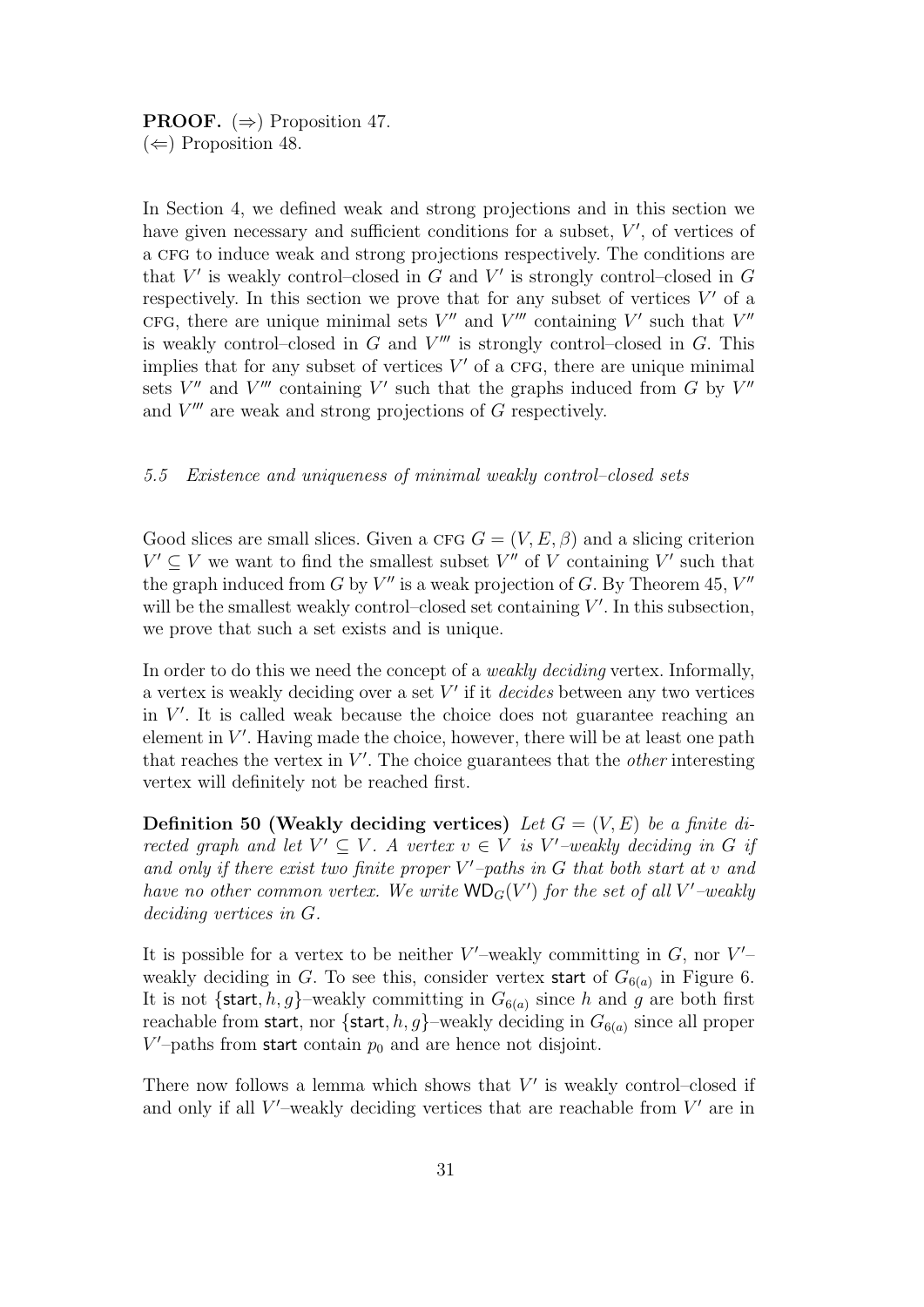**PROOF.** ($\Rightarrow$) Proposition 47.
($\Leftarrow$) Proposition 48.

In Section 4, we defined weak and strong projections and in this section we have given necessary and sufficient conditions for a subset, $V'$, of vertices of a CFG to induce weak and strong projections respectively. The conditions are that $V'$ is weakly control–closed in $G$ and $V'$ is strongly control–closed in $G$ respectively. In this section we prove that for any subset of vertices $V'$ of a CFG, there are unique minimal sets $V''$ and $V'''$ containing $V'$ such that $V''$ is weakly control–closed in $G$ and $V'''$ is strongly control–closed in $G$. This implies that for any subset of vertices $V'$ of a CFG, there are unique minimal sets $V''$ and $V'''$ containing $V'$ such that the graphs induced from $G$ by $V''$ and $V'''$ are weak and strong projections of $G$ respectively.

### *5.5 Existence and uniqueness of minimal weakly control–closed sets*

Good slices are small slices. Given a CFG $G = (V, E, \beta)$ and a slicing criterion $V' \subseteq V$ we want to find the smallest subset $V''$ of $V$ containing $V'$ such that the graph induced from $G$ by $V''$ is a weak projection of $G$. By Theorem 45, $V''$ will be the smallest weakly control–closed set containing $V'$. In this subsection, we prove that such a set exists and is unique.

In order to do this we need the concept of a *weakly deciding* vertex. Informally, a vertex is weakly deciding over a set $V'$ if it *decides* between any two vertices in $V'$. It is called weak because the choice does not guarantee reaching an element in $V'$. Having made the choice, however, there will be at least one path that reaches the vertex in $V'$. The choice guarantees that the *other* interesting vertex will definitely not be reached first.

**Definition 50 (Weakly deciding vertices)** *Let $G = (V, E)$ be a finite directed graph and let $V' \subseteq V$. A vertex $v \in V$ is $V'$–weakly deciding in $G$ if and only if there exist two finite proper $V'$–paths in $G$ that both start at $v$ and have no other common vertex. We write $\mathsf{WD}_G(V')$ for the set of all $V'$–weakly deciding vertices in $G$.*

It is possible for a vertex to be neither $V'$–weakly committing in $G$, nor $V'$–weakly deciding in $G$. To see this, consider vertex $\mathsf{start}$ of $G_{6(a)}$ in Figure 6. It is not $\{\mathsf{start}, h, g\}$–weakly committing in $G_{6(a)}$ since $h$ and $g$ are both first reachable from $\mathsf{start}$, nor $\{\mathsf{start}, h, g\}$–weakly deciding in $G_{6(a)}$ since all proper $V'$–paths from $\mathsf{start}$ contain $p_0$ and are hence not disjoint.

There now follows a lemma which shows that $V'$ is weakly control–closed if and only if all $V'$–weakly deciding vertices that are reachable from $V'$ are in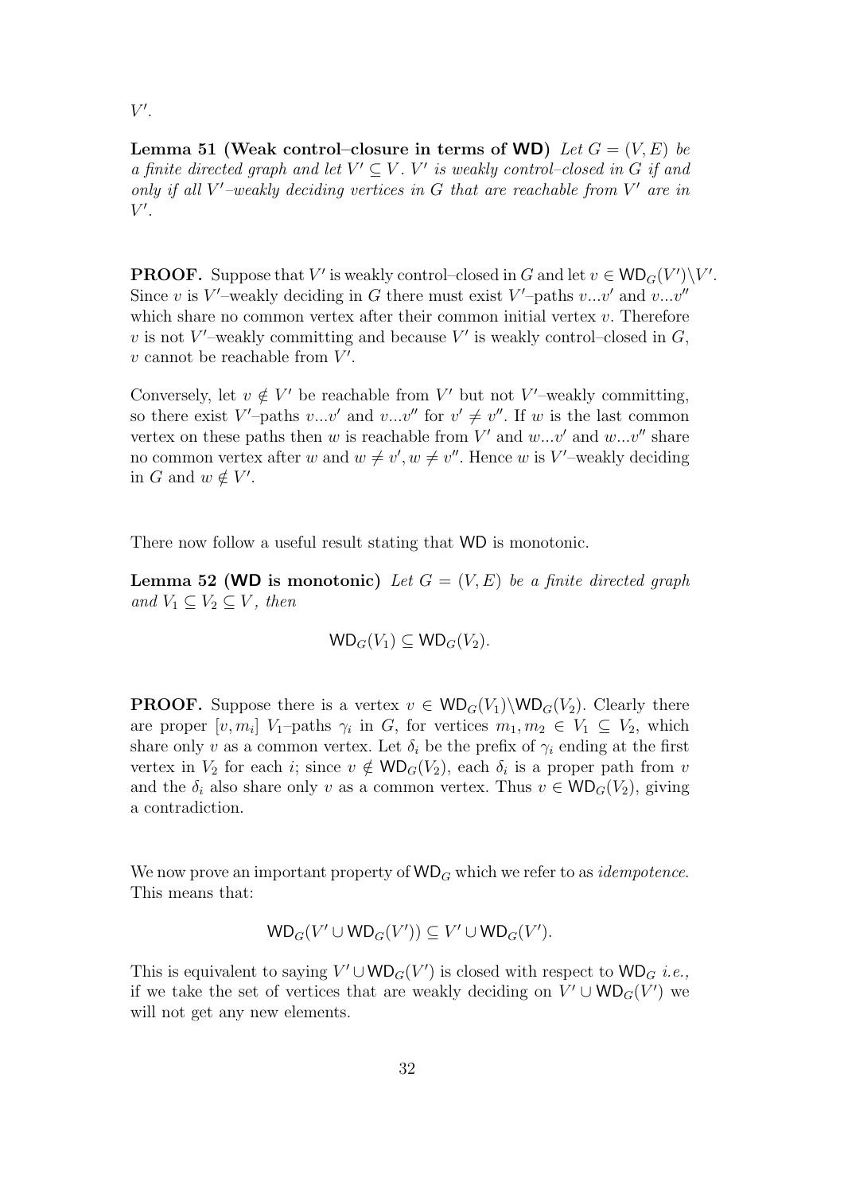$V'$.

**Lemma 51 (Weak control–closure in terms of WD)** *Let $G = (V, E)$ be a finite directed graph and let $V' \subseteq V$. $V'$ is weakly control–closed in $G$ if and only if all $V'$–weakly deciding vertices in $G$ that are reachable from $V'$ are in $V'$.*

**PROOF.** Suppose that $V'$ is weakly control–closed in $G$ and let $v \in \mathsf{WD}_G(V') \backslash V'$. Since $v$ is $V'$–weakly deciding in $G$ there must exist $V'$–paths $v...v'$ and $v...v''$ which share no common vertex after their common initial vertex $v$. Therefore $v$ is not $V'$–weakly committing and because $V'$ is weakly control–closed in $G$, $v$ cannot be reachable from $V'$.

Conversely, let $v \notin V'$ be reachable from $V'$ but not $V'$–weakly committing, so there exist $V'$–paths $v...v'$ and $v...v''$ for $v' \neq v''$. If $w$ is the last common vertex on these paths then $w$ is reachable from $V'$ and $w...v'$ and $w...v''$ share no common vertex after $w$ and $w \neq v', w \neq v''$. Hence $w$ is $V'$–weakly deciding in $G$ and $w \notin V'$.

There now follow a useful result stating that WD is monotonic.

**Lemma 52 (WD is monotonic)** *Let $G = (V, E)$ be a finite directed graph and $V_1 \subseteq V_2 \subseteq V$, then*

$$\mathsf{WD}_G(V_1) \subseteq \mathsf{WD}_G(V_2).$$

**PROOF.** Suppose there is a vertex $v \in \mathsf{WD}_G(V_1) \backslash \mathsf{WD}_G(V_2)$. Clearly there are proper $[v, m_i]$ $V_1$–paths $\gamma_i$ in $G$, for vertices $m_1, m_2 \in V_1 \subseteq V_2$, which share only $v$ as a common vertex. Let $\delta_i$ be the prefix of $\gamma_i$ ending at the first vertex in $V_2$ for each $i$; since $v \notin \mathsf{WD}_G(V_2)$, each $\delta_i$ is a proper path from $v$ and the $\delta_i$ also share only $v$ as a common vertex. Thus $v \in \mathsf{WD}_G(V_2)$, giving a contradiction.

We now prove an important property of $\mathsf{WD}_G$ which we refer to as *idempotence*. This means that:

$$\mathsf{WD}_G(V' \cup \mathsf{WD}_G(V')) \subseteq V' \cup \mathsf{WD}_G(V').$$

This is equivalent to saying $V' \cup \mathsf{WD}_G(V')$ is closed with respect to $\mathsf{WD}_G$ *i.e.,* if we take the set of vertices that are weakly deciding on $V' \cup \mathsf{WD}_G(V')$ we will not get any new elements.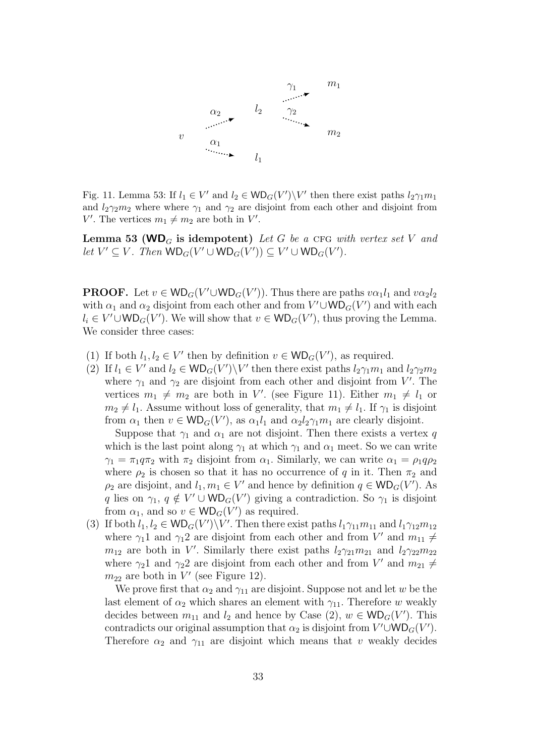$\gamma_1$ $m_1$

$\alpha_2$ $l_2$ $\gamma_2$

$v$ $m_2$

$\alpha_1$

$l_1$

Fig. 11. Lemma 53: If $l_1 \in V'$ and $l_2 \in \mathsf{WD}_G(V')\backslash V'$ then there exist paths $l_2\gamma_1 m_1$ and $l_2\gamma_2 m_2$ where where $\gamma_1$ and $\gamma_2$ are disjoint from each other and disjoint from $V'$. The vertices $m_1 \neq m_2$ are both in $V'$.

**Lemma 53 ($\mathsf{WD}_G$ is idempotent)** *Let $G$ be a* CFG *with vertex set $V$ and let $V' \subseteq V$. Then $\mathsf{WD}_G(V' \cup \mathsf{WD}_G(V')) \subseteq V' \cup \mathsf{WD}_G(V')$.*

**PROOF.** Let $v \in \mathsf{WD}_G(V' \cup \mathsf{WD}_G(V'))$. Thus there are paths $v\alpha_1 l_1$ and $v\alpha_2 l_2$ with $\alpha_1$ and $\alpha_2$ disjoint from each other and from $V' \cup \mathsf{WD}_G(V')$ and with each $l_i \in V' \cup \mathsf{WD}_G(V')$. We will show that $v \in \mathsf{WD}_G(V')$, thus proving the Lemma. We consider three cases:

(1) If both $l_1, l_2 \in V'$ then by definition $v \in \mathsf{WD}_G(V')$, as required.
(2) If $l_1 \in V'$ and $l_2 \in \mathsf{WD}_G(V')\backslash V'$ then there exist paths $l_2\gamma_1 m_1$ and $l_2\gamma_2 m_2$ where $\gamma_1$ and $\gamma_2$ are disjoint from each other and disjoint from $V'$. The vertices $m_1 \neq m_2$ are both in $V'$. (see Figure 11). Either $m_1 \neq l_1$ or $m_2 \neq l_1$. Assume without loss of generality, that $m_1 \neq l_1$. If $\gamma_1$ is disjoint from $\alpha_1$ then $v \in \mathsf{WD}_G(V')$, as $\alpha_1 l_1$ and $\alpha_2 l_2 \gamma_1 m_1$ are clearly disjoint.

   Suppose that $\gamma_1$ and $\alpha_1$ are not disjoint. Then there exists a vertex $q$ which is the last point along $\gamma_1$ at which $\gamma_1$ and $\alpha_1$ meet. So we can write $\gamma_1 = \pi_1 q \pi_2$ with $\pi_2$ disjoint from $\alpha_1$. Similarly, we can write $\alpha_1 = \rho_1 q \rho_2$ where $\rho_2$ is chosen so that it has no occurrence of $q$ in it. Then $\pi_2$ and $\rho_2$ are disjoint, and $l_1, m_1 \in V'$ and hence by definition $q \in \mathsf{WD}_G(V')$. As $q$ lies on $\gamma_1$, $q \notin V' \cup \mathsf{WD}_G(V')$ giving a contradiction. So $\gamma_1$ is disjoint from $\alpha_1$, and so $v \in \mathsf{WD}_G(V')$ as required.
(3) If both $l_1, l_2 \in \mathsf{WD}_G(V')\backslash V'$. Then there exist paths $l_1\gamma_{11} m_{11}$ and $l_1\gamma_{12} m_{12}$ where $\gamma_1 1$ and $\gamma_1 2$ are disjoint from each other and from $V'$ and $m_{11} \neq m_{12}$ are both in $V'$. Similarly there exist paths $l_2\gamma_{21} m_{21}$ and $l_2\gamma_{22} m_{22}$ where $\gamma_2 1$ and $\gamma_2 2$ are disjoint from each other and from $V'$ and $m_{21} \neq m_{22}$ are both in $V'$ (see Figure 12).

   We prove first that $\alpha_2$ and $\gamma_{11}$ are disjoint. Suppose not and let $w$ be the last element of $\alpha_2$ which shares an element with $\gamma_{11}$. Therefore $w$ weakly decides between $m_{11}$ and $l_2$ and hence by Case (2), $w \in \mathsf{WD}_G(V')$. This contradicts our original assumption that $\alpha_2$ is disjoint from $V' \cup \mathsf{WD}_G(V')$. Therefore $\alpha_2$ and $\gamma_{11}$ are disjoint which means that $v$ weakly decides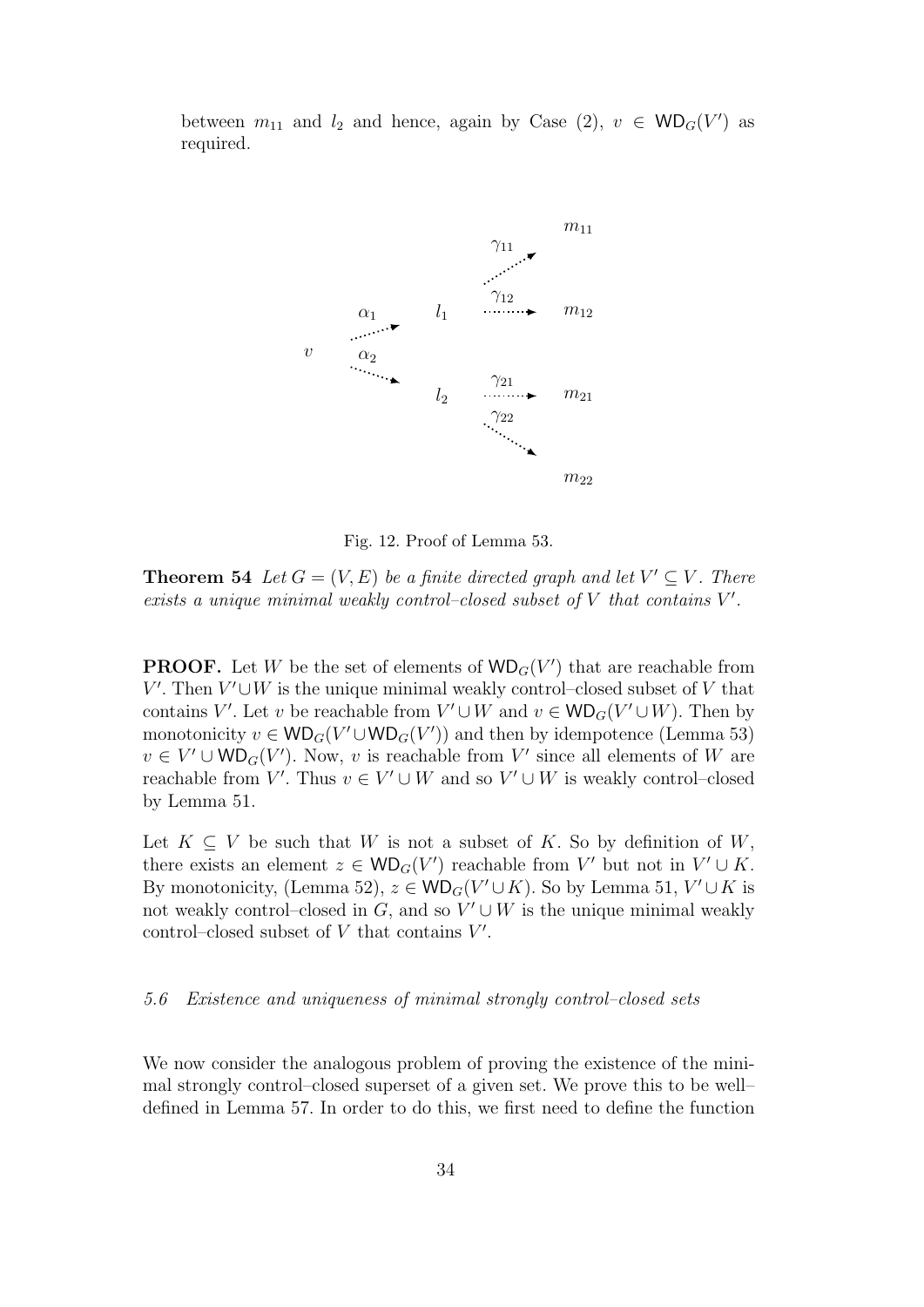between $m_{11}$ and $l_2$ and hence, again by Case (2), $v \in \mathsf{WD}_G(V')$ as required.

$m_{11}$

$\gamma_{11}$

$\gamma_{12}$

$\alpha_1$ $l_1$ $m_{12}$

$v$ $\alpha_2$

$\gamma_{21}$

$l_2$ $m_{21}$

$\gamma_{22}$

$m_{22}$

Fig. 12. Proof of Lemma 53.

**Theorem 54** *Let $G = (V, E)$ be a finite directed graph and let $V' \subseteq V$. There exists a unique minimal weakly control–closed subset of $V$ that contains $V'$.*

**PROOF.** Let $W$ be the set of elements of $\mathsf{WD}_G(V')$ that are reachable from $V'$. Then $V' \cup W$ is the unique minimal weakly control–closed subset of $V$ that contains $V'$. Let $v$ be reachable from $V' \cup W$ and $v \in \mathsf{WD}_G(V' \cup W)$. Then by monotonicity $v \in \mathsf{WD}_G(V' \cup \mathsf{WD}_G(V'))$ and then by idempotence (Lemma 53) $v \in V' \cup \mathsf{WD}_G(V')$. Now, $v$ is reachable from $V'$ since all elements of $W$ are reachable from $V'$. Thus $v \in V' \cup W$ and so $V' \cup W$ is weakly control–closed by Lemma 51.

Let $K \subseteq V$ be such that $W$ is not a subset of $K$. So by definition of $W$, there exists an element $z \in \mathsf{WD}_G(V')$ reachable from $V'$ but not in $V' \cup K$. By monotonicity, (Lemma 52), $z \in \mathsf{WD}_G(V' \cup K)$. So by Lemma 51, $V' \cup K$ is not weakly control–closed in $G$, and so $V' \cup W$ is the unique minimal weakly control–closed subset of $V$ that contains $V'$.

### *5.6 Existence and uniqueness of minimal strongly control–closed sets*

We now consider the analogous problem of proving the existence of the minimal strongly control–closed superset of a given set. We prove this to be well–defined in Lemma 57. In order to do this, we first need to define the function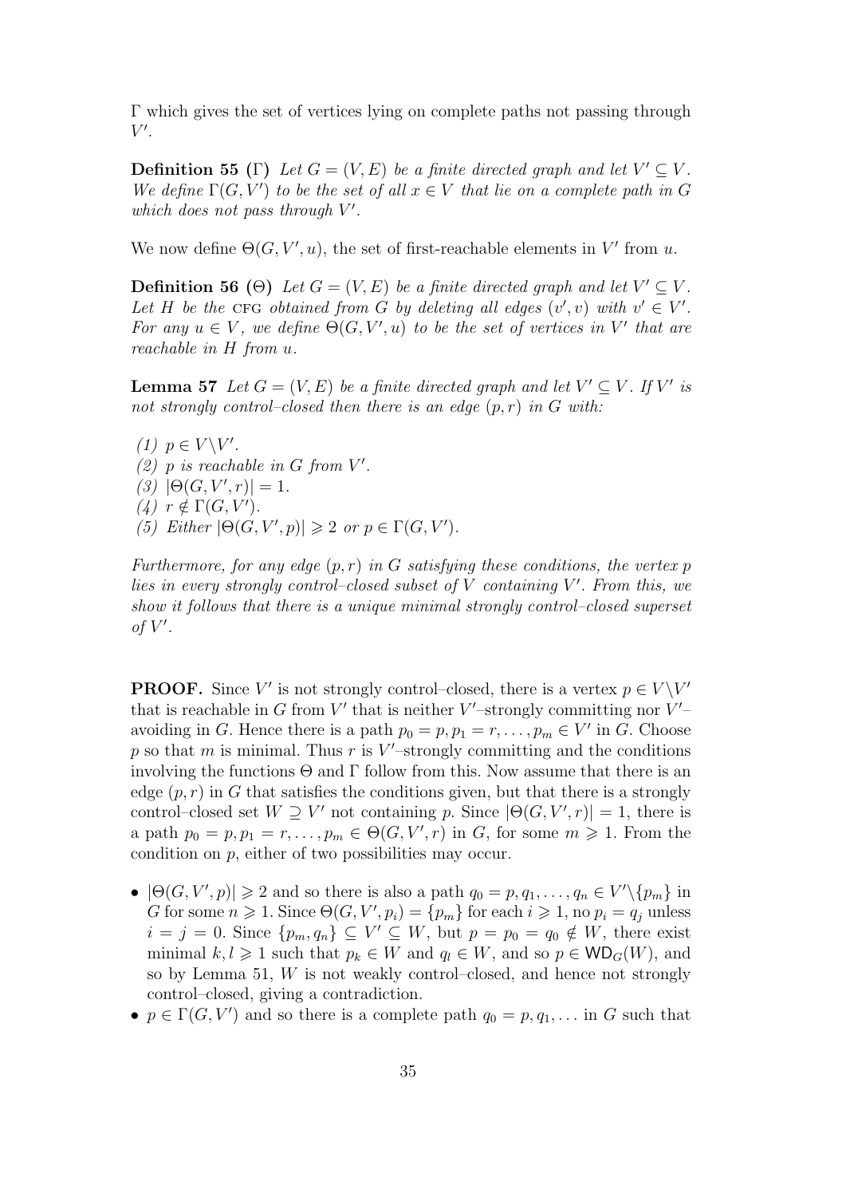$\Gamma$ which gives the set of vertices lying on complete paths not passing through $V'$.

**Definition 55 ($\Gamma$)** *Let $G = (V, E)$ be a finite directed graph and let $V' \subseteq V$. We define $\Gamma(G, V')$ to be the set of all $x \in V$ that lie on a complete path in $G$ which does not pass through $V'$.*

We now define $\Theta(G, V', u)$, the set of first-reachable elements in $V'$ from $u$.

**Definition 56 ($\Theta$)** *Let $G = (V, E)$ be a finite directed graph and let $V' \subseteq V$. Let $H$ be the* CFG *obtained from $G$ by deleting all edges $(v', v)$ with $v' \in V'$. For any $u \in V$, we define $\Theta(G, V', u)$ to be the set of vertices in $V'$ that are reachable in $H$ from $u$.*

**Lemma 57** *Let $G = (V, E)$ be a finite directed graph and let $V' \subseteq V$. If $V'$ is not strongly control–closed then there is an edge $(p, r)$ in $G$ with:*

*(1) $p \in V \backslash V'$.*
*(2) $p$ is reachable in $G$ from $V'$.*
*(3) $|\Theta(G, V', r)| = 1$.*
*(4) $r \notin \Gamma(G, V')$.*
*(5) Either $|\Theta(G, V', p)| \geqslant 2$ or $p \in \Gamma(G, V')$.*

*Furthermore, for any edge $(p, r)$ in $G$ satisfying these conditions, the vertex $p$ lies in every strongly control–closed subset of $V$ containing $V'$. From this, we show it follows that there is a unique minimal strongly control–closed superset of $V'$.*

**PROOF.** Since $V'$ is not strongly control–closed, there is a vertex $p \in V \backslash V'$ that is reachable in $G$ from $V'$ that is neither $V'$–strongly committing nor $V'$–avoiding in $G$. Hence there is a path $p_0 = p, p_1 = r, \ldots, p_m \in V'$ in $G$. Choose $p$ so that $m$ is minimal. Thus $r$ is $V'$–strongly committing and the conditions involving the functions $\Theta$ and $\Gamma$ follow from this. Now assume that there is an edge $(p, r)$ in $G$ that satisfies the conditions given, but that there is a strongly control–closed set $W \supseteq V'$ not containing $p$. Since $|\Theta(G, V', r)| = 1$, there is a path $p_0 = p, p_1 = r, \ldots, p_m \in \Theta(G, V', r)$ in $G$, for some $m \geqslant 1$. From the condition on $p$, either of two possibilities may occur.

- $|\Theta(G, V', p)| \geqslant 2$ and so there is also a path $q_0 = p, q_1, \ldots, q_n \in V' \backslash \{p_m\}$ in $G$ for some $n \geqslant 1$. Since $\Theta(G, V', p_i) = \{p_m\}$ for each $i \geqslant 1$, no $p_i = q_j$ unless $i = j = 0$. Since $\{p_m, q_n\} \subseteq V' \subseteq W$, but $p = p_0 = q_0 \notin W$, there exist minimal $k, l \geqslant 1$ such that $p_k \in W$ and $q_l \in W$, and so $p \in \mathsf{WD}_G(W)$, and so by Lemma 51, $W$ is not weakly control–closed, and hence not strongly control–closed, giving a contradiction.
- $p \in \Gamma(G, V')$ and so there is a complete path $q_0 = p, q_1, \ldots$ in $G$ such that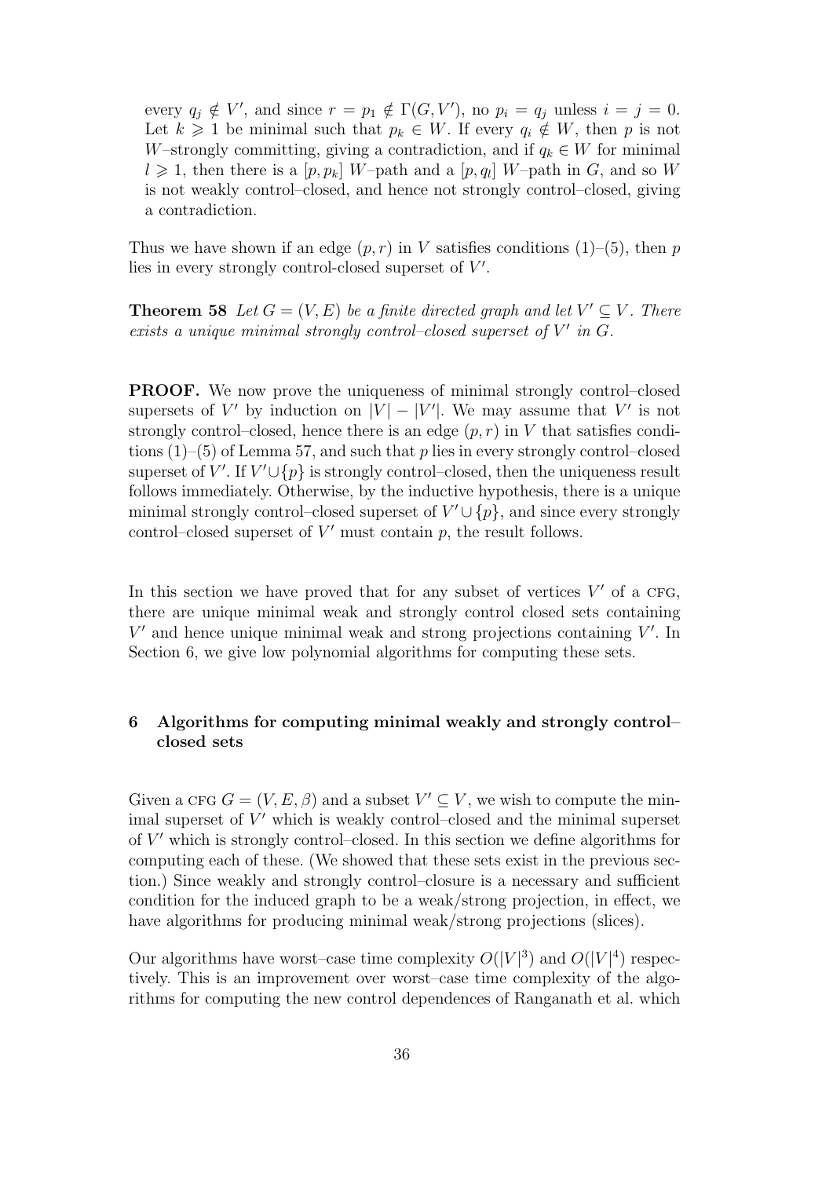every $q_j \notin V'$, and since $r = p_1 \notin \Gamma(G, V')$, no $p_i = q_j$ unless $i = j = 0$. Let $k \geqslant 1$ be minimal such that $p_k \in W$. If every $q_i \notin W$, then $p$ is not $W$–strongly committing, giving a contradiction, and if $q_k \in W$ for minimal $l \geqslant 1$, then there is a $[p, p_k]$ $W$–path and a $[p, q_l]$ $W$–path in $G$, and so $W$ is not weakly control–closed, and hence not strongly control–closed, giving a contradiction.

Thus we have shown if an edge $(p, r)$ in $V$ satisfies conditions (1)–(5), then $p$ lies in every strongly control-closed superset of $V'$.

**Theorem 58** *Let $G = (V, E)$ be a finite directed graph and let $V' \subseteq V$. There exists a unique minimal strongly control–closed superset of $V'$ in $G$.*

**PROOF.** We now prove the uniqueness of minimal strongly control–closed supersets of $V'$ by induction on $|V| - |V'|$. We may assume that $V'$ is not strongly control–closed, hence there is an edge $(p, r)$ in $V$ that satisfies conditions (1)–(5) of Lemma 57, and such that $p$ lies in every strongly control–closed superset of $V'$. If $V' \cup \{p\}$ is strongly control–closed, then the uniqueness result follows immediately. Otherwise, by the inductive hypothesis, there is a unique minimal strongly control–closed superset of $V' \cup \{p\}$, and since every strongly control–closed superset of $V'$ must contain $p$, the result follows.

In this section we have proved that for any subset of vertices $V'$ of a CFG, there are unique minimal weak and strongly control closed sets containing $V'$ and hence unique minimal weak and strong projections containing $V'$. In Section 6, we give low polynomial algorithms for computing these sets.

## 6 Algorithms for computing minimal weakly and strongly control–closed sets

Given a CFG $G = (V, E, \beta)$ and a subset $V' \subseteq V$, we wish to compute the minimal superset of $V'$ which is weakly control–closed and the minimal superset of $V'$ which is strongly control–closed. In this section we define algorithms for computing each of these. (We showed that these sets exist in the previous section.) Since weakly and strongly control–closure is a necessary and sufficient condition for the induced graph to be a weak/strong projection, in effect, we have algorithms for producing minimal weak/strong projections (slices).

Our algorithms have worst–case time complexity $O(|V|^3)$ and $O(|V|^4)$ respectively. This is an improvement over worst–case time complexity of the algorithms for computing the new control dependences of Ranganath et al. which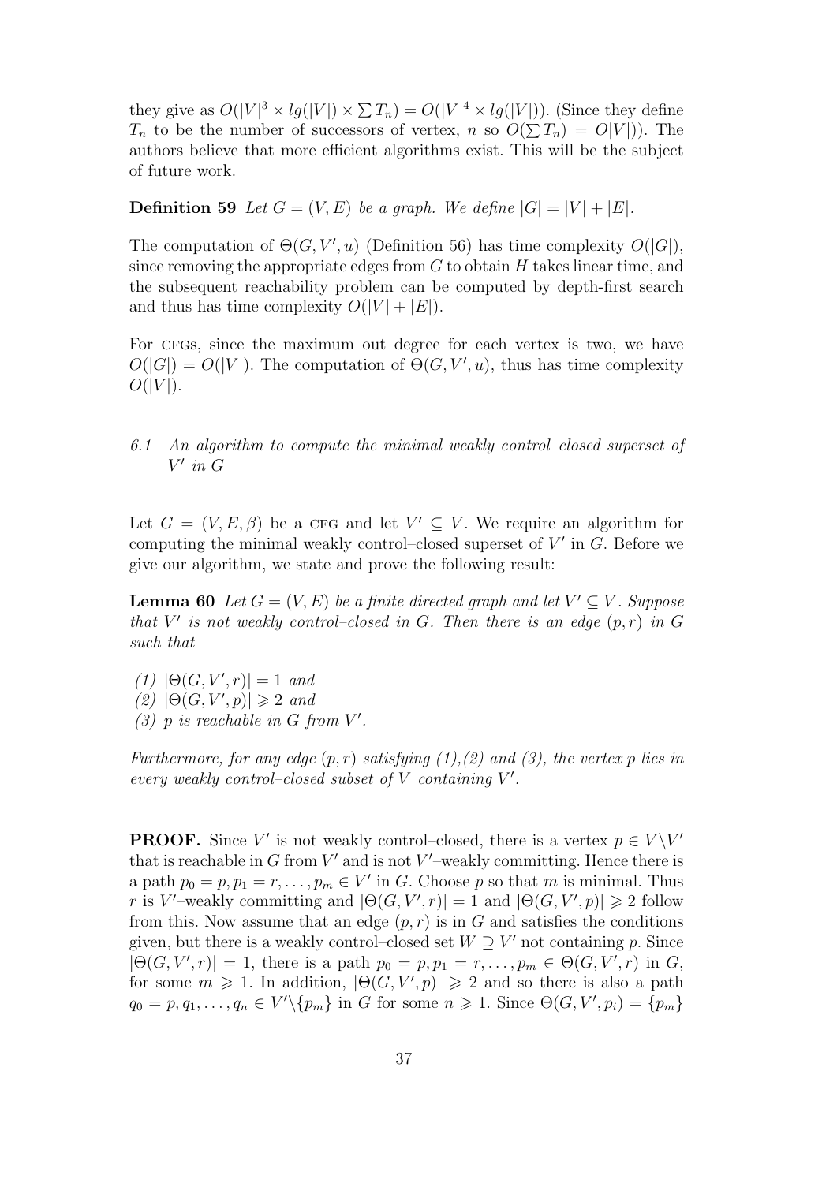they give as $O(|V|^3 \times lg(|V|) \times \sum T_n) = O(|V|^4 \times lg(|V|))$. (Since they define $T_n$ to be the number of successors of vertex, $n$ so $O(\sum T_n) = O|V|)$). The authors believe that more efficient algorithms exist. This will be the subject of future work.

**Definition 59** *Let $G = (V, E)$ be a graph. We define $|G| = |V| + |E|$.*

The computation of $\Theta(G, V', u)$ (Definition 56) has time complexity $O(|G|)$, since removing the appropriate edges from $G$ to obtain $H$ takes linear time, and the subsequent reachability problem can be computed by depth-first search and thus has time complexity $O(|V| + |E|)$.

For CFGs, since the maximum out–degree for each vertex is two, we have $O(|G|) = O(|V|)$. The computation of $\Theta(G, V', u)$, thus has time complexity $O(|V|)$.

### 6.1 An algorithm to compute the minimal weakly control–closed superset of $V'$ in $G$

Let $G = (V, E, \beta)$ be a CFG and let $V' \subseteq V$. We require an algorithm for computing the minimal weakly control–closed superset of $V'$ in $G$. Before we give our algorithm, we state and prove the following result:

**Lemma 60** *Let $G = (V, E)$ be a finite directed graph and let $V' \subseteq V$. Suppose that $V'$ is not weakly control–closed in $G$. Then there is an edge $(p, r)$ in $G$ such that*

*(1) $|\Theta(G, V', r)| = 1$ and*
*(2) $|\Theta(G, V', p)| \geqslant 2$ and*
*(3) $p$ is reachable in $G$ from $V'$.*

*Furthermore, for any edge $(p, r)$ satisfying (1),(2) and (3), the vertex $p$ lies in every weakly control–closed subset of $V$ containing $V'$.*

**PROOF.** Since $V'$ is not weakly control–closed, there is a vertex $p \in V \backslash V'$ that is reachable in $G$ from $V'$ and is not $V'$–weakly committing. Hence there is a path $p_0 = p, p_1 = r, \ldots, p_m \in V'$ in $G$. Choose $p$ so that $m$ is minimal. Thus $r$ is $V'$–weakly committing and $|\Theta(G, V', r)| = 1$ and $|\Theta(G, V', p)| \geqslant 2$ follow from this. Now assume that an edge $(p, r)$ is in $G$ and satisfies the conditions given, but there is a weakly control–closed set $W \supseteq V'$ not containing $p$. Since $|\Theta(G, V', r)| = 1$, there is a path $p_0 = p, p_1 = r, \ldots, p_m \in \Theta(G, V', r)$ in $G$, for some $m \geqslant 1$. In addition, $|\Theta(G, V', p)| \geqslant 2$ and so there is also a path $q_0 = p, q_1, \ldots, q_n \in V' \backslash \{p_m\}$ in $G$ for some $n \geqslant 1$. Since $\Theta(G, V', p_i) = \{p_m\}$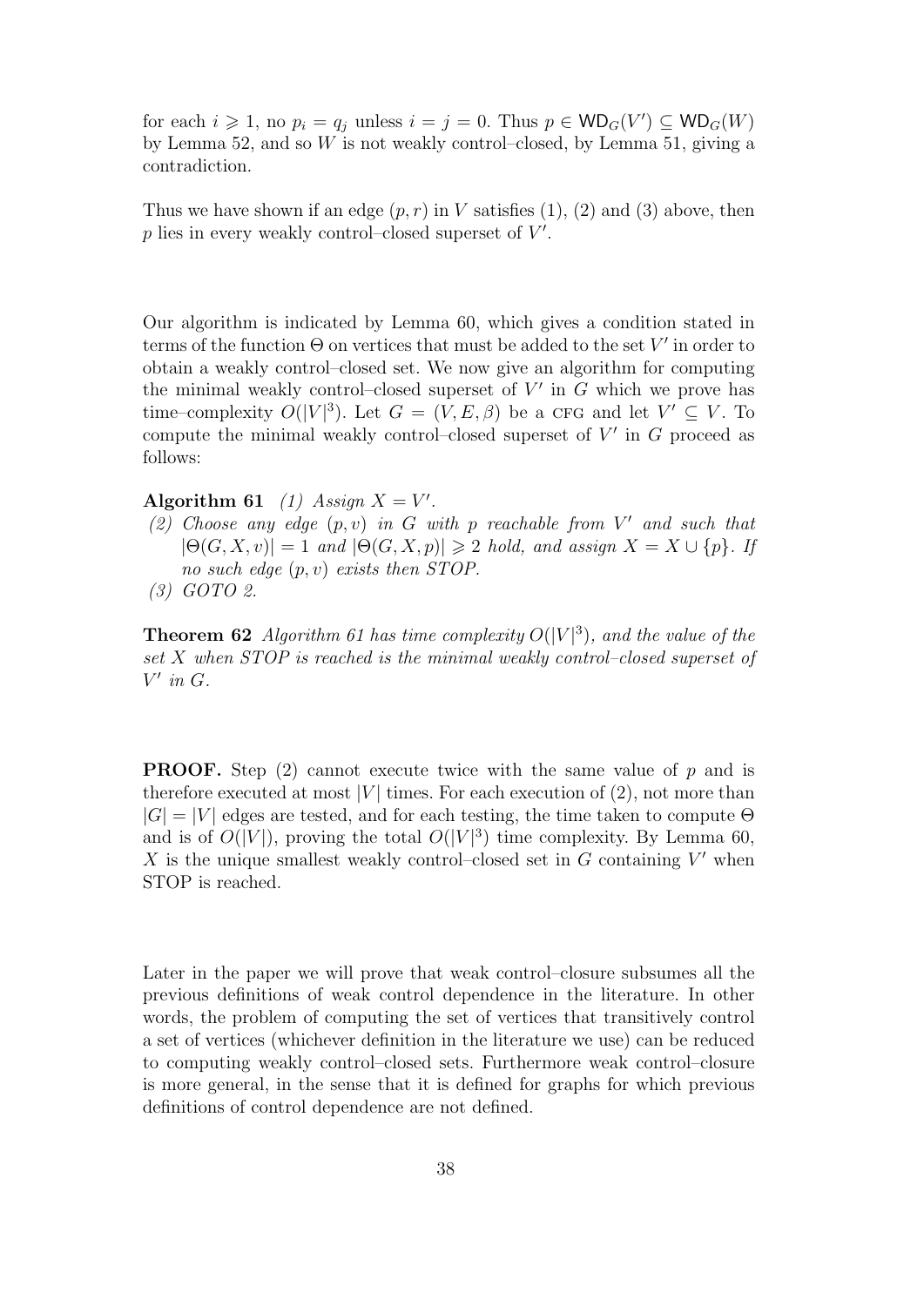for each $i \geqslant 1$, no $p_i = q_j$ unless $i = j = 0$. Thus $p \in \mathsf{WD}_G(V') \subseteq \mathsf{WD}_G(W)$ by Lemma 52, and so $W$ is not weakly control–closed, by Lemma 51, giving a contradiction.

Thus we have shown if an edge $(p, r)$ in $V$ satisfies (1), (2) and (3) above, then $p$ lies in every weakly control–closed superset of $V'$.

Our algorithm is indicated by Lemma 60, which gives a condition stated in terms of the function $\Theta$ on vertices that must be added to the set $V'$ in order to obtain a weakly control–closed set. We now give an algorithm for computing the minimal weakly control–closed superset of $V'$ in $G$ which we prove has time–complexity $O(|V|^3)$. Let $G = (V, E, \beta)$ be a CFG and let $V' \subseteq V$. To compute the minimal weakly control–closed superset of $V'$ in $G$ proceed as follows:

**Algorithm 61** *(1) Assign $X = V'$.*

*(2) Choose any edge $(p, v)$ in $G$ with $p$ reachable from $V'$ and such that $|\Theta(G, X, v)| = 1$ and $|\Theta(G, X, p)| \geqslant 2$ hold, and assign $X = X \cup \{p\}$. If no such edge $(p, v)$ exists then STOP.*

*(3) GOTO 2.*

**Theorem 62** *Algorithm 61 has time complexity $O(|V|^3)$, and the value of the set $X$ when STOP is reached is the minimal weakly control–closed superset of $V'$ in $G$.*

**PROOF.** Step (2) cannot execute twice with the same value of $p$ and is therefore executed at most $|V|$ times. For each execution of (2), not more than $|G| = |V|$ edges are tested, and for each testing, the time taken to compute $\Theta$ and is of $O(|V|)$, proving the total $O(|V|^3)$ time complexity. By Lemma 60, $X$ is the unique smallest weakly control–closed set in $G$ containing $V'$ when STOP is reached.

Later in the paper we will prove that weak control–closure subsumes all the previous definitions of weak control dependence in the literature. In other words, the problem of computing the set of vertices that transitively control a set of vertices (whichever definition in the literature we use) can be reduced to computing weakly control–closed sets. Furthermore weak control–closure is more general, in the sense that it is defined for graphs for which previous definitions of control dependence are not defined.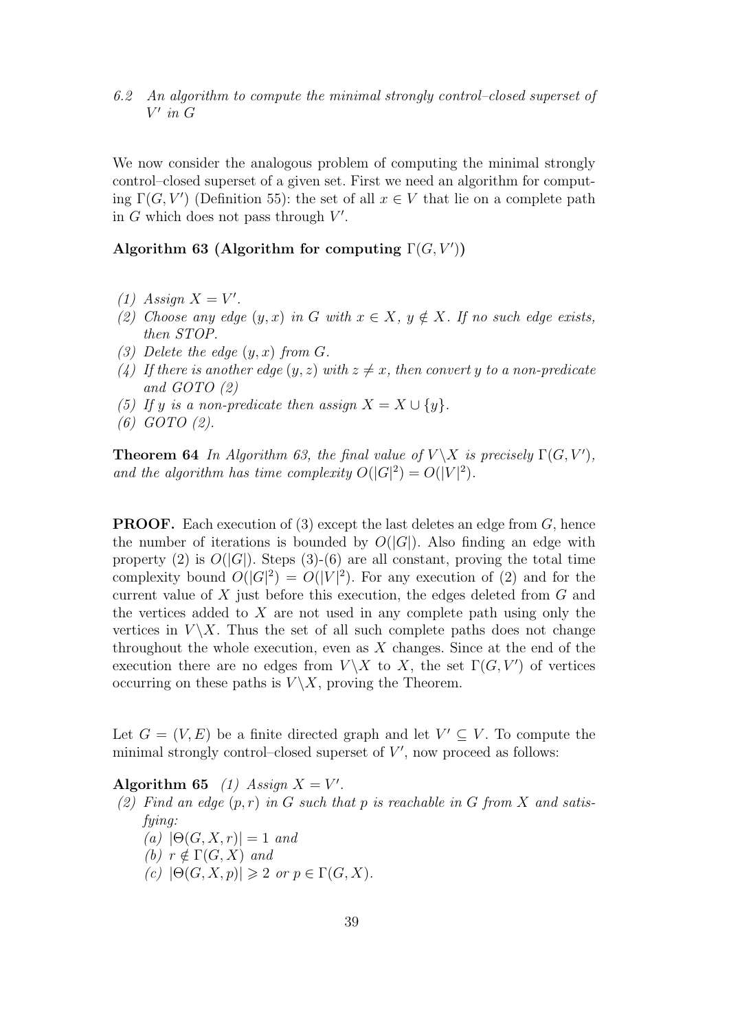### *6.2 An algorithm to compute the minimal strongly control–closed superset of $V'$ in $G$*

We now consider the analogous problem of computing the minimal strongly control–closed superset of a given set. First we need an algorithm for computing $\Gamma(G, V')$ (Definition 55): the set of all $x \in V$ that lie on a complete path in $G$ which does not pass through $V'$.

**Algorithm 63 (Algorithm for computing $\Gamma(G, V')$)**

1. *Assign $X = V'$.*
2. *Choose any edge $(y, x)$ in $G$ with $x \in X$, $y \notin X$. If no such edge exists, then STOP.*
3. *Delete the edge $(y, x)$ from $G$.*
4. *If there is another edge $(y, z)$ with $z \neq x$, then convert $y$ to a non-predicate and GOTO (2)*
5. *If $y$ is a non-predicate then assign $X = X \cup \{y\}$.*
6. *GOTO (2).*

**Theorem 64** *In Algorithm 63, the final value of $V \backslash X$ is precisely $\Gamma(G, V')$, and the algorithm has time complexity $O(|G|^2) = O(|V|^2)$.*

**PROOF.** Each execution of (3) except the last deletes an edge from $G$, hence the number of iterations is bounded by $O(|G|)$. Also finding an edge with property (2) is $O(|G|)$. Steps (3)-(6) are all constant, proving the total time complexity bound $O(|G|^2) = O(|V|^2)$. For any execution of (2) and for the current value of $X$ just before this execution, the edges deleted from $G$ and the vertices added to $X$ are not used in any complete path using only the vertices in $V \backslash X$. Thus the set of all such complete paths does not change throughout the whole execution, even as $X$ changes. Since at the end of the execution there are no edges from $V \backslash X$ to $X$, the set $\Gamma(G, V')$ of vertices occurring on these paths is $V \backslash X$, proving the Theorem.

Let $G = (V, E)$ be a finite directed graph and let $V' \subseteq V$. To compute the minimal strongly control–closed superset of $V'$, now proceed as follows:

**Algorithm 65** *(1) Assign $X = V'$.*

*(2) Find an edge $(p, r)$ in $G$ such that $p$ is reachable in $G$ from $X$ and satisfying:*
- *(a) $|\Theta(G, X, r)| = 1$ and*
- *(b) $r \notin \Gamma(G, X)$ and*
- *(c) $|\Theta(G, X, p)| \geqslant 2$ or $p \in \Gamma(G, X)$.*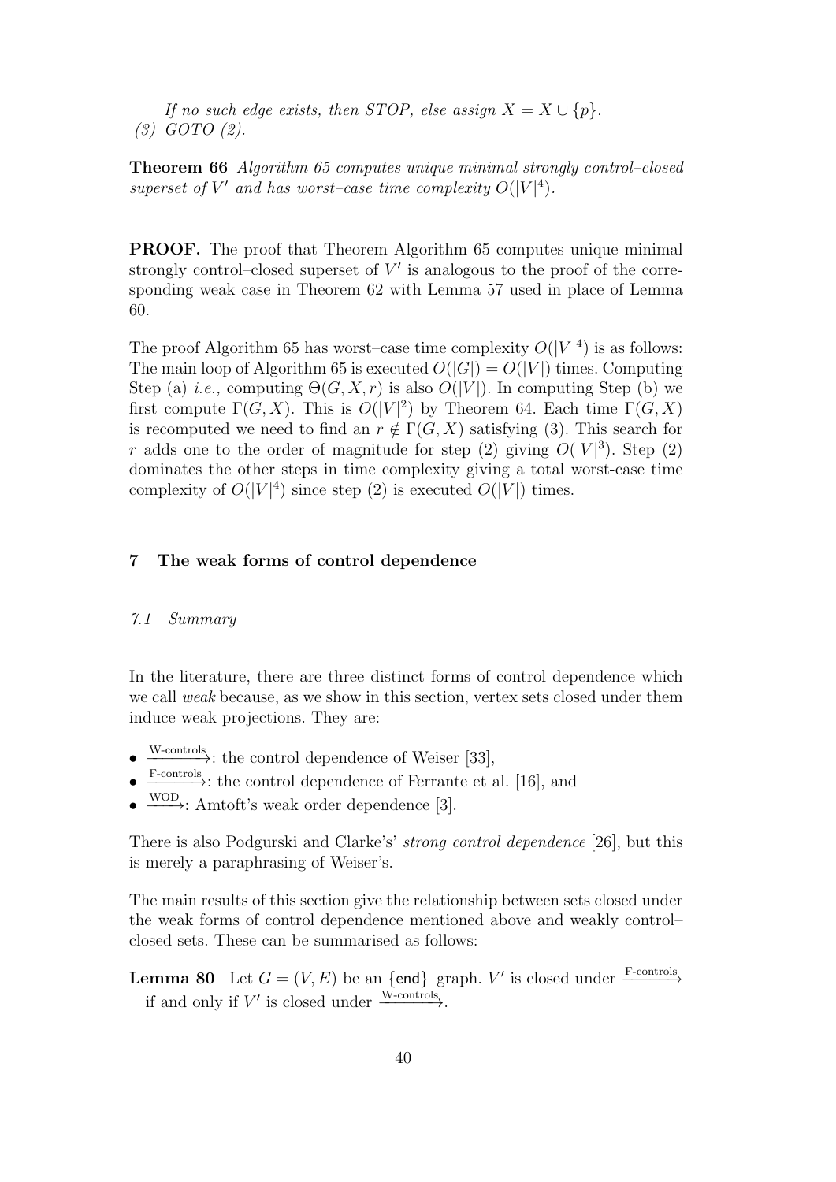*If no such edge exists, then STOP, else assign $X = X \cup \{p\}$.*
*(3) GOTO (2).*

**Theorem 66** *Algorithm 65 computes unique minimal strongly control–closed superset of $V'$ and has worst–case time complexity $O(|V|^4)$.*

**PROOF.** The proof that Theorem Algorithm 65 computes unique minimal strongly control–closed superset of $V'$ is analogous to the proof of the corresponding weak case in Theorem 62 with Lemma 57 used in place of Lemma 60.

The proof Algorithm 65 has worst–case time complexity $O(|V|^4)$ is as follows: The main loop of Algorithm 65 is executed $O(|G|) = O(|V|)$ times. Computing Step (a) *i.e.,* computing $\Theta(G, X, r)$ is also $O(|V|)$. In computing Step (b) we first compute $\Gamma(G, X)$. This is $O(|V|^2)$ by Theorem 64. Each time $\Gamma(G, X)$ is recomputed we need to find an $r \notin \Gamma(G, X)$ satisfying (3). This search for $r$ adds one to the order of magnitude for step (2) giving $O(|V|^3)$. Step (2) dominates the other steps in time complexity giving a total worst-case time complexity of $O(|V|^4)$ since step (2) is executed $O(|V|)$ times.

## 7 The weak forms of control dependence

### *7.1 Summary*

In the literature, there are three distinct forms of control dependence which we call *weak* because, as we show in this section, vertex sets closed under them induce weak projections. They are:

- $\xrightarrow{\text{W-controls}}$: the control dependence of Weiser [33],
- $\xrightarrow{\text{F-controls}}$: the control dependence of Ferrante et al. [16], and
- $\xrightarrow{\text{WOD}}$: Amtoft's weak order dependence [3].

There is also Podgurski and Clarke's' *strong control dependence* [26], but this is merely a paraphrasing of Weiser's.

The main results of this section give the relationship between sets closed under the weak forms of control dependence mentioned above and weakly control–closed sets. These can be summarised as follows:

**Lemma 80** Let $G = (V, E)$ be an $\{\mathsf{end}\}$–graph. $V'$ is closed under $\xrightarrow{\text{F-controls}}$ if and only if $V'$ is closed under $\xrightarrow{\text{W-controls}}$.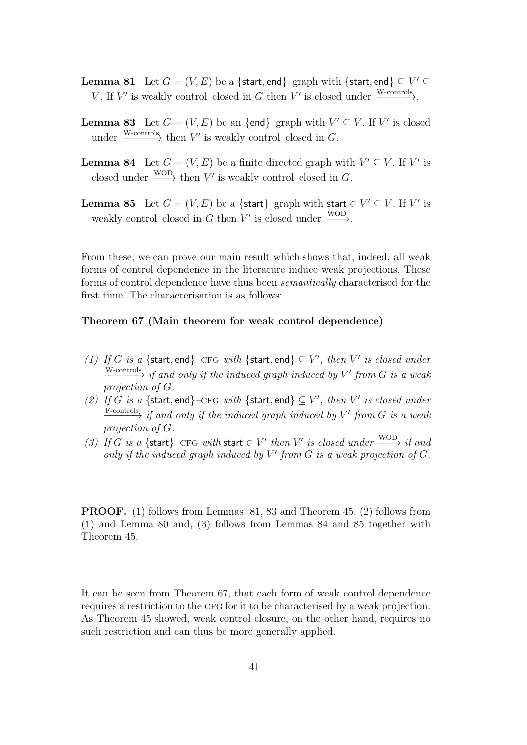**Lemma 81** Let $G = (V, E)$ be a $\{\mathsf{start}, \mathsf{end}\}$–graph with $\{\mathsf{start}, \mathsf{end}\} \subseteq V' \subseteq V$. If $V'$ is weakly control–closed in $G$ then $V'$ is closed under $\xrightarrow{\text{W-controls}}$.

**Lemma 83** Let $G = (V, E)$ be an $\{\mathsf{end}\}$–graph with $V' \subseteq V$. If $V'$ is closed under $\xrightarrow{\text{W-controls}}$ then $V'$ is weakly control–closed in $G$.

**Lemma 84** Let $G = (V, E)$ be a finite directed graph with $V' \subseteq V$. If $V'$ is closed under $\xrightarrow{\text{WOD}}$ then $V'$ is weakly control–closed in $G$.

**Lemma 85** Let $G = (V, E)$ be a $\{\mathsf{start}\}$–graph with $\mathsf{start} \in V' \subseteq V$. If $V'$ is weakly control–closed in $G$ then $V'$ is closed under $\xrightarrow{\text{WOD}}$.

From these, we can prove our main result which shows that, indeed, all weak forms of control dependence in the literature induce weak projections. These forms of control dependence have thus been *semantically* characterised for the first time. The characterisation is as follows:

**Theorem 67 (Main theorem for weak control dependence)**

*(1) If $G$ is a $\{\mathsf{start}, \mathsf{end}\}$–CFG with $\{\mathsf{start}, \mathsf{end}\} \subseteq V'$, then $V'$ is closed under $\xrightarrow{\text{W-controls}}$ if and only if the induced graph induced by $V'$ from $G$ is a weak projection of $G$.*

*(2) If $G$ is a $\{\mathsf{start}, \mathsf{end}\}$–CFG with $\{\mathsf{start}, \mathsf{end}\} \subseteq V'$, then $V'$ is closed under $\xrightarrow{\text{F-controls}}$ if and only if the induced graph induced by $V'$ from $G$ is a weak projection of $G$.*

*(3) If $G$ is a $\{\mathsf{start}\}$–CFG with $\mathsf{start} \in V'$ then $V'$ is closed under $\xrightarrow{\text{WOD}}$ if and only if the induced graph induced by $V'$ from $G$ is a weak projection of $G$.*

**PROOF.** (1) follows from Lemmas 81, 83 and Theorem 45. (2) follows from (1) and Lemma 80 and, (3) follows from Lemmas 84 and 85 together with Theorem 45.

It can be seen from Theorem 67, that each form of weak control dependence requires a restriction to the CFG for it to be characterised by a weak projection. As Theorem 45 showed, weak control closure, on the other hand, requires no such restriction and can thus be more generally applied.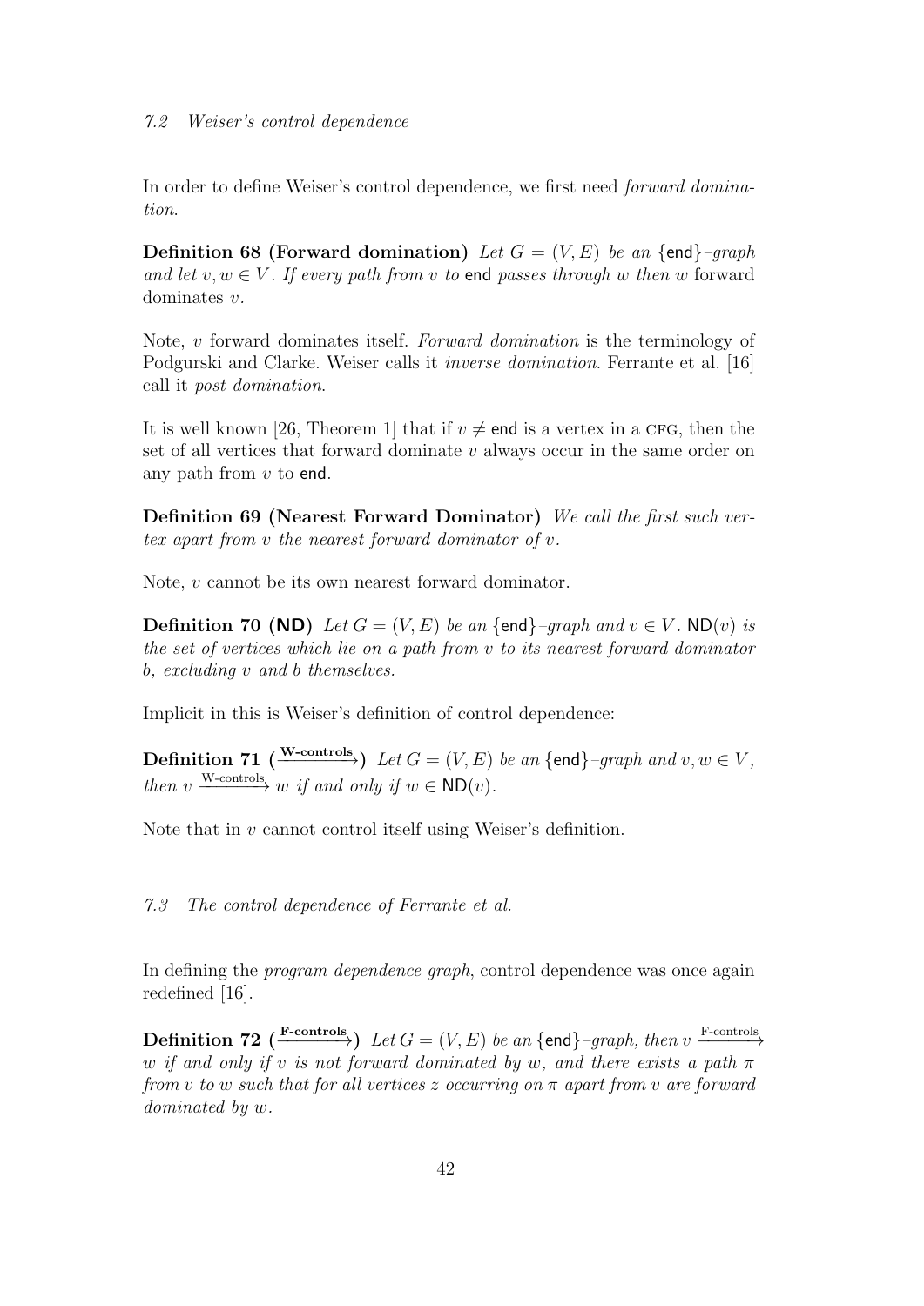### 7.2 Weiser's control dependence

In order to define Weiser's control dependence, we first need *forward domination*.

**Definition 68 (Forward domination)** *Let $G = (V, E)$ be an $\{\mathsf{end}\}$–graph and let $v, w \in V$. If every path from $v$ to* end *passes through $w$ then $w$* forward dominates *$v$.*

Note, $v$ forward dominates itself. *Forward domination* is the terminology of Podgurski and Clarke. Weiser calls it *inverse domination*. Ferrante et al. [16] call it *post domination*.

It is well known [26, Theorem 1] that if $v \neq \mathsf{end}$ is a vertex in a CFG, then the set of all vertices that forward dominate $v$ always occur in the same order on any path from $v$ to end.

**Definition 69 (Nearest Forward Dominator)** *We call the first such vertex apart from $v$ the nearest forward dominator of $v$.*

Note, $v$ cannot be its own nearest forward dominator.

**Definition 70 (ND)** *Let $G = (V, E)$ be an $\{\mathsf{end}\}$–graph and $v \in V$. $\mathsf{ND}(v)$ is the set of vertices which lie on a path from $v$ to its nearest forward dominator $b$, excluding $v$ and $b$ themselves.*

Implicit in this is Weiser's definition of control dependence:

**Definition 71 ($\xrightarrow{\textbf{W-controls}}$)** *Let $G = (V, E)$ be an $\{\mathsf{end}\}$–graph and $v, w \in V$, then $v \xrightarrow{\text{W-controls}} w$ if and only if $w \in \mathsf{ND}(v)$.*

Note that in $v$ cannot control itself using Weiser's definition.

### 7.3 The control dependence of Ferrante et al.

In defining the *program dependence graph*, control dependence was once again redefined [16].

**Definition 72 ($\xrightarrow{\textbf{F-controls}}$)** *Let $G = (V, E)$ be an $\{\mathsf{end}\}$–graph, then $v \xrightarrow{\text{F-controls}} w$ if and only if $v$ is not forward dominated by $w$, and there exists a path $\pi$ from $v$ to $w$ such that for all vertices $z$ occurring on $\pi$ apart from $v$ are forward dominated by $w$.*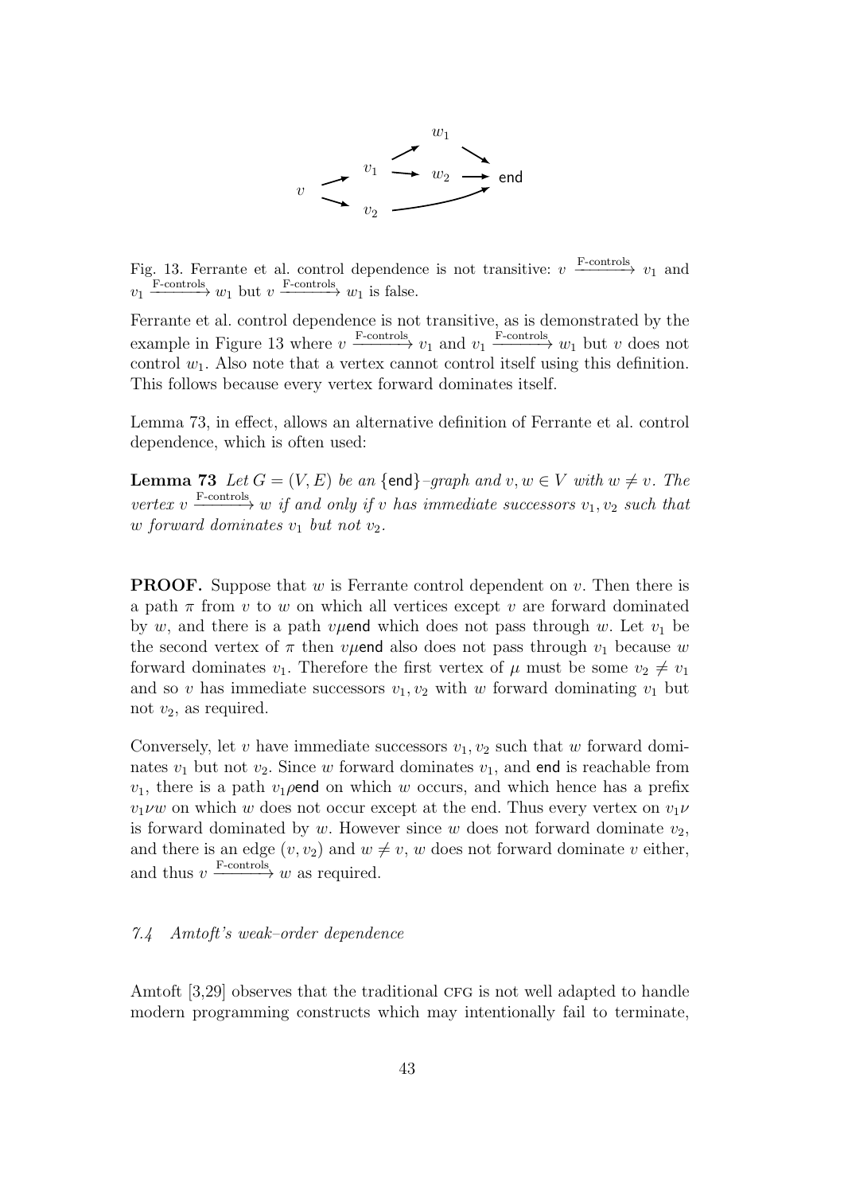v, $v_1$, $v_2$, $w_1$, $w_2$, end

Fig. 13. Ferrante et al. control dependence is not transitive: $v \xrightarrow{\text{F-controls}} v_1$ and $v_1 \xrightarrow{\text{F-controls}} w_1$ but $v \xrightarrow{\text{F-controls}} w_1$ is false.

Ferrante et al. control dependence is not transitive, as is demonstrated by the example in Figure 13 where $v \xrightarrow{\text{F-controls}} v_1$ and $v_1 \xrightarrow{\text{F-controls}} w_1$ but $v$ does not control $w_1$. Also note that a vertex cannot control itself using this definition. This follows because every vertex forward dominates itself.

Lemma 73, in effect, allows an alternative definition of Ferrante et al. control dependence, which is often used:

**Lemma 73** *Let $G = (V, E)$ be an $\{\mathsf{end}\}$–graph and $v, w \in V$ with $w \neq v$. The vertex $v \xrightarrow{\text{F-controls}} w$ if and only if $v$ has immediate successors $v_1, v_2$ such that $w$ forward dominates $v_1$ but not $v_2$.*

**PROOF.** Suppose that $w$ is Ferrante control dependent on $v$. Then there is a path $\pi$ from $v$ to $w$ on which all vertices except $v$ are forward dominated by $w$, and there is a path $v\mu\mathsf{end}$ which does not pass through $w$. Let $v_1$ be the second vertex of $\pi$ then $v\mu\mathsf{end}$ also does not pass through $v_1$ because $w$ forward dominates $v_1$. Therefore the first vertex of $\mu$ must be some $v_2 \neq v_1$ and so $v$ has immediate successors $v_1, v_2$ with $w$ forward dominating $v_1$ but not $v_2$, as required.

Conversely, let $v$ have immediate successors $v_1, v_2$ such that $w$ forward dominates $v_1$ but not $v_2$. Since $w$ forward dominates $v_1$, and $\mathsf{end}$ is reachable from $v_1$, there is a path $v_1\rho\mathsf{end}$ on which $w$ occurs, and which hence has a prefix $v_1\nu w$ on which $w$ does not occur except at the end. Thus every vertex on $v_1\nu$ is forward dominated by $w$. However since $w$ does not forward dominate $v_2$, and there is an edge $(v, v_2)$ and $w \neq v$, $w$ does not forward dominate $v$ either, and thus $v \xrightarrow{\text{F-controls}} w$ as required.

### *7.4 Amtoft's weak–order dependence*

Amtoft [3,29] observes that the traditional CFG is not well adapted to handle modern programming constructs which may intentionally fail to terminate,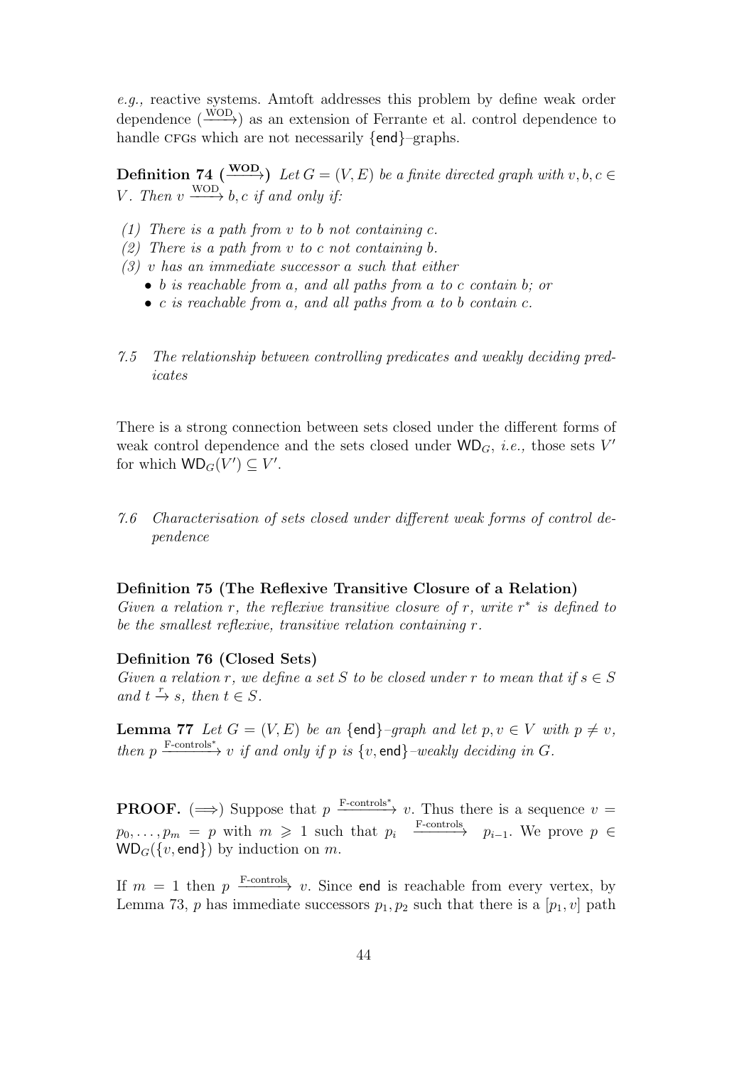*e.g.,* reactive systems. Amtoft addresses this problem by define weak order dependence ($\xrightarrow{\text{WOD}}$) as an extension of Ferrante et al. control dependence to handle CFGs which are not necessarily $\{\mathsf{end}\}$–graphs.

**Definition 74 ($\xrightarrow{\textbf{WOD}}$)** *Let $G = (V, E)$ be a finite directed graph with $v, b, c \in V$. Then $v \xrightarrow{\text{WOD}} b, c$ if and only if:*

*(1) There is a path from $v$ to $b$ not containing $c$.*
*(2) There is a path from $v$ to $c$ not containing $b$.*
*(3) $v$ has an immediate successor $a$ such that either*
- *$b$ is reachable from $a$, and all paths from $a$ to $c$ contain $b$; or*
- *$c$ is reachable from $a$, and all paths from $a$ to $b$ contain $c$.*

## *7.5 The relationship between controlling predicates and weakly deciding predicates*

There is a strong connection between sets closed under the different forms of weak control dependence and the sets closed under $\mathsf{WD}_G$, *i.e.,* those sets $V'$ for which $\mathsf{WD}_G(V') \subseteq V'$.

## *7.6 Characterisation of sets closed under different weak forms of control dependence*

**Definition 75 (The Reflexive Transitive Closure of a Relation)**
*Given a relation $r$, the reflexive transitive closure of $r$, write $r^*$ is defined to be the smallest reflexive, transitive relation containing $r$.*

**Definition 76 (Closed Sets)**
*Given a relation $r$, we define a set $S$ to be closed under $r$ to mean that if $s \in S$ and $t \xrightarrow{r} s$, then $t \in S$.*

**Lemma 77** *Let $G = (V, E)$ be an $\{\mathsf{end}\}$–graph and let $p, v \in V$ with $p \neq v$, then $p \xrightarrow{\text{F-controls}^*} v$ if and only if $p$ is $\{v, \mathsf{end}\}$–weakly deciding in $G$.*

**PROOF.** ($\Longrightarrow$) Suppose that $p \xrightarrow{\text{F-controls}^*} v$. Thus there is a sequence $v = p_0, \ldots, p_m = p$ with $m \geqslant 1$ such that $p_i \xrightarrow{\text{F-controls}} p_{i-1}$. We prove $p \in \mathsf{WD}_G(\{v, \mathsf{end}\})$ by induction on $m$.

If $m = 1$ then $p \xrightarrow{\text{F-controls}} v$. Since $\mathsf{end}$ is reachable from every vertex, by Lemma 73, $p$ has immediate successors $p_1, p_2$ such that there is a $[p_1, v]$ path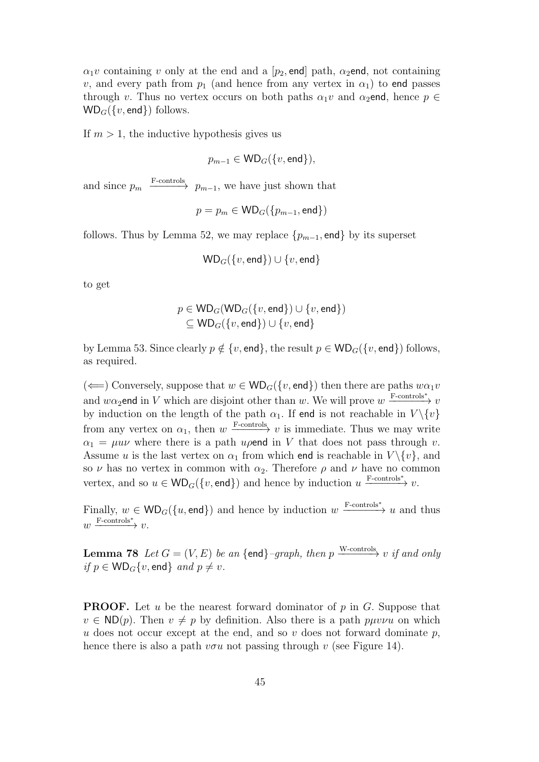$\alpha_1 v$ containing $v$ only at the end and a $[p_2, \mathsf{end}]$ path, $\alpha_2\mathsf{end}$, not containing $v$, and every path from $p_1$ (and hence from any vertex in $\alpha_1$) to $\mathsf{end}$ passes through $v$. Thus no vertex occurs on both paths $\alpha_1 v$ and $\alpha_2\mathsf{end}$, hence $p \in \mathsf{WD}_G(\{v, \mathsf{end}\})$ follows.

If $m > 1$, the inductive hypothesis gives us

$$p_{m-1} \in \mathsf{WD}_G(\{v, \mathsf{end}\}),$$

and since $p_m \xrightarrow{\text{F-controls}} p_{m-1}$, we have just shown that

$$p = p_m \in \mathsf{WD}_G(\{p_{m-1}, \mathsf{end}\})$$

follows. Thus by Lemma 52, we may replace $\{p_{m-1}, \mathsf{end}\}$ by its superset

$$\mathsf{WD}_G(\{v, \mathsf{end}\}) \cup \{v, \mathsf{end}\}$$

to get

$$\begin{aligned} p &\in \mathsf{WD}_G(\mathsf{WD}_G(\{v, \mathsf{end}\}) \cup \{v, \mathsf{end}\}) \\ &\subseteq \mathsf{WD}_G(\{v, \mathsf{end}\}) \cup \{v, \mathsf{end}\} \end{aligned}$$

by Lemma 53. Since clearly $p \notin \{v, \mathsf{end}\}$, the result $p \in \mathsf{WD}_G(\{v, \mathsf{end}\})$ follows, as required.

($\Longleftarrow$) Conversely, suppose that $w \in \mathsf{WD}_G(\{v, \mathsf{end}\})$ then there are paths $w\alpha_1 v$ and $w\alpha_2\mathsf{end}$ in $V$ which are disjoint other than $w$. We will prove $w \xrightarrow{\text{F-controls}^*} v$ by induction on the length of the path $\alpha_1$. If $\mathsf{end}$ is not reachable in $V \backslash \{v\}$ from any vertex on $\alpha_1$, then $w \xrightarrow{\text{F-controls}} v$ is immediate. Thus we may write $\alpha_1 = \mu u \nu$ where there is a path $u\rho\mathsf{end}$ in $V$ that does not pass through $v$. Assume $u$ is the last vertex on $\alpha_1$ from which $\mathsf{end}$ is reachable in $V \backslash \{v\}$, and so $\nu$ has no vertex in common with $\alpha_2$. Therefore $\rho$ and $\nu$ have no common vertex, and so $u \in \mathsf{WD}_G(\{v, \mathsf{end}\})$ and hence by induction $u \xrightarrow{\text{F-controls}^*} v$.

Finally, $w \in \mathsf{WD}_G(\{u, \mathsf{end}\})$ and hence by induction $w \xrightarrow{\text{F-controls}^*} u$ and thus $w \xrightarrow{\text{F-controls}^*} v$.

**Lemma 78** *Let $G = (V, E)$ be an $\{\mathsf{end}\}$–graph, then $p \xrightarrow{\text{W-controls}} v$ if and only if $p \in \mathsf{WD}_G\{v, \mathsf{end}\}$ and $p \neq v$.*

**PROOF.** Let $u$ be the nearest forward dominator of $p$ in $G$. Suppose that $v \in \mathsf{ND}(p)$. Then $v \neq p$ by definition. Also there is a path $p\mu v\nu u$ on which $u$ does not occur except at the end, and so $v$ does not forward dominate $p$, hence there is also a path $v\sigma u$ not passing through $v$ (see Figure 14).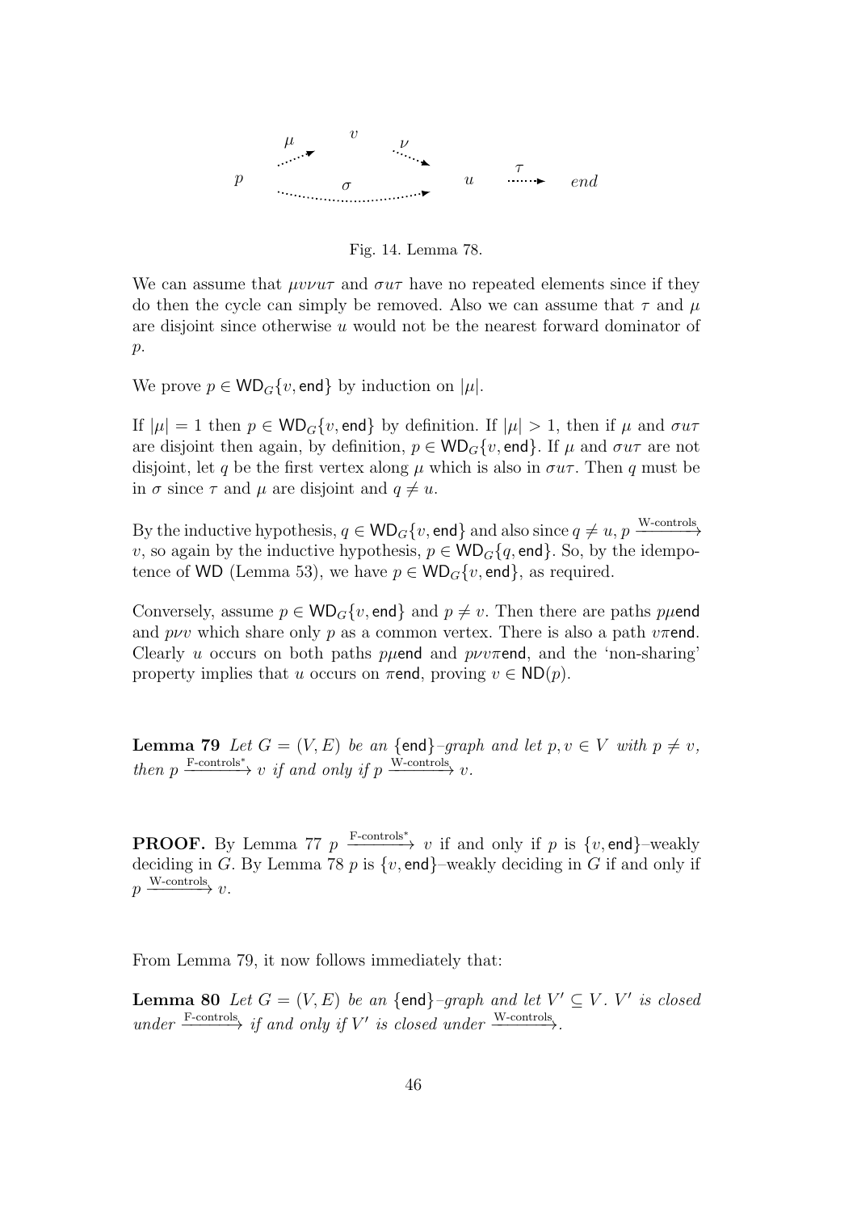Fig. 14. Lemma 78.

We can assume that $\mu v \nu u \tau$ and $\sigma u \tau$ have no repeated elements since if they do then the cycle can simply be removed. Also we can assume that $\tau$ and $\mu$ are disjoint since otherwise $u$ would not be the nearest forward dominator of $p$.

We prove $p \in \mathsf{WD}_G\{v, \mathsf{end}\}$ by induction on $|\mu|$.

If $|\mu| = 1$ then $p \in \mathsf{WD}_G\{v, \mathsf{end}\}$ by definition. If $|\mu| > 1$, then if $\mu$ and $\sigma u \tau$ are disjoint then again, by definition, $p \in \mathsf{WD}_G\{v, \mathsf{end}\}$. If $\mu$ and $\sigma u \tau$ are not disjoint, let $q$ be the first vertex along $\mu$ which is also in $\sigma u \tau$. Then $q$ must be in $\sigma$ since $\tau$ and $\mu$ are disjoint and $q \neq u$.

By the inductive hypothesis, $q \in \mathsf{WD}_G\{v, \mathsf{end}\}$ and also since $q \neq u$, $p \xrightarrow{\text{W-controls}} v$, so again by the inductive hypothesis, $p \in \mathsf{WD}_G\{q, \mathsf{end}\}$. So, by the idempotence of $\mathsf{WD}$ (Lemma 53), we have $p \in \mathsf{WD}_G\{v, \mathsf{end}\}$, as required.

Conversely, assume $p \in \mathsf{WD}_G\{v, \mathsf{end}\}$ and $p \neq v$. Then there are paths $p\mu\mathsf{end}$ and $p\nu v$ which share only $p$ as a common vertex. There is also a path $v\pi\mathsf{end}$. Clearly $u$ occurs on both paths $p\mu\mathsf{end}$ and $p\nu v\pi\mathsf{end}$, and the 'non-sharing' property implies that $u$ occurs on $\pi\mathsf{end}$, proving $v \in \mathsf{ND}(p)$.

**Lemma 79** *Let $G = (V, E)$ be an $\{\mathsf{end}\}$–graph and let $p, v \in V$ with $p \neq v$, then $p \xrightarrow{\text{F-controls}^*} v$ if and only if $p \xrightarrow{\text{W-controls}} v$.*

**PROOF.** By Lemma 77 $p \xrightarrow{\text{F-controls}^*} v$ if and only if $p$ is $\{v, \mathsf{end}\}$–weakly deciding in $G$. By Lemma 78 $p$ is $\{v, \mathsf{end}\}$–weakly deciding in $G$ if and only if $p \xrightarrow{\text{W-controls}} v$.

From Lemma 79, it now follows immediately that:

**Lemma 80** *Let $G = (V, E)$ be an $\{\mathsf{end}\}$–graph and let $V' \subseteq V$. $V'$ is closed under $\xrightarrow{\text{F-controls}}$ if and only if $V'$ is closed under $\xrightarrow{\text{W-controls}}$.*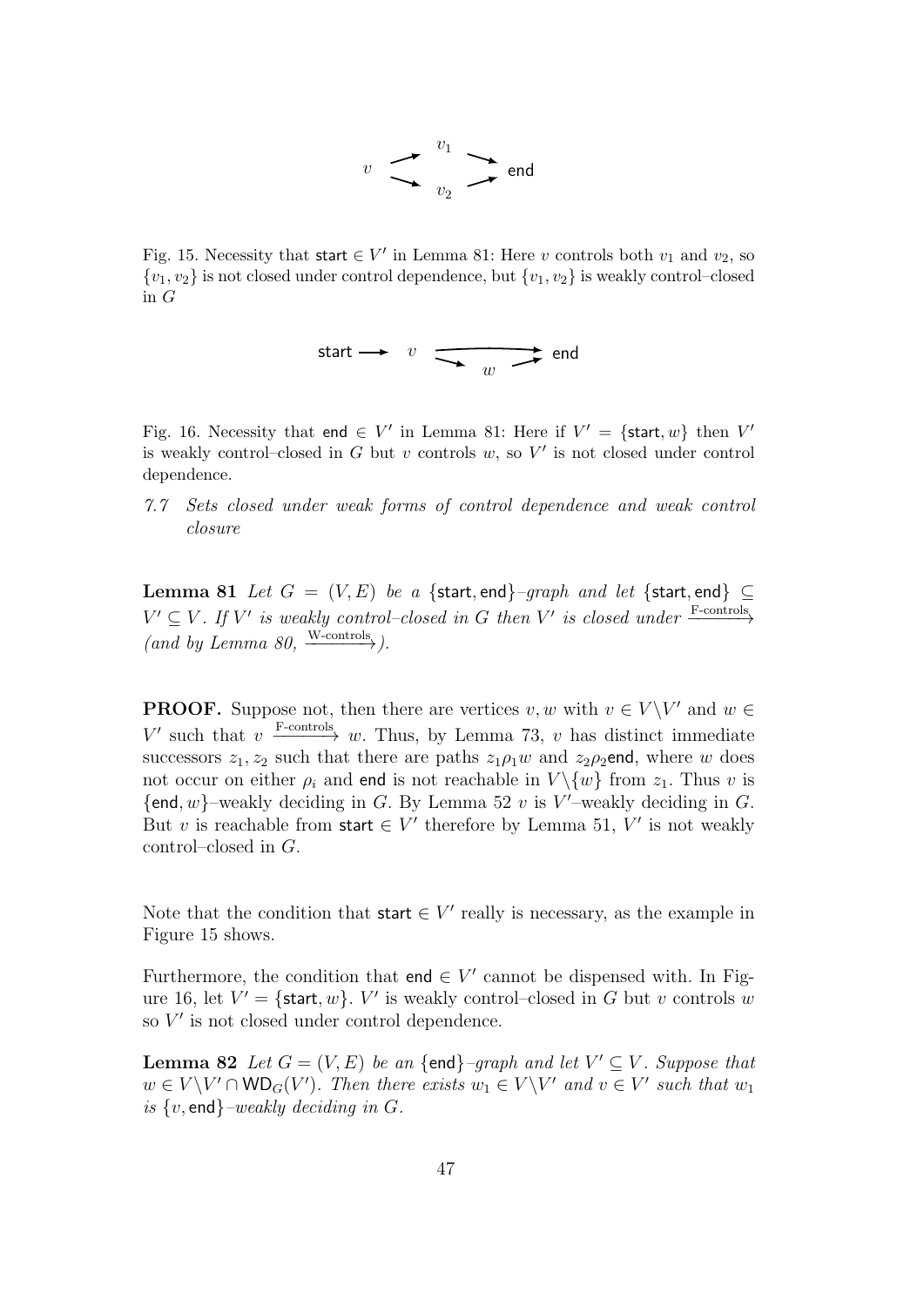$v$ → $v_1$ → end
$v$ → $v_2$ → end

Fig. 15. Necessity that $\mathsf{start} \in V'$ in Lemma 81: Here $v$ controls both $v_1$ and $v_2$, so $\{v_1, v_2\}$ is not closed under control dependence, but $\{v_1, v_2\}$ is weakly control–closed in $G$

start → $v$ → end
$v$ → $w$ → end

Fig. 16. Necessity that $\mathsf{end} \in V'$ in Lemma 81: Here if $V' = \{\mathsf{start}, w\}$ then $V'$ is weakly control–closed in $G$ but $v$ controls $w$, so $V'$ is not closed under control dependence.

### 7.7 Sets closed under weak forms of control dependence and weak control closure

**Lemma 81** *Let $G = (V, E)$ be a $\{\mathsf{start}, \mathsf{end}\}$–graph and let $\{\mathsf{start}, \mathsf{end}\} \subseteq V' \subseteq V$. If $V'$ is weakly control–closed in $G$ then $V'$ is closed under $\xrightarrow{\text{F-controls}}$ (and by Lemma 80, $\xrightarrow{\text{W-controls}}$).*

**PROOF.** Suppose not, then there are vertices $v, w$ with $v \in V \backslash V'$ and $w \in V'$ such that $v \xrightarrow{\text{F-controls}} w$. Thus, by Lemma 73, $v$ has distinct immediate successors $z_1, z_2$ such that there are paths $z_1 \rho_1 w$ and $z_2 \rho_2 \mathsf{end}$, where $w$ does not occur on either $\rho_i$ and $\mathsf{end}$ is not reachable in $V \backslash \{w\}$ from $z_1$. Thus $v$ is $\{\mathsf{end}, w\}$–weakly deciding in $G$. By Lemma 52 $v$ is $V'$–weakly deciding in $G$. But $v$ is reachable from $\mathsf{start} \in V'$ therefore by Lemma 51, $V'$ is not weakly control–closed in $G$.

Note that the condition that $\mathsf{start} \in V'$ really is necessary, as the example in Figure 15 shows.

Furthermore, the condition that $\mathsf{end} \in V'$ cannot be dispensed with. In Figure 16, let $V' = \{\mathsf{start}, w\}$. $V'$ is weakly control–closed in $G$ but $v$ controls $w$ so $V'$ is not closed under control dependence.

**Lemma 82** *Let $G = (V, E)$ be an $\{\mathsf{end}\}$–graph and let $V' \subseteq V$. Suppose that $w \in V \backslash V' \cap \mathsf{WD}_G(V')$. Then there exists $w_1 \in V \backslash V'$ and $v \in V'$ such that $w_1$ is $\{v, \mathsf{end}\}$–weakly deciding in $G$.*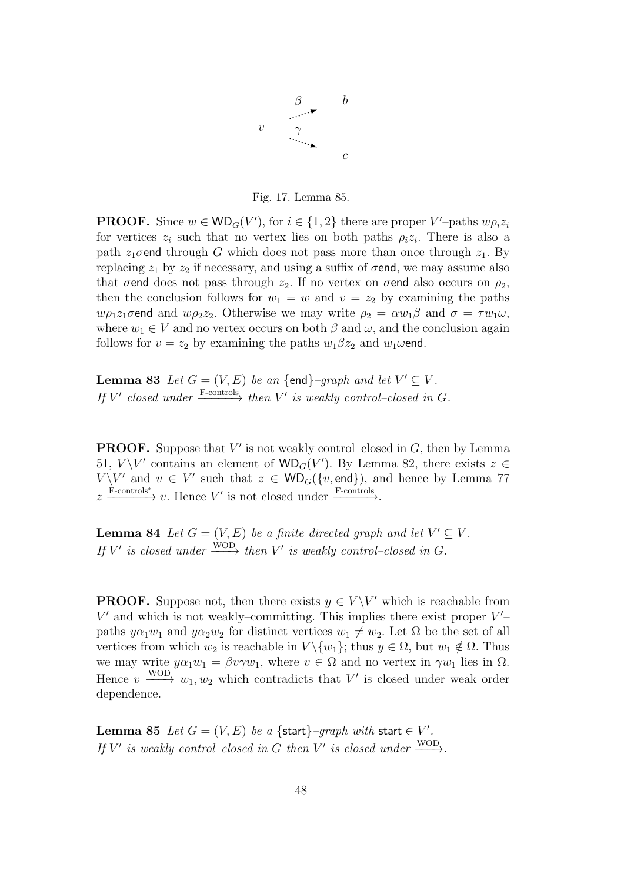Fig. 17. Lemma 85.

**PROOF.** Since $w \in \mathsf{WD}_G(V')$, for $i \in \{1, 2\}$ there are proper $V'$–paths $w\rho_i z_i$ for vertices $z_i$ such that no vertex lies on both paths $\rho_i z_i$. There is also a path $z_1\sigma\mathsf{end}$ through $G$ which does not pass more than once through $z_1$. By replacing $z_1$ by $z_2$ if necessary, and using a suffix of $\sigma\mathsf{end}$, we may assume also that $\sigma\mathsf{end}$ does not pass through $z_2$. If no vertex on $\sigma\mathsf{end}$ also occurs on $\rho_2$, then the conclusion follows for $w_1 = w$ and $v = z_2$ by examining the paths $w\rho_1 z_1\sigma\mathsf{end}$ and $w\rho_2 z_2$. Otherwise we may write $\rho_2 = \alpha w_1 \beta$ and $\sigma = \tau w_1 \omega$, where $w_1 \in V$ and no vertex occurs on both $\beta$ and $\omega$, and the conclusion again follows for $v = z_2$ by examining the paths $w_1\beta z_2$ and $w_1\omega\mathsf{end}$.

**Lemma 83** *Let $G = (V, E)$ be an $\{\mathsf{end}\}$–graph and let $V' \subseteq V$.*
*If $V'$ closed under $\xrightarrow{\text{F-controls}}$ then $V'$ is weakly control–closed in $G$.*

**PROOF.** Suppose that $V'$ is not weakly control–closed in $G$, then by Lemma 51, $V \backslash V'$ contains an element of $\mathsf{WD}_G(V')$. By Lemma 82, there exists $z \in V \backslash V'$ and $v \in V'$ such that $z \in \mathsf{WD}_G(\{v, \mathsf{end}\})$, and hence by Lemma 77 $z \xrightarrow{\text{F-controls}^*} v$. Hence $V'$ is not closed under $\xrightarrow{\text{F-controls}}$.

**Lemma 84** *Let $G = (V, E)$ be a finite directed graph and let $V' \subseteq V$.*
*If $V'$ is closed under $\xrightarrow{\text{WOD}}$ then $V'$ is weakly control–closed in $G$.*

**PROOF.** Suppose not, then there exists $y \in V \backslash V'$ which is reachable from $V'$ and which is not weakly–committing. This implies there exist proper $V'$–paths $y\alpha_1 w_1$ and $y\alpha_2 w_2$ for distinct vertices $w_1 \neq w_2$. Let $\Omega$ be the set of all vertices from which $w_2$ is reachable in $V \backslash \{w_1\}$; thus $y \in \Omega$, but $w_1 \notin \Omega$. Thus we may write $y\alpha_1 w_1 = \beta v \gamma w_1$, where $v \in \Omega$ and no vertex in $\gamma w_1$ lies in $\Omega$. Hence $v \xrightarrow{\text{WOD}} w_1, w_2$ which contradicts that $V'$ is closed under weak order dependence.

**Lemma 85** *Let $G = (V, E)$ be a $\{\mathsf{start}\}$–graph with $\mathsf{start} \in V'$.*
*If $V'$ is weakly control–closed in $G$ then $V'$ is closed under $\xrightarrow{\text{WOD}}$.*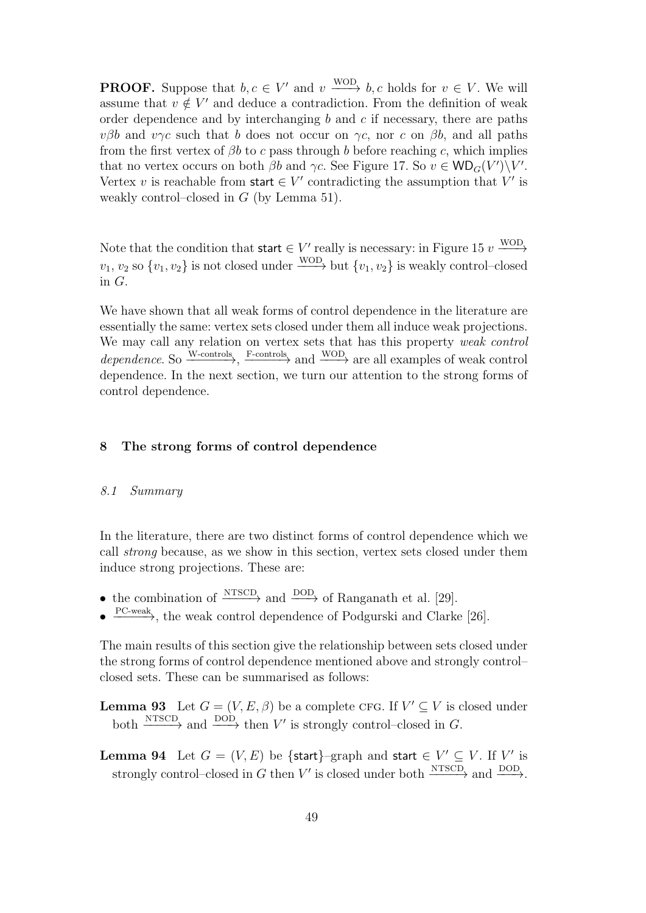**PROOF.** Suppose that $b, c \in V'$ and $v \xrightarrow{\text{WOD}} b, c$ holds for $v \in V$. We will assume that $v \notin V'$ and deduce a contradiction. From the definition of weak order dependence and by interchanging $b$ and $c$ if necessary, there are paths $v\beta b$ and $v\gamma c$ such that $b$ does not occur on $\gamma c$, nor $c$ on $\beta b$, and all paths from the first vertex of $\beta b$ to $c$ pass through $b$ before reaching $c$, which implies that no vertex occurs on both $\beta b$ and $\gamma c$. See Figure 17. So $v \in \mathsf{WD}_G(V') \backslash V'$. Vertex $v$ is reachable from $\mathsf{start} \in V'$ contradicting the assumption that $V'$ is weakly control–closed in $G$ (by Lemma 51).

Note that the condition that $\mathsf{start} \in V'$ really is necessary: in Figure 15 $v \xrightarrow{\text{WOD}} v_1, v_2$ so $\{v_1, v_2\}$ is not closed under $\xrightarrow{\text{WOD}}$ but $\{v_1, v_2\}$ is weakly control–closed in $G$.

We have shown that all weak forms of control dependence in the literature are essentially the same: vertex sets closed under them all induce weak projections. We may call any relation on vertex sets that has this property *weak control dependence*. So $\xrightarrow{\text{W-controls}}$, $\xrightarrow{\text{F-controls}}$ and $\xrightarrow{\text{WOD}}$ are all examples of weak control dependence. In the next section, we turn our attention to the strong forms of control dependence.

## 8 The strong forms of control dependence

### *8.1 Summary*

In the literature, there are two distinct forms of control dependence which we call *strong* because, as we show in this section, vertex sets closed under them induce strong projections. These are:

- the combination of $\xrightarrow{\text{NTSCD}}$ and $\xrightarrow{\text{DOD}}$ of Ranganath et al. [29].
- $\xrightarrow{\text{PC-weak}}$, the weak control dependence of Podgurski and Clarke [26].

The main results of this section give the relationship between sets closed under the strong forms of control dependence mentioned above and strongly control–closed sets. These can be summarised as follows:

**Lemma 93** Let $G = (V, E, \beta)$ be a complete CFG. If $V' \subseteq V$ is closed under both $\xrightarrow{\text{NTSCD}}$ and $\xrightarrow{\text{DOD}}$ then $V'$ is strongly control–closed in $G$.

**Lemma 94** Let $G = (V, E)$ be $\{\mathsf{start}\}$–graph and $\mathsf{start} \in V' \subseteq V$. If $V'$ is strongly control–closed in $G$ then $V'$ is closed under both $\xrightarrow{\text{NTSCD}}$ and $\xrightarrow{\text{DOD}}$.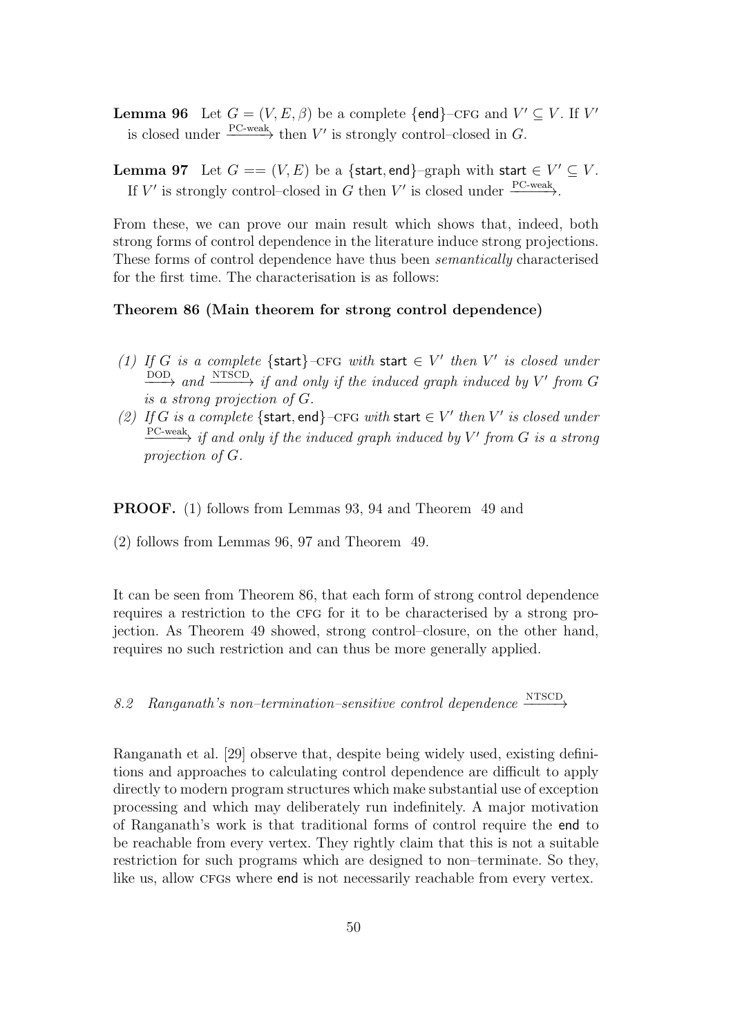**Lemma 96** Let $G = (V, E, \beta)$ be a complete $\{\mathsf{end}\}$–CFG and $V' \subseteq V$. If $V'$ is closed under $\xrightarrow{\text{PC-weak}}$ then $V'$ is strongly control–closed in $G$.

**Lemma 97** Let $G == (V, E)$ be a $\{\mathsf{start}, \mathsf{end}\}$–graph with $\mathsf{start} \in V' \subseteq V$. If $V'$ is strongly control–closed in $G$ then $V'$ is closed under $\xrightarrow{\text{PC-weak}}$.

From these, we can prove our main result which shows that, indeed, both strong forms of control dependence in the literature induce strong projections. These forms of control dependence have thus been *semantically* characterised for the first time. The characterisation is as follows:

**Theorem 86 (Main theorem for strong control dependence)**

*(1) If $G$ is a complete $\{\mathsf{start}\}$–CFG with $\mathsf{start} \in V'$ then $V'$ is closed under $\xrightarrow{\text{DOD}}$ and $\xrightarrow{\text{NTSCD}}$ if and only if the induced graph induced by $V'$ from $G$ is a strong projection of $G$.*

*(2) If $G$ is a complete $\{\mathsf{start}, \mathsf{end}\}$–CFG with $\mathsf{start} \in V'$ then $V'$ is closed under $\xrightarrow{\text{PC-weak}}$ if and only if the induced graph induced by $V'$ from $G$ is a strong projection of $G$.*

**PROOF.** (1) follows from Lemmas 93, 94 and Theorem 49 and

(2) follows from Lemmas 96, 97 and Theorem 49.

It can be seen from Theorem 86, that each form of strong control dependence requires a restriction to the CFG for it to be characterised by a strong projection. As Theorem 49 showed, strong control–closure, on the other hand, requires no such restriction and can thus be more generally applied.

### *8.2 Ranganath's non–termination–sensitive control dependence* $\xrightarrow{\text{NTSCD}}$

Ranganath et al. [29] observe that, despite being widely used, existing definitions and approaches to calculating control dependence are difficult to apply directly to modern program structures which make substantial use of exception processing and which may deliberately run indefinitely. A major motivation of Ranganath's work is that traditional forms of control require the $\mathsf{end}$ to be reachable from every vertex. They rightly claim that this is not a suitable restriction for such programs which are designed to non–terminate. So they, like us, allow CFGs where $\mathsf{end}$ is not necessarily reachable from every vertex.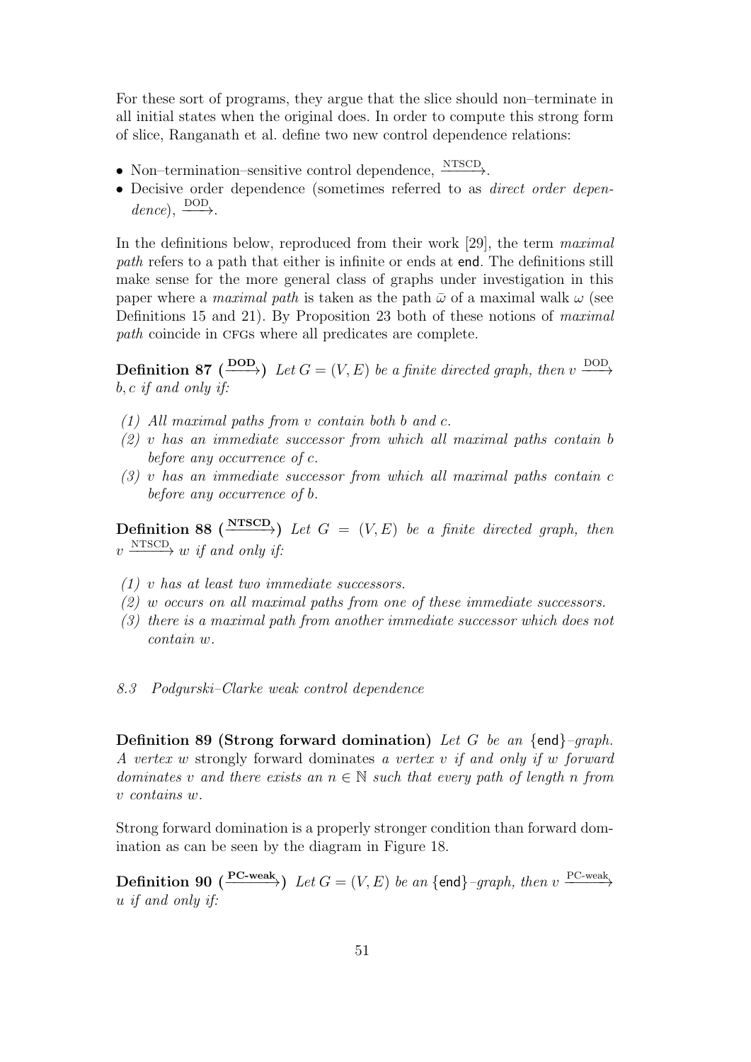For these sort of programs, they argue that the slice should non–terminate in all initial states when the original does. In order to compute this strong form of slice, Ranganath et al. define two new control dependence relations:

- Non–termination–sensitive control dependence, $\xrightarrow{\text{NTSCD}}$.
- Decisive order dependence (sometimes referred to as *direct order dependence*), $\xrightarrow{\text{DOD}}$.

In the definitions below, reproduced from their work [29], the term *maximal path* refers to a path that either is infinite or ends at end. The definitions still make sense for the more general class of graphs under investigation in this paper where a *maximal path* is taken as the path $\bar{\omega}$ of a maximal walk $\omega$ (see Definitions 15 and 21). By Proposition 23 both of these notions of *maximal path* coincide in CFGs where all predicates are complete.

**Definition 87 ($\xrightarrow{\textbf{DOD}}$)** *Let $G = (V, E)$ be a finite directed graph, then $v \xrightarrow{\text{DOD}} b, c$ if and only if:*

*(1) All maximal paths from $v$ contain both $b$ and $c$.*
*(2) $v$ has an immediate successor from which all maximal paths contain $b$ before any occurrence of $c$.*
*(3) $v$ has an immediate successor from which all maximal paths contain $c$ before any occurrence of $b$.*

**Definition 88 ($\xrightarrow{\textbf{NTSCD}}$)** *Let $G = (V, E)$ be a finite directed graph, then $v \xrightarrow{\text{NTSCD}} w$ if and only if:*

*(1) $v$ has at least two immediate successors.*
*(2) $w$ occurs on all maximal paths from one of these immediate successors.*
*(3) there is a maximal path from another immediate successor which does not contain $w$.*

### *8.3 Podgurski–Clarke weak control dependence*

**Definition 89 (Strong forward domination)** *Let $G$ be an $\{\mathsf{end}\}$–graph. A vertex $w$* strongly forward dominates *a vertex $v$ if and only if $w$ forward dominates $v$ and there exists an $n \in \mathbb{N}$ such that every path of length $n$ from $v$ contains $w$.*

Strong forward domination is a properly stronger condition than forward domination as can be seen by the diagram in Figure 18.

**Definition 90 ($\xrightarrow{\textbf{PC-weak}}$)** *Let $G = (V, E)$ be an $\{\mathsf{end}\}$–graph, then $v \xrightarrow{\text{PC-weak}} u$ if and only if:*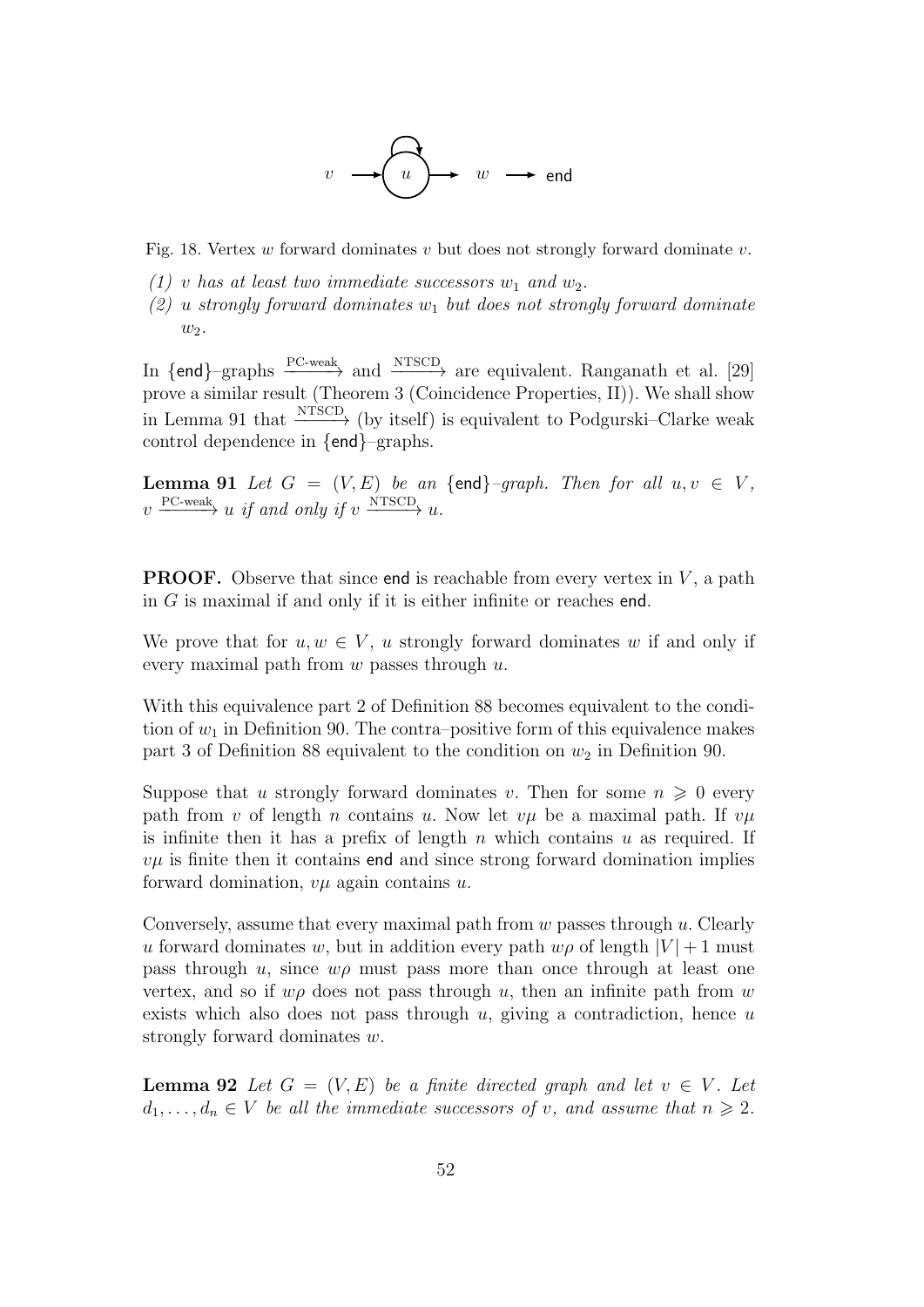v → u → w → end

Fig. 18. Vertex $w$ forward dominates $v$ but does not strongly forward dominate $v$.

*(1) $v$ has at least two immediate successors $w_1$ and $w_2$.*
*(2) $u$ strongly forward dominates $w_1$ but does not strongly forward dominate $w_2$.*

In {end}–graphs $\xrightarrow{\text{PC-weak}}$ and $\xrightarrow{\text{NTSCD}}$ are equivalent. Ranganath et al. [29] prove a similar result (Theorem 3 (Coincidence Properties, II)). We shall show in Lemma 91 that $\xrightarrow{\text{NTSCD}}$ (by itself) is equivalent to Podgurski–Clarke weak control dependence in {end}–graphs.

**Lemma 91** *Let $G = (V, E)$ be an {end}–graph. Then for all $u, v \in V$, $v \xrightarrow{\text{PC-weak}} u$ if and only if $v \xrightarrow{\text{NTSCD}} u$.*

**PROOF.** Observe that since end is reachable from every vertex in $V$, a path in $G$ is maximal if and only if it is either infinite or reaches end.

We prove that for $u, w \in V$, $u$ strongly forward dominates $w$ if and only if every maximal path from $w$ passes through $u$.

With this equivalence part 2 of Definition 88 becomes equivalent to the condition of $w_1$ in Definition 90. The contra–positive form of this equivalence makes part 3 of Definition 88 equivalent to the condition on $w_2$ in Definition 90.

Suppose that $u$ strongly forward dominates $v$. Then for some $n \geqslant 0$ every path from $v$ of length $n$ contains $u$. Now let $v\mu$ be a maximal path. If $v\mu$ is infinite then it has a prefix of length $n$ which contains $u$ as required. If $v\mu$ is finite then it contains end and since strong forward domination implies forward domination, $v\mu$ again contains $u$.

Conversely, assume that every maximal path from $w$ passes through $u$. Clearly $u$ forward dominates $w$, but in addition every path $w\rho$ of length $|V| + 1$ must pass through $u$, since $w\rho$ must pass more than once through at least one vertex, and so if $w\rho$ does not pass through $u$, then an infinite path from $w$ exists which also does not pass through $u$, giving a contradiction, hence $u$ strongly forward dominates $w$.

**Lemma 92** *Let $G = (V, E)$ be a finite directed graph and let $v \in V$. Let $d_1, \ldots, d_n \in V$ be all the immediate successors of $v$, and assume that $n \geqslant 2$.*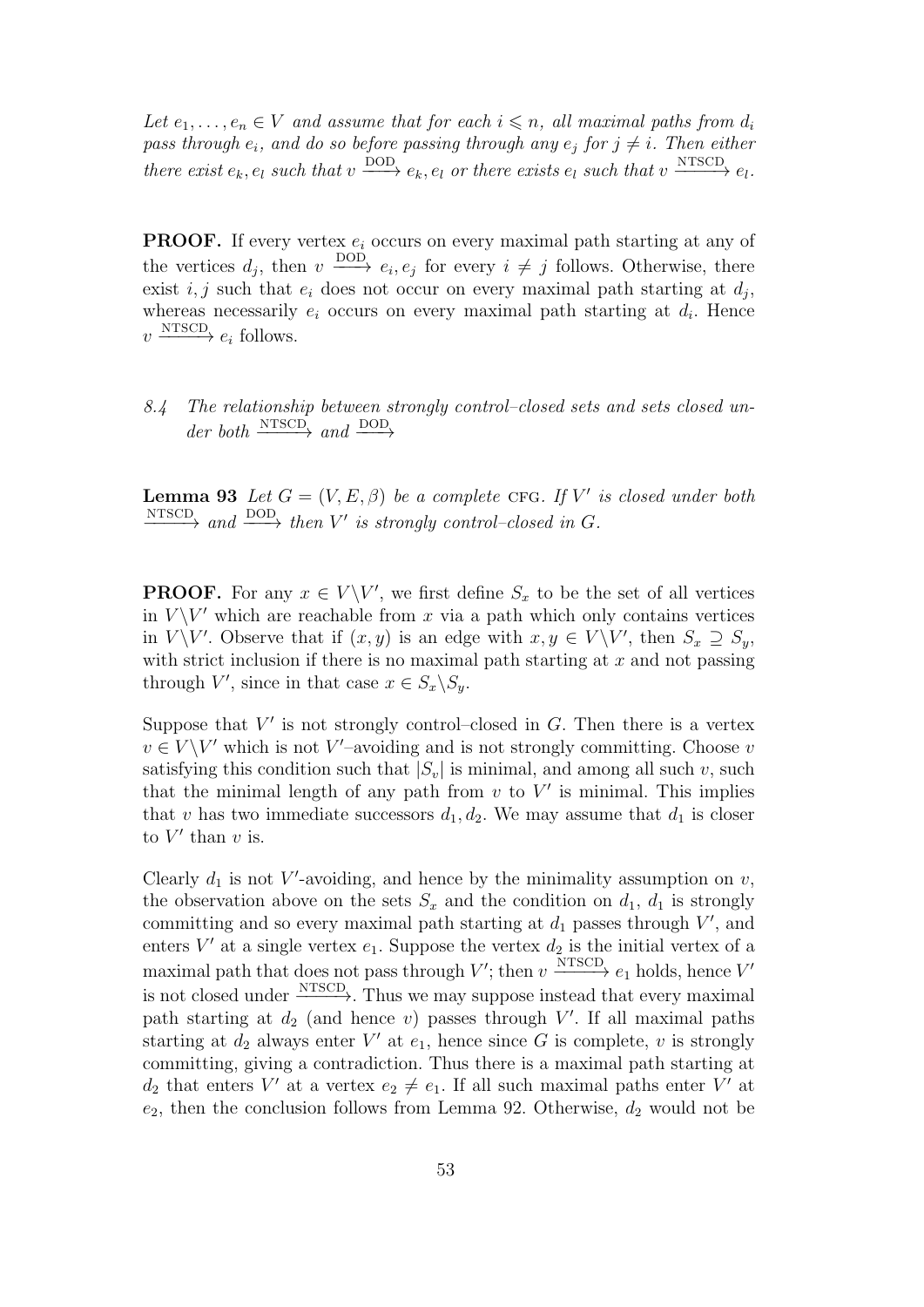*Let $e_1, \ldots, e_n \in V$ and assume that for each $i \leqslant n$, all maximal paths from $d_i$ pass through $e_i$, and do so before passing through any $e_j$ for $j \neq i$. Then either there exist $e_k, e_l$ such that $v \xrightarrow{\text{DOD}} e_k, e_l$ or there exists $e_l$ such that $v \xrightarrow{\text{NTSCD}} e_l$.*

**PROOF.** If every vertex $e_i$ occurs on every maximal path starting at any of the vertices $d_j$, then $v \xrightarrow{\text{DOD}} e_i, e_j$ for every $i \neq j$ follows. Otherwise, there exist $i, j$ such that $e_i$ does not occur on every maximal path starting at $d_j$, whereas necessarily $e_i$ occurs on every maximal path starting at $d_i$. Hence $v \xrightarrow{\text{NTSCD}} e_i$ follows.

### *8.4 The relationship between strongly control–closed sets and sets closed under both $\xrightarrow{\text{NTSCD}}$ and $\xrightarrow{\text{DOD}}$*

**Lemma 93** *Let $G = (V, E, \beta)$ be a complete* CFG. *If $V'$ is closed under both $\xrightarrow{\text{NTSCD}}$ and $\xrightarrow{\text{DOD}}$ then $V'$ is strongly control–closed in $G$.*

**PROOF.** For any $x \in V \backslash V'$, we first define $S_x$ to be the set of all vertices in $V \backslash V'$ which are reachable from $x$ via a path which only contains vertices in $V \backslash V'$. Observe that if $(x, y)$ is an edge with $x, y \in V \backslash V'$, then $S_x \supseteq S_y$, with strict inclusion if there is no maximal path starting at $x$ and not passing through $V'$, since in that case $x \in S_x \backslash S_y$.

Suppose that $V'$ is not strongly control–closed in $G$. Then there is a vertex $v \in V \backslash V'$ which is not $V'$–avoiding and is not strongly committing. Choose $v$ satisfying this condition such that $|S_v|$ is minimal, and among all such $v$, such that the minimal length of any path from $v$ to $V'$ is minimal. This implies that $v$ has two immediate successors $d_1, d_2$. We may assume that $d_1$ is closer to $V'$ than $v$ is.

Clearly $d_1$ is not $V'$-avoiding, and hence by the minimality assumption on $v$, the observation above on the sets $S_x$ and the condition on $d_1$, $d_1$ is strongly committing and so every maximal path starting at $d_1$ passes through $V'$, and enters $V'$ at a single vertex $e_1$. Suppose the vertex $d_2$ is the initial vertex of a maximal path that does not pass through $V'$; then $v \xrightarrow{\text{NTSCD}} e_1$ holds, hence $V'$ is not closed under $\xrightarrow{\text{NTSCD}}$. Thus we may suppose instead that every maximal path starting at $d_2$ (and hence $v$) passes through $V'$. If all maximal paths starting at $d_2$ always enter $V'$ at $e_1$, hence since $G$ is complete, $v$ is strongly committing, giving a contradiction. Thus there is a maximal path starting at $d_2$ that enters $V'$ at a vertex $e_2 \neq e_1$. If all such maximal paths enter $V'$ at $e_2$, then the conclusion follows from Lemma 92. Otherwise, $d_2$ would not be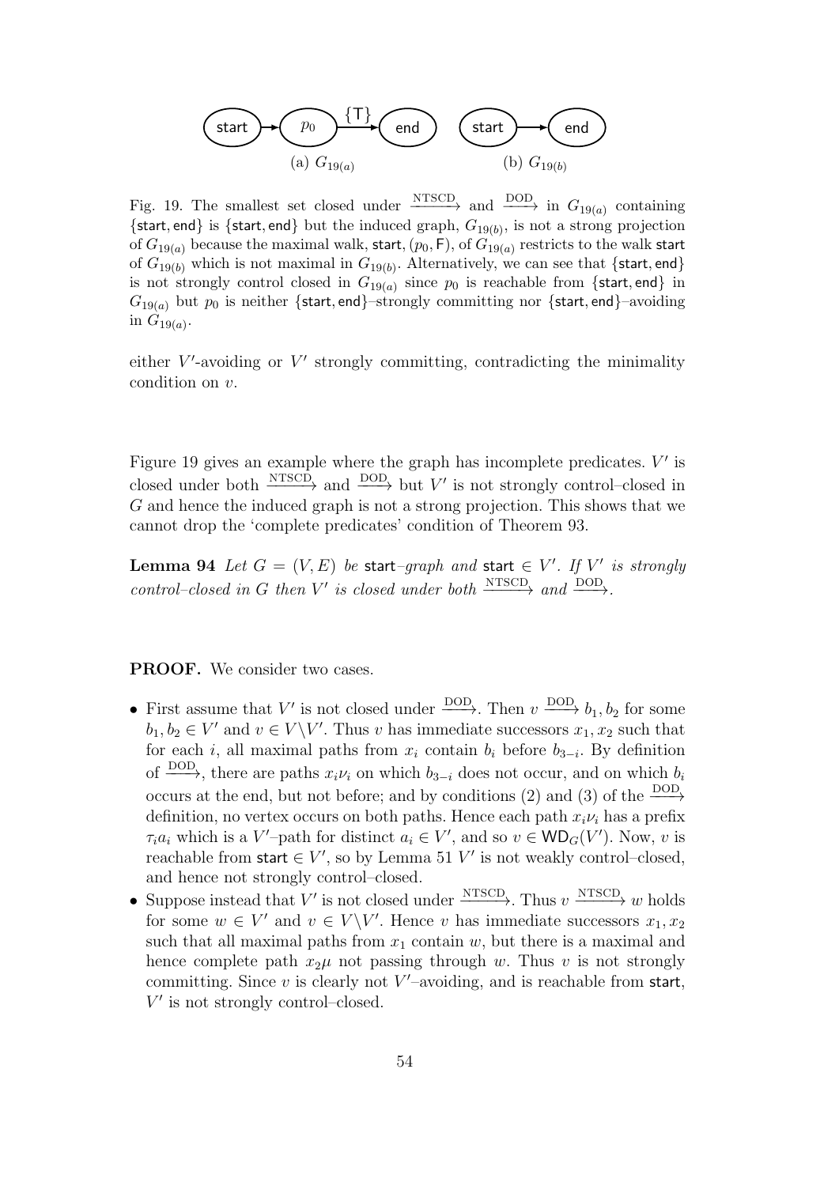start → $p_0$ —{T}→ end    start → end

(a) $G_{19(a)}$    (b) $G_{19(b)}$

Fig. 19. The smallest set closed under $\xrightarrow{\text{NTSCD}}$ and $\xrightarrow{\text{DOD}}$ in $G_{19(a)}$ containing $\{\mathsf{start}, \mathsf{end}\}$ is $\{\mathsf{start}, \mathsf{end}\}$ but the induced graph, $G_{19(b)}$, is not a strong projection of $G_{19(a)}$ because the maximal walk, $\mathsf{start}, (p_0, \mathsf{F})$, of $G_{19(a)}$ restricts to the walk $\mathsf{start}$ of $G_{19(b)}$ which is not maximal in $G_{19(b)}$. Alternatively, we can see that $\{\mathsf{start}, \mathsf{end}\}$ is not strongly control closed in $G_{19(a)}$ since $p_0$ is reachable from $\{\mathsf{start}, \mathsf{end}\}$ in $G_{19(a)}$ but $p_0$ is neither $\{\mathsf{start}, \mathsf{end}\}$–strongly committing nor $\{\mathsf{start}, \mathsf{end}\}$–avoiding in $G_{19(a)}$.

either $V'$-avoiding or $V'$ strongly committing, contradicting the minimality condition on $v$.

Figure 19 gives an example where the graph has incomplete predicates. $V'$ is closed under both $\xrightarrow{\text{NTSCD}}$ and $\xrightarrow{\text{DOD}}$ but $V'$ is not strongly control–closed in $G$ and hence the induced graph is not a strong projection. This shows that we cannot drop the 'complete predicates' condition of Theorem 93.

**Lemma 94** *Let $G = (V, E)$ be* $\mathsf{start}$*–graph and* $\mathsf{start} \in V'$*. If $V'$ is strongly control–closed in $G$ then $V'$ is closed under both $\xrightarrow{\text{NTSCD}}$ and $\xrightarrow{\text{DOD}}$.*

**PROOF.** We consider two cases.

- First assume that $V'$ is not closed under $\xrightarrow{\text{DOD}}$. Then $v \xrightarrow{\text{DOD}} b_1, b_2$ for some $b_1, b_2 \in V'$ and $v \in V \backslash V'$. Thus $v$ has immediate successors $x_1, x_2$ such that for each $i$, all maximal paths from $x_i$ contain $b_i$ before $b_{3-i}$. By definition of $\xrightarrow{\text{DOD}}$, there are paths $x_i\nu_i$ on which $b_{3-i}$ does not occur, and on which $b_i$ occurs at the end, but not before; and by conditions (2) and (3) of the $\xrightarrow{\text{DOD}}$ definition, no vertex occurs on both paths. Hence each path $x_i\nu_i$ has a prefix $\tau_i a_i$ which is a $V'$–path for distinct $a_i \in V'$, and so $v \in \mathsf{WD}_G(V')$. Now, $v$ is reachable from $\mathsf{start} \in V'$, so by Lemma 51 $V'$ is not weakly control–closed, and hence not strongly control–closed.
- Suppose instead that $V'$ is not closed under $\xrightarrow{\text{NTSCD}}$. Thus $v \xrightarrow{\text{NTSCD}} w$ holds for some $w \in V'$ and $v \in V \backslash V'$. Hence $v$ has immediate successors $x_1, x_2$ such that all maximal paths from $x_1$ contain $w$, but there is a maximal and hence complete path $x_2\mu$ not passing through $w$. Thus $v$ is not strongly committing. Since $v$ is clearly not $V'$–avoiding, and is reachable from $\mathsf{start}$, $V'$ is not strongly control–closed.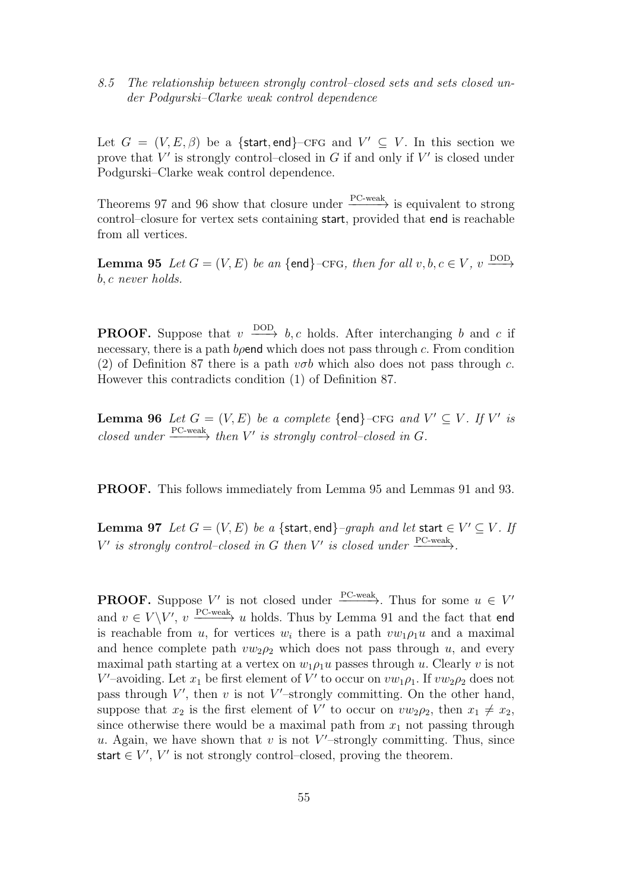## 8.5 The relationship between strongly control–closed sets and sets closed under Podgurski–Clarke weak control dependence

Let $G = (V, E, \beta)$ be a $\{\mathsf{start}, \mathsf{end}\}$–CFG and $V' \subseteq V$. In this section we prove that $V'$ is strongly control–closed in $G$ if and only if $V'$ is closed under Podgurski–Clarke weak control dependence.

Theorems 97 and 96 show that closure under $\xrightarrow{\text{PC-weak}}$ is equivalent to strong control–closure for vertex sets containing start, provided that end is reachable from all vertices.

**Lemma 95** *Let $G = (V, E)$ be an $\{\mathsf{end}\}$–CFG, then for all $v, b, c \in V$, $v \xrightarrow{\text{DOD}} b, c$ never holds.*

**PROOF.** Suppose that $v \xrightarrow{\text{DOD}} b, c$ holds. After interchanging $b$ and $c$ if necessary, there is a path $b\rho\mathsf{end}$ which does not pass through $c$. From condition (2) of Definition 87 there is a path $v\sigma b$ which also does not pass through $c$. However this contradicts condition (1) of Definition 87.

**Lemma 96** *Let $G = (V, E)$ be a complete $\{\mathsf{end}\}$–CFG and $V' \subseteq V$. If $V'$ is closed under $\xrightarrow{\text{PC-weak}}$ then $V'$ is strongly control–closed in $G$.*

**PROOF.** This follows immediately from Lemma 95 and Lemmas 91 and 93.

**Lemma 97** *Let $G = (V, E)$ be a $\{\mathsf{start}, \mathsf{end}\}$–graph and let $\mathsf{start} \in V' \subseteq V$. If $V'$ is strongly control–closed in $G$ then $V'$ is closed under $\xrightarrow{\text{PC-weak}}$.*

**PROOF.** Suppose $V'$ is not closed under $\xrightarrow{\text{PC-weak}}$. Thus for some $u \in V'$ and $v \in V \backslash V'$, $v \xrightarrow{\text{PC-weak}} u$ holds. Thus by Lemma 91 and the fact that end is reachable from $u$, for vertices $w_i$ there is a path $vw_1\rho_1 u$ and a maximal and hence complete path $vw_2\rho_2$ which does not pass through $u$, and every maximal path starting at a vertex on $w_1\rho_1 u$ passes through $u$. Clearly $v$ is not $V'$–avoiding. Let $x_1$ be first element of $V'$ to occur on $vw_1\rho_1$. If $vw_2\rho_2$ does not pass through $V'$, then $v$ is not $V'$–strongly committing. On the other hand, suppose that $x_2$ is the first element of $V'$ to occur on $vw_2\rho_2$, then $x_1 \neq x_2$, since otherwise there would be a maximal path from $x_1$ not passing through $u$. Again, we have shown that $v$ is not $V'$–strongly committing. Thus, since $\mathsf{start} \in V'$, $V'$ is not strongly control–closed, proving the theorem.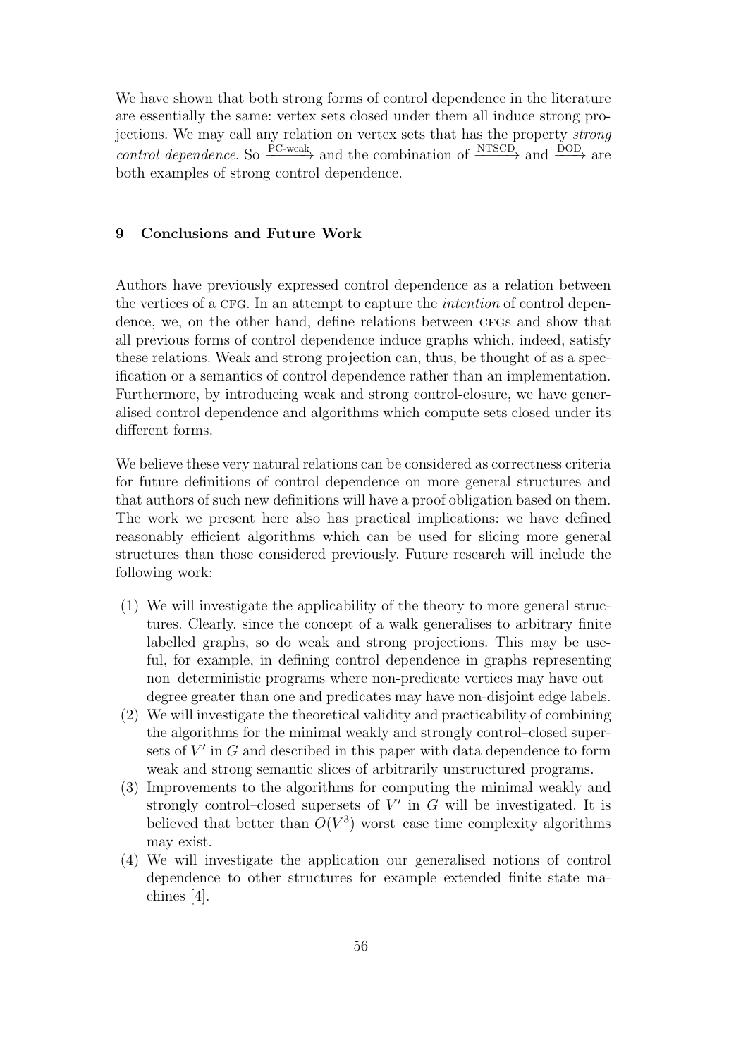We have shown that both strong forms of control dependence in the literature are essentially the same: vertex sets closed under them all induce strong projections. We may call any relation on vertex sets that has the property *strong control dependence*. So $\xrightarrow{\text{PC-weak}}$ and the combination of $\xrightarrow{\text{NTSCD}}$ and $\xrightarrow{\text{DOD}}$ are both examples of strong control dependence.

## 9 Conclusions and Future Work

Authors have previously expressed control dependence as a relation between the vertices of a CFG. In an attempt to capture the *intention* of control dependence, we, on the other hand, define relations between CFGs and show that all previous forms of control dependence induce graphs which, indeed, satisfy these relations. Weak and strong projection can, thus, be thought of as a specification or a semantics of control dependence rather than an implementation. Furthermore, by introducing weak and strong control-closure, we have generalised control dependence and algorithms which compute sets closed under its different forms.

We believe these very natural relations can be considered as correctness criteria for future definitions of control dependence on more general structures and that authors of such new definitions will have a proof obligation based on them. The work we present here also has practical implications: we have defined reasonably efficient algorithms which can be used for slicing more general structures than those considered previously. Future research will include the following work:

(1) We will investigate the applicability of the theory to more general structures. Clearly, since the concept of a walk generalises to arbitrary finite labelled graphs, so do weak and strong projections. This may be useful, for example, in defining control dependence in graphs representing non–deterministic programs where non-predicate vertices may have out–degree greater than one and predicates may have non-disjoint edge labels.

(2) We will investigate the theoretical validity and practicability of combining the algorithms for the minimal weakly and strongly control–closed supersets of $V'$ in $G$ and described in this paper with data dependence to form weak and strong semantic slices of arbitrarily unstructured programs.

(3) Improvements to the algorithms for computing the minimal weakly and strongly control–closed supersets of $V'$ in $G$ will be investigated. It is believed that better than $O(V^3)$ worst–case time complexity algorithms may exist.

(4) We will investigate the application our generalised notions of control dependence to other structures for example extended finite state machines [4].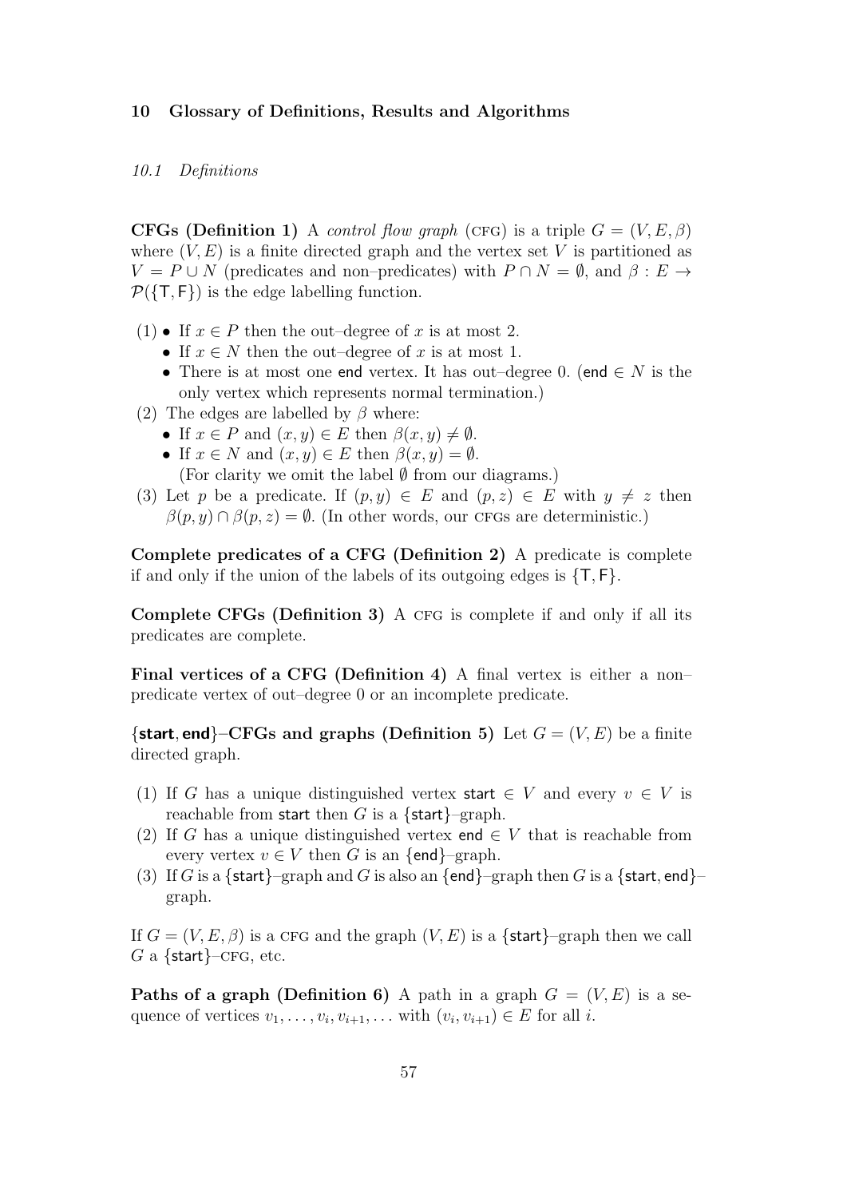# 10 Glossary of Definitions, Results and Algorithms

## *10.1 Definitions*

**CFGs (Definition 1)** A *control flow graph* (CFG) is a triple $G = (V, E, \beta)$ where $(V, E)$ is a finite directed graph and the vertex set $V$ is partitioned as $V = P \cup N$ (predicates and non–predicates) with $P \cap N = \emptyset$, and $\beta : E \to \mathcal{P}(\{\mathsf{T}, \mathsf{F}\})$ is the edge labelling function.

(1)
- If $x \in P$ then the out–degree of $x$ is at most 2.
- If $x \in N$ then the out–degree of $x$ is at most 1.
- There is at most one $\mathsf{end}$ vertex. It has out–degree 0. ($\mathsf{end} \in N$ is the only vertex which represents normal termination.)

(2) The edges are labelled by $\beta$ where:
- If $x \in P$ and $(x, y) \in E$ then $\beta(x, y) \neq \emptyset$.
- If $x \in N$ and $(x, y) \in E$ then $\beta(x, y) = \emptyset$.

  (For clarity we omit the label $\emptyset$ from our diagrams.)

(3) Let $p$ be a predicate. If $(p, y) \in E$ and $(p, z) \in E$ with $y \neq z$ then $\beta(p, y) \cap \beta(p, z) = \emptyset$. (In other words, our CFGs are deterministic.)

**Complete predicates of a CFG (Definition 2)** A predicate is complete if and only if the union of the labels of its outgoing edges is $\{\mathsf{T}, \mathsf{F}\}$.

**Complete CFGs (Definition 3)** A CFG is complete if and only if all its predicates are complete.

**Final vertices of a CFG (Definition 4)** A final vertex is either a non–predicate vertex of out–degree 0 or an incomplete predicate.

**$\{\mathsf{start}, \mathsf{end}\}$–CFGs and graphs (Definition 5)** Let $G = (V, E)$ be a finite directed graph.

(1) If $G$ has a unique distinguished vertex $\mathsf{start} \in V$ and every $v \in V$ is reachable from $\mathsf{start}$ then $G$ is a $\{\mathsf{start}\}$–graph.

(2) If $G$ has a unique distinguished vertex $\mathsf{end} \in V$ that is reachable from every vertex $v \in V$ then $G$ is an $\{\mathsf{end}\}$–graph.

(3) If $G$ is a $\{\mathsf{start}\}$–graph and $G$ is also an $\{\mathsf{end}\}$–graph then $G$ is a $\{\mathsf{start}, \mathsf{end}\}$–graph.

If $G = (V, E, \beta)$ is a CFG and the graph $(V, E)$ is a $\{\mathsf{start}\}$–graph then we call $G$ a $\{\mathsf{start}\}$–CFG, etc.

**Paths of a graph (Definition 6)** A path in a graph $G = (V, E)$ is a sequence of vertices $v_1, \ldots, v_i, v_{i+1}, \ldots$ with $(v_i, v_{i+1}) \in E$ for all $i$.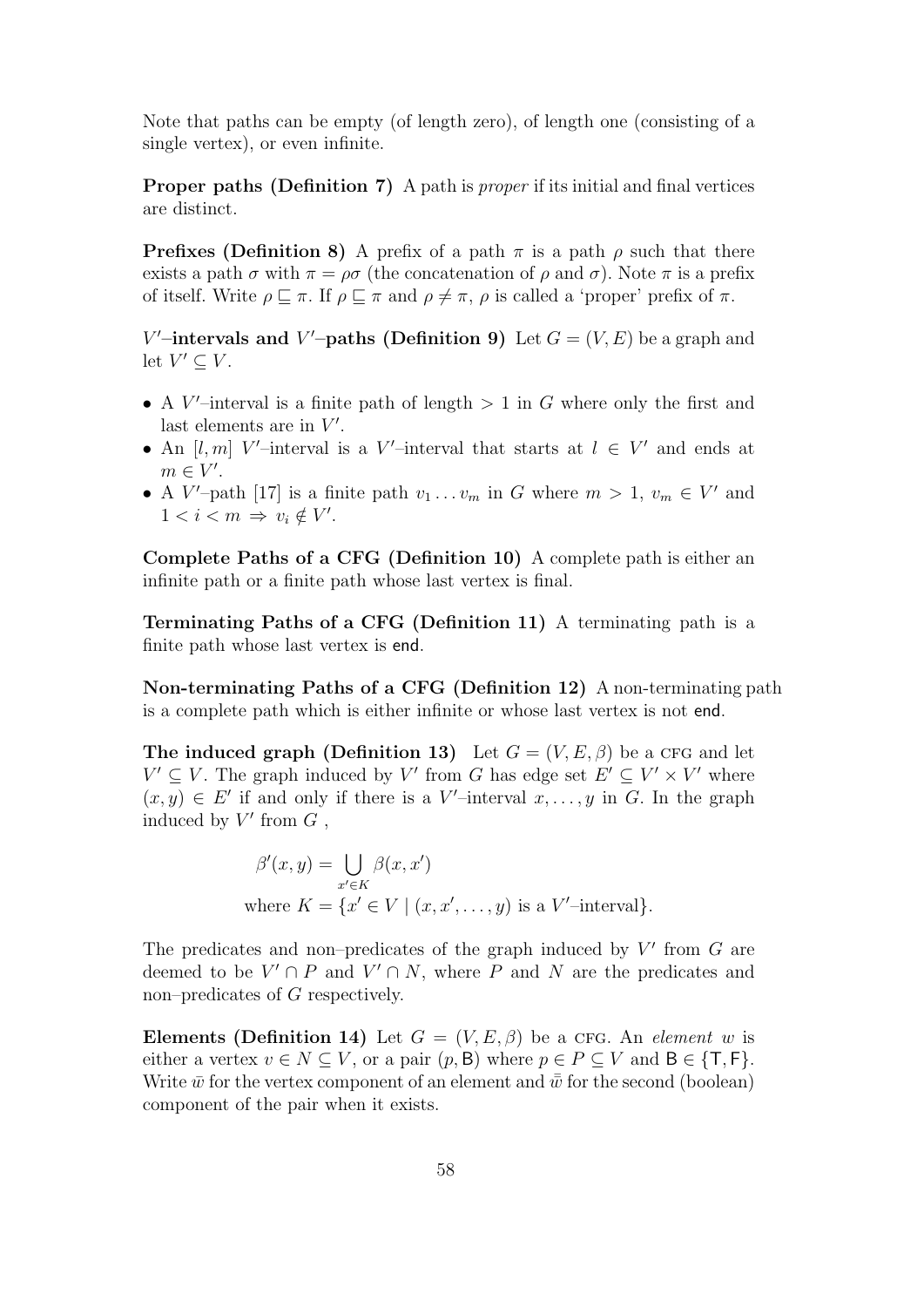Note that paths can be empty (of length zero), of length one (consisting of a single vertex), or even infinite.

**Proper paths (Definition 7)** A path is *proper* if its initial and final vertices are distinct.

**Prefixes (Definition 8)** A prefix of a path $\pi$ is a path $\rho$ such that there exists a path $\sigma$ with $\pi = \rho\sigma$ (the concatenation of $\rho$ and $\sigma$). Note $\pi$ is a prefix of itself. Write $\rho \sqsubseteq \pi$. If $\rho \sqsubseteq \pi$ and $\rho \neq \pi$, $\rho$ is called a 'proper' prefix of $\pi$.

**$V'$–intervals and $V'$–paths (Definition 9)** Let $G = (V, E)$ be a graph and let $V' \subseteq V$.

- A $V'$–interval is a finite path of length $> 1$ in $G$ where only the first and last elements are in $V'$.
- An $[l, m]$ $V'$–interval is a $V'$–interval that starts at $l \in V'$ and ends at $m \in V'$.
- A $V'$–path [17] is a finite path $v_1 \ldots v_m$ in $G$ where $m > 1$, $v_m \in V'$ and $1 < i < m \Rightarrow v_i \notin V'$.

**Complete Paths of a CFG (Definition 10)** A complete path is either an infinite path or a finite path whose last vertex is final.

**Terminating Paths of a CFG (Definition 11)** A terminating path is a finite path whose last vertex is end.

**Non-terminating Paths of a CFG (Definition 12)** A non-terminating path is a complete path which is either infinite or whose last vertex is not end.

**The induced graph (Definition 13)** Let $G = (V, E, \beta)$ be a CFG and let $V' \subseteq V$. The graph induced by $V'$ from $G$ has edge set $E' \subseteq V' \times V'$ where $(x, y) \in E'$ if and only if there is a $V'$–interval $x, \ldots, y$ in $G$. In the graph induced by $V'$ from $G$ ,

$$\beta'(x, y) = \bigcup_{x' \in K} \beta(x, x')$$
$$\text{where } K = \{x' \in V \mid (x, x', \ldots, y) \text{ is a } V'\text{–interval}\}.$$

The predicates and non–predicates of the graph induced by $V'$ from $G$ are deemed to be $V' \cap P$ and $V' \cap N$, where $P$ and $N$ are the predicates and non–predicates of $G$ respectively.

**Elements (Definition 14)** Let $G = (V, E, \beta)$ be a CFG. An *element* $w$ is either a vertex $v \in N \subseteq V$, or a pair $(p, \mathsf{B})$ where $p \in P \subseteq V$ and $\mathsf{B} \in \{\mathsf{T}, \mathsf{F}\}$. Write $\bar{w}$ for the vertex component of an element and $\bar{\bar{w}}$ for the second (boolean) component of the pair when it exists.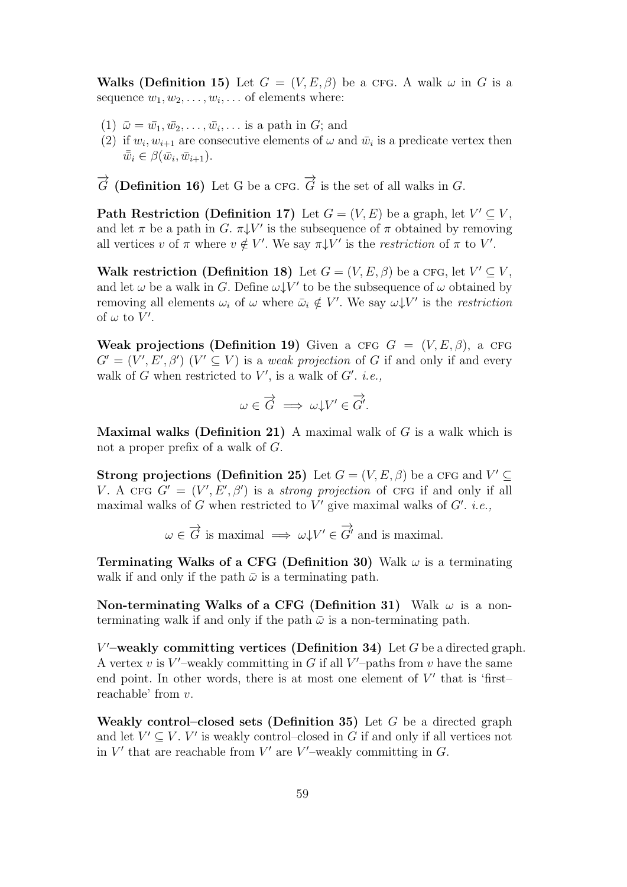**Walks (Definition 15)** Let $G = (V, E, \beta)$ be a CFG. A walk $\omega$ in $G$ is a sequence $w_1, w_2, \ldots, w_i, \ldots$ of elements where:

(1) $\bar{\omega} = \bar{w_1}, \bar{w_2}, \ldots, \bar{w_i}, \ldots$ is a path in $G$; and
(2) if $w_i, w_{i+1}$ are consecutive elements of $\omega$ and $\bar{w}_i$ is a predicate vertex then $\bar{\bar{w}}_i \in \beta(\bar{w}_i, \bar{w}_{i+1})$.

**$\overrightarrow{G}$ (Definition 16)** Let G be a CFG. $\overrightarrow{G}$ is the set of all walks in $G$.

**Path Restriction (Definition 17)** Let $G = (V, E)$ be a graph, let $V' \subseteq V$, and let $\pi$ be a path in $G$. $\pi{\downarrow}V'$ is the subsequence of $\pi$ obtained by removing all vertices $v$ of $\pi$ where $v \notin V'$. We say $\pi{\downarrow}V'$ is the *restriction* of $\pi$ to $V'$.

**Walk restriction (Definition 18)** Let $G = (V, E, \beta)$ be a CFG, let $V' \subseteq V$, and let $\omega$ be a walk in $G$. Define $\omega{\downarrow}V'$ to be the subsequence of $\omega$ obtained by removing all elements $\omega_i$ of $\omega$ where $\bar{\omega}_i \notin V'$. We say $\omega{\downarrow}V'$ is the *restriction* of $\omega$ to $V'$.

**Weak projections (Definition 19)** Given a CFG $G = (V, E, \beta)$, a CFG $G' = (V', E', \beta')$ $(V' \subseteq V)$ is a *weak projection* of $G$ if and only if and every walk of $G$ when restricted to $V'$, is a walk of $G'$. *i.e.,*

$$\omega \in \overrightarrow{G} \implies \omega{\downarrow}V' \in \overrightarrow{G'}.$$

**Maximal walks (Definition 21)** A maximal walk of $G$ is a walk which is not a proper prefix of a walk of $G$.

**Strong projections (Definition 25)** Let $G = (V, E, \beta)$ be a CFG and $V' \subseteq V$. A CFG $G' = (V', E', \beta')$ is a *strong projection* of CFG if and only if all maximal walks of $G$ when restricted to $V'$ give maximal walks of $G'$. *i.e.,*

$$\omega \in \overrightarrow{G} \text{ is maximal} \implies \omega{\downarrow}V' \in \overrightarrow{G'} \text{ and is maximal.}$$

**Terminating Walks of a CFG (Definition 30)** Walk $\omega$ is a terminating walk if and only if the path $\bar{\omega}$ is a terminating path.

**Non-terminating Walks of a CFG (Definition 31)** Walk $\omega$ is a non-terminating walk if and only if the path $\bar{\omega}$ is a non-terminating path.

**$V'$–weakly committing vertices (Definition 34)** Let $G$ be a directed graph. A vertex $v$ is $V'$–weakly committing in $G$ if all $V'$–paths from $v$ have the same end point. In other words, there is at most one element of $V'$ that is 'first–reachable' from $v$.

**Weakly control–closed sets (Definition 35)** Let $G$ be a directed graph and let $V' \subseteq V$. $V'$ is weakly control–closed in $G$ if and only if all vertices not in $V'$ that are reachable from $V'$ are $V'$–weakly committing in $G$.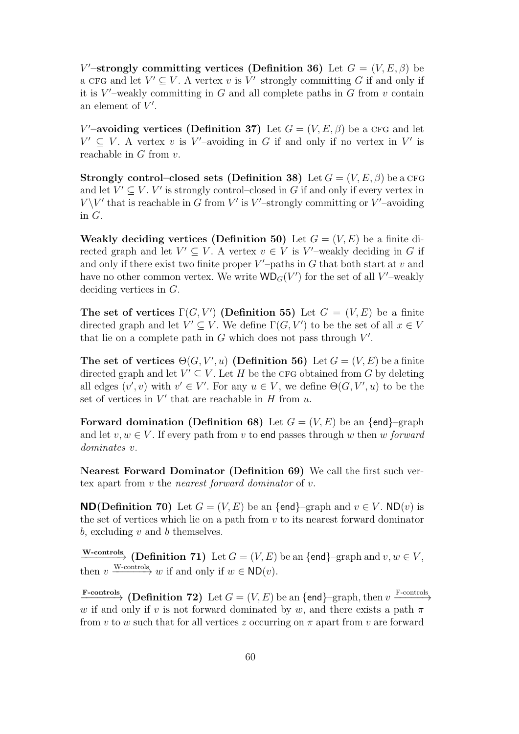**$V'$–strongly committing vertices (Definition 36)** Let $G = (V, E, \beta)$ be a CFG and let $V' \subseteq V$. A vertex $v$ is $V'$–strongly committing $G$ if and only if it is $V'$–weakly committing in $G$ and all complete paths in $G$ from $v$ contain an element of $V'$.

**$V'$–avoiding vertices (Definition 37)** Let $G = (V, E, \beta)$ be a CFG and let $V' \subseteq V$. A vertex $v$ is $V'$–avoiding in $G$ if and only if no vertex in $V'$ is reachable in $G$ from $v$.

**Strongly control–closed sets (Definition 38)** Let $G = (V, E, \beta)$ be a CFG and let $V' \subseteq V$. $V'$ is strongly control–closed in $G$ if and only if every vertex in $V \backslash V'$ that is reachable in $G$ from $V'$ is $V'$–strongly committing or $V'$–avoiding in $G$.

**Weakly deciding vertices (Definition 50)** Let $G = (V, E)$ be a finite directed graph and let $V' \subseteq V$. A vertex $v \in V$ is $V'$–weakly deciding in $G$ if and only if there exist two finite proper $V'$–paths in $G$ that both start at $v$ and have no other common vertex. We write $\mathsf{WD}_G(V')$ for the set of all $V'$–weakly deciding vertices in $G$.

**The set of vertices $\Gamma(G, V')$ (Definition 55)** Let $G = (V, E)$ be a finite directed graph and let $V' \subseteq V$. We define $\Gamma(G, V')$ to be the set of all $x \in V$ that lie on a complete path in $G$ which does not pass through $V'$.

**The set of vertices $\Theta(G, V', u)$ (Definition 56)** Let $G = (V, E)$ be a finite directed graph and let $V' \subseteq V$. Let $H$ be the CFG obtained from $G$ by deleting all edges $(v', v)$ with $v' \in V'$. For any $u \in V$, we define $\Theta(G, V', u)$ to be the set of vertices in $V'$ that are reachable in $H$ from $u$.

**Forward domination (Definition 68)** Let $G = (V, E)$ be an $\{\mathsf{end}\}$–graph and let $v, w \in V$. If every path from $v$ to $\mathsf{end}$ passes through $w$ then $w$ *forward dominates* $v$.

**Nearest Forward Dominator (Definition 69)** We call the first such vertex apart from $v$ the *nearest forward dominator* of $v$.

**$\mathsf{ND}$(Definition 70)** Let $G = (V, E)$ be an $\{\mathsf{end}\}$–graph and $v \in V$. $\mathsf{ND}(v)$ is the set of vertices which lie on a path from $v$ to its nearest forward dominator $b$, excluding $v$ and $b$ themselves.

**$\xrightarrow{\text{W-controls}}$ (Definition 71)** Let $G = (V, E)$ be an $\{\mathsf{end}\}$–graph and $v, w \in V$, then $v \xrightarrow{\text{W-controls}} w$ if and only if $w \in \mathsf{ND}(v)$.

**$\xrightarrow{\text{F-controls}}$ (Definition 72)** Let $G = (V, E)$ be an $\{\mathsf{end}\}$–graph, then $v \xrightarrow{\text{F-controls}} w$ if and only if $v$ is not forward dominated by $w$, and there exists a path $\pi$ from $v$ to $w$ such that for all vertices $z$ occurring on $\pi$ apart from $v$ are forward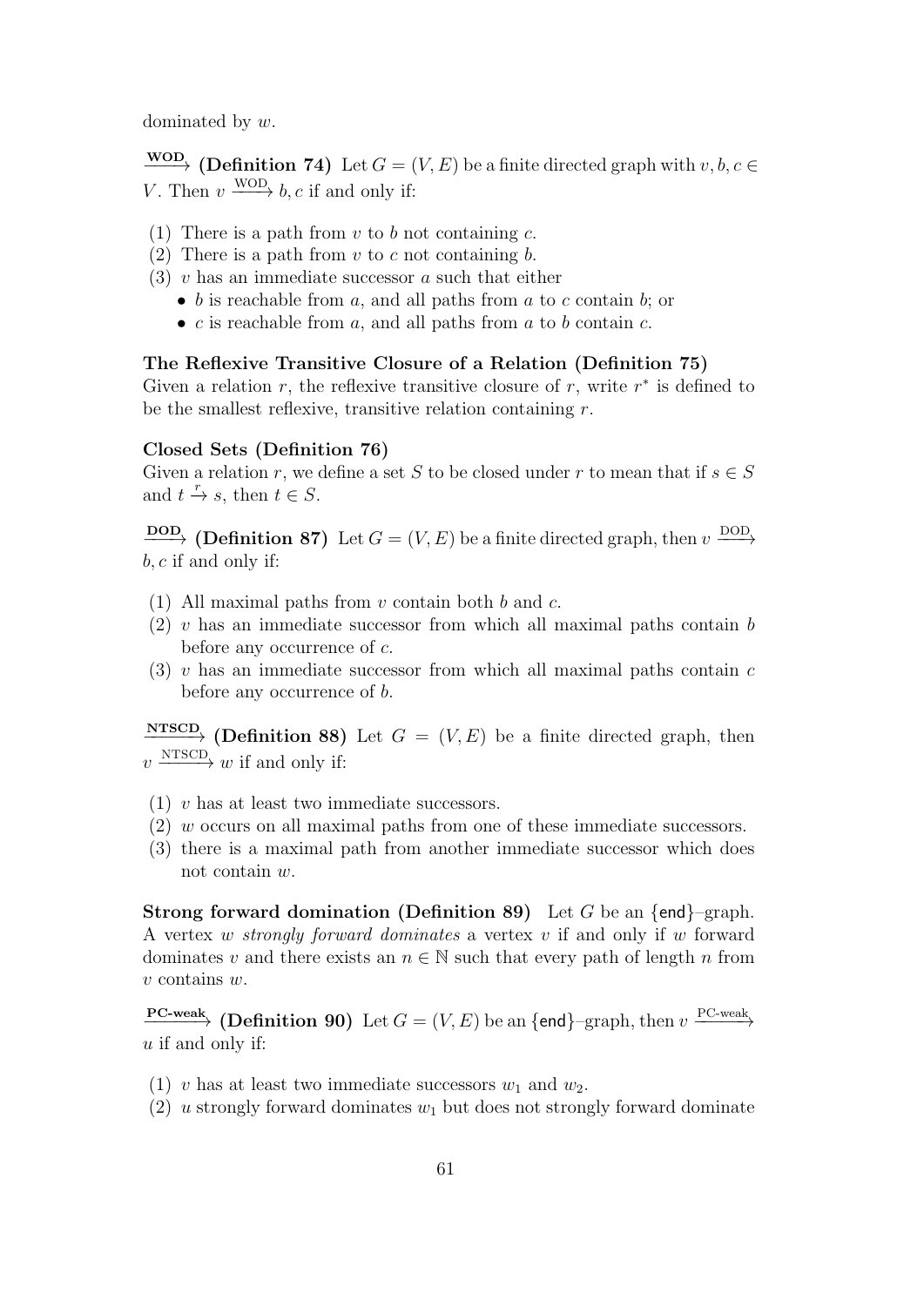dominated by $w$.

$\xrightarrow{\textbf{WOD}}$ **(Definition 74)** Let $G = (V, E)$ be a finite directed graph with $v, b, c \in V$. Then $v \xrightarrow{\text{WOD}} b, c$ if and only if:

(1) There is a path from $v$ to $b$ not containing $c$.
(2) There is a path from $v$ to $c$ not containing $b$.
(3) $v$ has an immediate successor $a$ such that either
- $b$ is reachable from $a$, and all paths from $a$ to $c$ contain $b$; or
- $c$ is reachable from $a$, and all paths from $a$ to $b$ contain $c$.

**The Reflexive Transitive Closure of a Relation (Definition 75)**
Given a relation $r$, the reflexive transitive closure of $r$, write $r^*$ is defined to be the smallest reflexive, transitive relation containing $r$.

**Closed Sets (Definition 76)**
Given a relation $r$, we define a set $S$ to be closed under $r$ to mean that if $s \in S$ and $t \xrightarrow{r} s$, then $t \in S$.

$\xrightarrow{\textbf{DOD}}$ **(Definition 87)** Let $G = (V, E)$ be a finite directed graph, then $v \xrightarrow{\text{DOD}} b, c$ if and only if:

(1) All maximal paths from $v$ contain both $b$ and $c$.
(2) $v$ has an immediate successor from which all maximal paths contain $b$ before any occurrence of $c$.
(3) $v$ has an immediate successor from which all maximal paths contain $c$ before any occurrence of $b$.

$\xrightarrow{\textbf{NTSCD}}$ **(Definition 88)** Let $G = (V, E)$ be a finite directed graph, then $v \xrightarrow{\text{NTSCD}} w$ if and only if:

(1) $v$ has at least two immediate successors.
(2) $w$ occurs on all maximal paths from one of these immediate successors.
(3) there is a maximal path from another immediate successor which does not contain $w$.

**Strong forward domination (Definition 89)** Let $G$ be an $\{\mathsf{end}\}$–graph. A vertex $w$ *strongly forward dominates* a vertex $v$ if and only if $w$ forward dominates $v$ and there exists an $n \in \mathbb{N}$ such that every path of length $n$ from $v$ contains $w$.

$\xrightarrow{\textbf{PC-weak}}$ **(Definition 90)** Let $G = (V, E)$ be an $\{\mathsf{end}\}$–graph, then $v \xrightarrow{\text{PC-weak}} u$ if and only if:

(1) $v$ has at least two immediate successors $w_1$ and $w_2$.
(2) $u$ strongly forward dominates $w_1$ but does not strongly forward dominate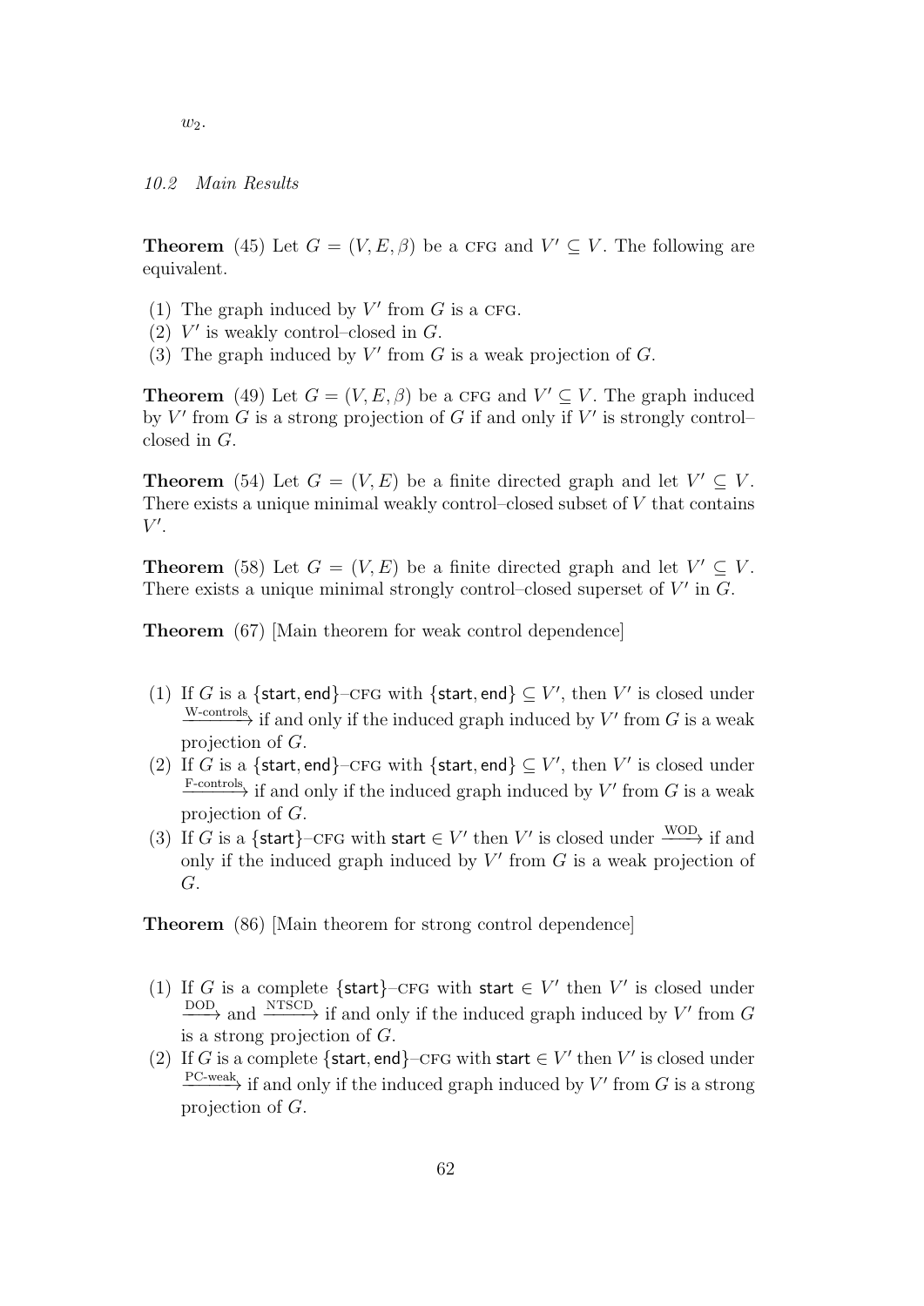$w_2$.

### *10.2 Main Results*

**Theorem** (45) Let $G = (V, E, \beta)$ be a CFG and $V' \subseteq V$. The following are equivalent.

(1) The graph induced by $V'$ from $G$ is a CFG.
(2) $V'$ is weakly control–closed in $G$.
(3) The graph induced by $V'$ from $G$ is a weak projection of $G$.

**Theorem** (49) Let $G = (V, E, \beta)$ be a CFG and $V' \subseteq V$. The graph induced by $V'$ from $G$ is a strong projection of $G$ if and only if $V'$ is strongly control–closed in $G$.

**Theorem** (54) Let $G = (V, E)$ be a finite directed graph and let $V' \subseteq V$. There exists a unique minimal weakly control–closed subset of $V$ that contains $V'$.

**Theorem** (58) Let $G = (V, E)$ be a finite directed graph and let $V' \subseteq V$. There exists a unique minimal strongly control–closed superset of $V'$ in $G$.

**Theorem** (67) [Main theorem for weak control dependence]

(1) If $G$ is a $\{\mathsf{start}, \mathsf{end}\}$–CFG with $\{\mathsf{start}, \mathsf{end}\} \subseteq V'$, then $V'$ is closed under $\xrightarrow{\text{W-controls}}$ if and only if the induced graph induced by $V'$ from $G$ is a weak projection of $G$.
(2) If $G$ is a $\{\mathsf{start}, \mathsf{end}\}$–CFG with $\{\mathsf{start}, \mathsf{end}\} \subseteq V'$, then $V'$ is closed under $\xrightarrow{\text{F-controls}}$ if and only if the induced graph induced by $V'$ from $G$ is a weak projection of $G$.
(3) If $G$ is a $\{\mathsf{start}\}$–CFG with $\mathsf{start} \in V'$ then $V'$ is closed under $\xrightarrow{\text{WOD}}$ if and only if the induced graph induced by $V'$ from $G$ is a weak projection of $G$.

**Theorem** (86) [Main theorem for strong control dependence]

(1) If $G$ is a complete $\{\mathsf{start}\}$–CFG with $\mathsf{start} \in V'$ then $V'$ is closed under $\xrightarrow{\text{DOD}}$ and $\xrightarrow{\text{NTSCD}}$ if and only if the induced graph induced by $V'$ from $G$ is a strong projection of $G$.
(2) If $G$ is a complete $\{\mathsf{start}, \mathsf{end}\}$–CFG with $\mathsf{start} \in V'$ then $V'$ is closed under $\xrightarrow{\text{PC-weak}}$ if and only if the induced graph induced by $V'$ from $G$ is a strong projection of $G$.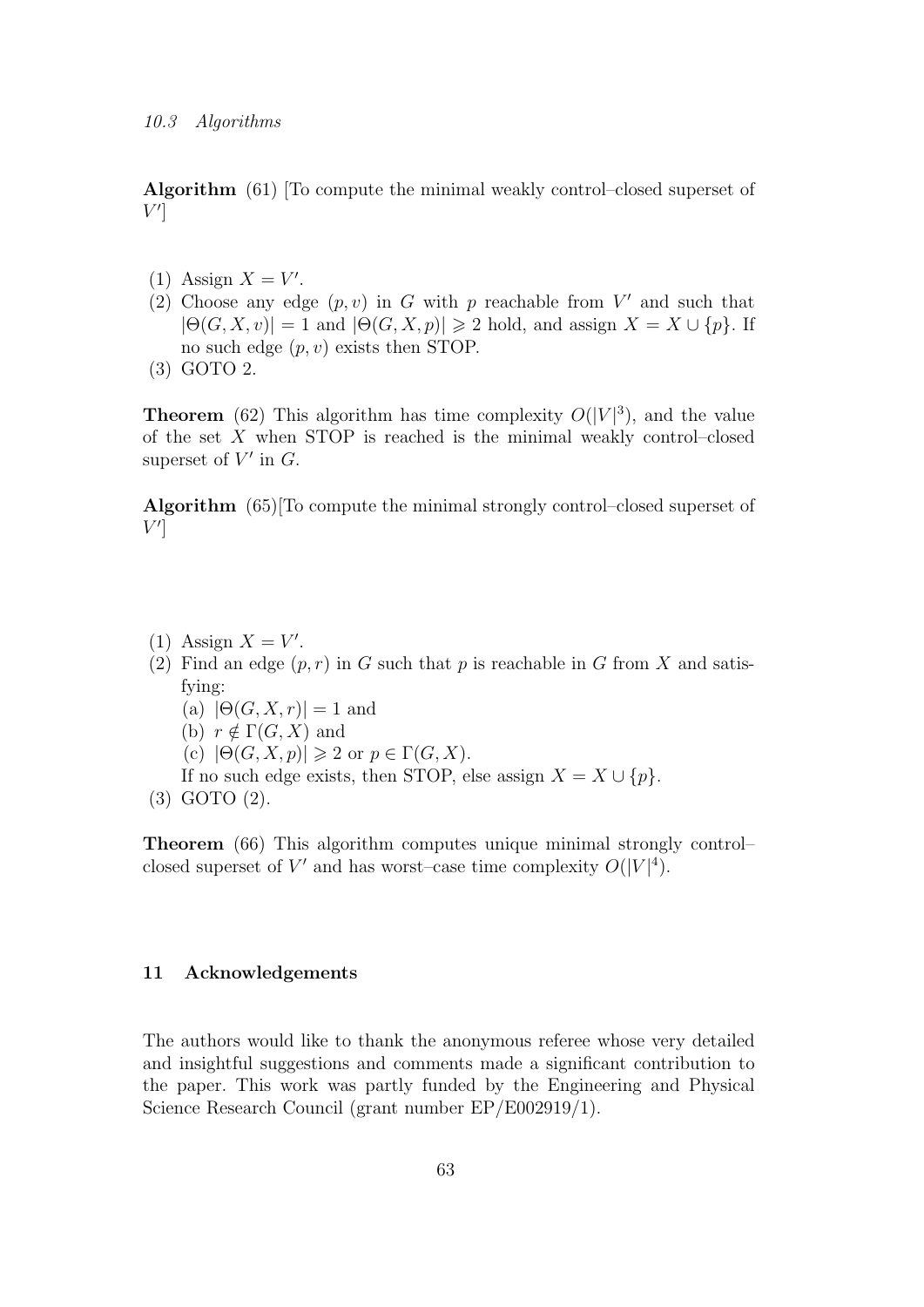*10.3 Algorithms*

**Algorithm** (61) [To compute the minimal weakly control–closed superset of $V'$]

1. Assign $X = V'$.
2. Choose any edge $(p, v)$ in $G$ with $p$ reachable from $V'$ and such that $|\Theta(G, X, v)| = 1$ and $|\Theta(G, X, p)| \geqslant 2$ hold, and assign $X = X \cup \{p\}$. If no such edge $(p, v)$ exists then STOP.
3. GOTO 2.

**Theorem** (62) This algorithm has time complexity $O(|V|^3)$, and the value of the set $X$ when STOP is reached is the minimal weakly control–closed superset of $V'$ in $G$.

**Algorithm** (65)[To compute the minimal strongly control–closed superset of $V'$]

1. Assign $X = V'$.
2. Find an edge $(p, r)$ in $G$ such that $p$ is reachable in $G$ from $X$ and satisfying:
   (a) $|\Theta(G, X, r)| = 1$ and
   (b) $r \notin \Gamma(G, X)$ and
   (c) $|\Theta(G, X, p)| \geqslant 2$ or $p \in \Gamma(G, X)$.
   If no such edge exists, then STOP, else assign $X = X \cup \{p\}$.
3. GOTO (2).

**Theorem** (66) This algorithm computes unique minimal strongly control–closed superset of $V'$ and has worst–case time complexity $O(|V|^4)$.

## 11 Acknowledgements

The authors would like to thank the anonymous referee whose very detailed and insightful suggestions and comments made a significant contribution to the paper. This work was partly funded by the Engineering and Physical Science Research Council (grant number EP/E002919/1).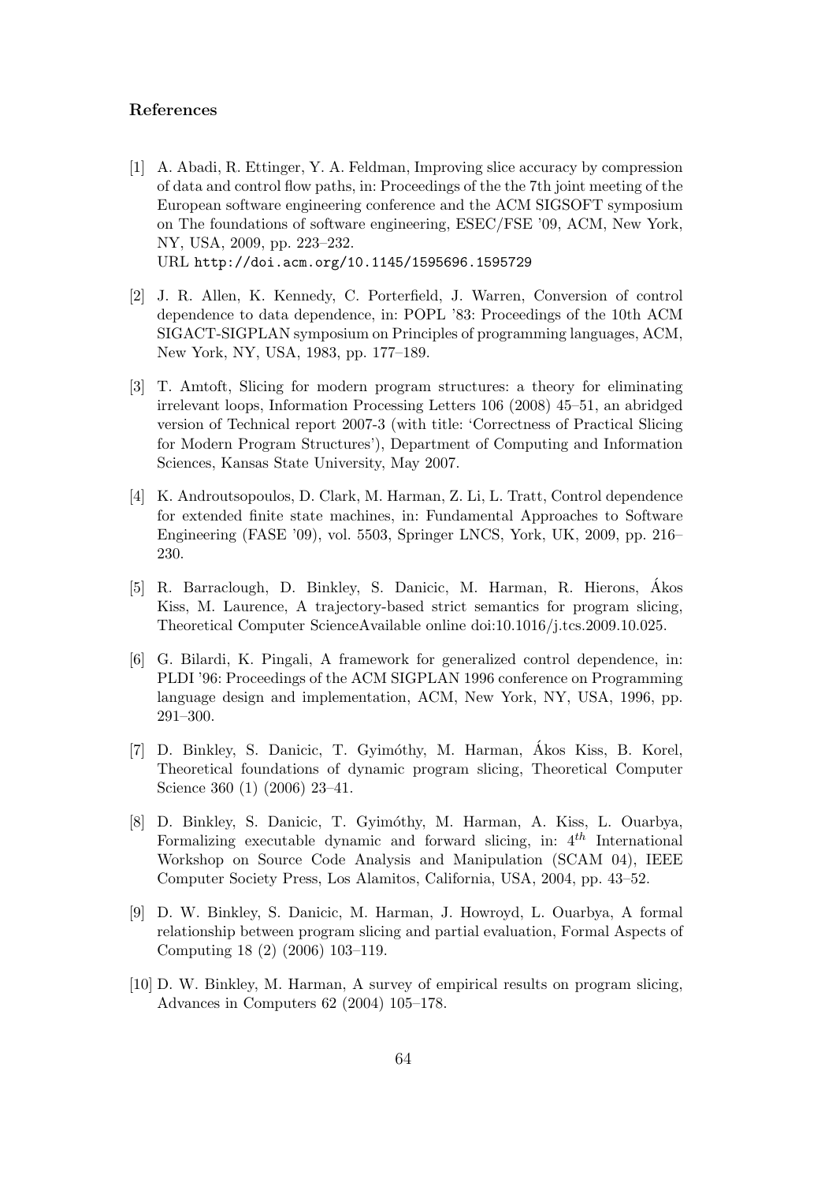### References

[1] A. Abadi, R. Ettinger, Y. A. Feldman, Improving slice accuracy by compression of data and control flow paths, in: Proceedings of the the 7th joint meeting of the European software engineering conference and the ACM SIGSOFT symposium on The foundations of software engineering, ESEC/FSE '09, ACM, New York, NY, USA, 2009, pp. 223–232.
URL http://doi.acm.org/10.1145/1595696.1595729

[2] J. R. Allen, K. Kennedy, C. Porterfield, J. Warren, Conversion of control dependence to data dependence, in: POPL '83: Proceedings of the 10th ACM SIGACT-SIGPLAN symposium on Principles of programming languages, ACM, New York, NY, USA, 1983, pp. 177–189.

[3] T. Amtoft, Slicing for modern program structures: a theory for eliminating irrelevant loops, Information Processing Letters 106 (2008) 45–51, an abridged version of Technical report 2007-3 (with title: 'Correctness of Practical Slicing for Modern Program Structures'), Department of Computing and Information Sciences, Kansas State University, May 2007.

[4] K. Androutsopoulos, D. Clark, M. Harman, Z. Li, L. Tratt, Control dependence for extended finite state machines, in: Fundamental Approaches to Software Engineering (FASE '09), vol. 5503, Springer LNCS, York, UK, 2009, pp. 216–230.

[5] R. Barraclough, D. Binkley, S. Danicic, M. Harman, R. Hierons, Ákos Kiss, M. Laurence, A trajectory-based strict semantics for program slicing, Theoretical Computer ScienceAvailable online doi:10.1016/j.tcs.2009.10.025.

[6] G. Bilardi, K. Pingali, A framework for generalized control dependence, in: PLDI '96: Proceedings of the ACM SIGPLAN 1996 conference on Programming language design and implementation, ACM, New York, NY, USA, 1996, pp. 291–300.

[7] D. Binkley, S. Danicic, T. Gyimóthy, M. Harman, Ákos Kiss, B. Korel, Theoretical foundations of dynamic program slicing, Theoretical Computer Science 360 (1) (2006) 23–41.

[8] D. Binkley, S. Danicic, T. Gyimóthy, M. Harman, A. Kiss, L. Ouarbya, Formalizing executable dynamic and forward slicing, in: $4^{th}$ International Workshop on Source Code Analysis and Manipulation (SCAM 04), IEEE Computer Society Press, Los Alamitos, California, USA, 2004, pp. 43–52.

[9] D. W. Binkley, S. Danicic, M. Harman, J. Howroyd, L. Ouarbya, A formal relationship between program slicing and partial evaluation, Formal Aspects of Computing 18 (2) (2006) 103–119.

[10] D. W. Binkley, M. Harman, A survey of empirical results on program slicing, Advances in Computers 62 (2004) 105–178.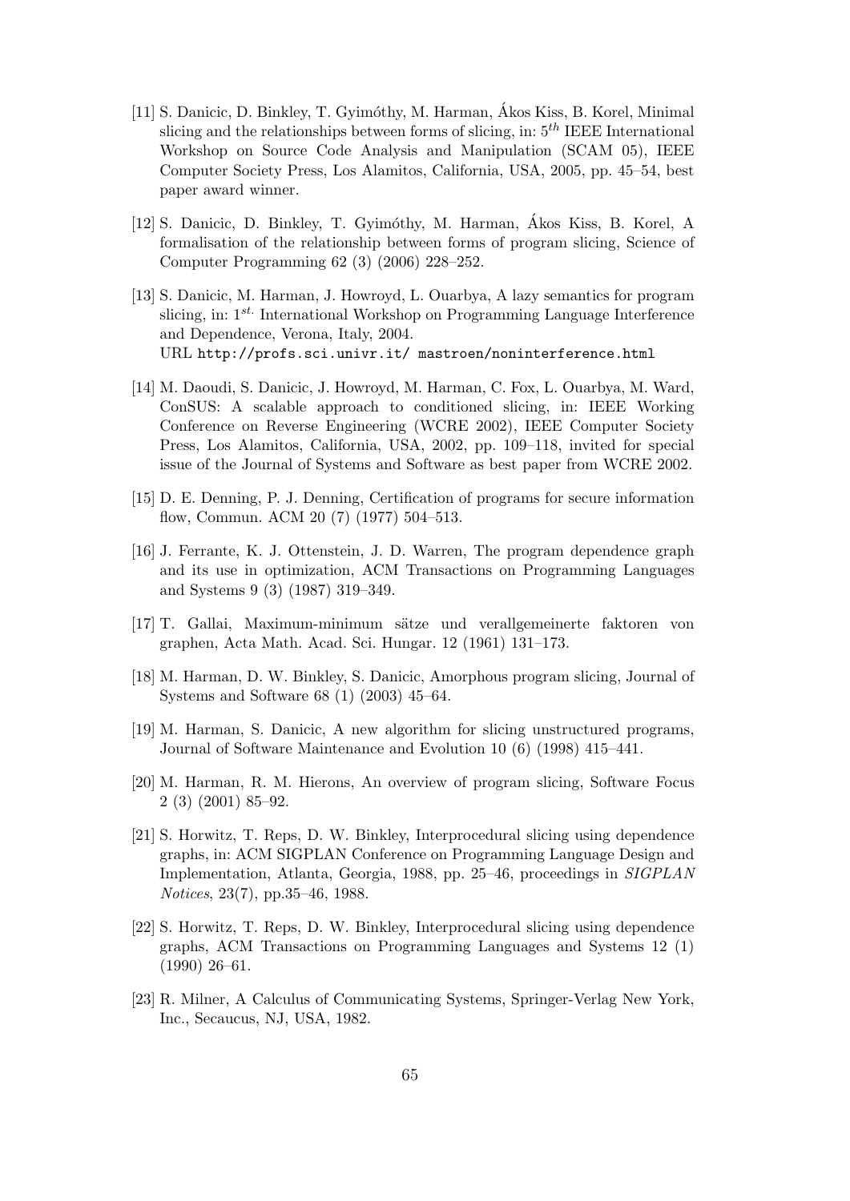[11] S. Danicic, D. Binkley, T. Gyimóthy, M. Harman, Ákos Kiss, B. Korel, Minimal slicing and the relationships between forms of slicing, in: $5^{th}$ IEEE International Workshop on Source Code Analysis and Manipulation (SCAM 05), IEEE Computer Society Press, Los Alamitos, California, USA, 2005, pp. 45–54, best paper award winner.

[12] S. Danicic, D. Binkley, T. Gyimóthy, M. Harman, Ákos Kiss, B. Korel, A formalisation of the relationship between forms of program slicing, Science of Computer Programming 62 (3) (2006) 228–252.

[13] S. Danicic, M. Harman, J. Howroyd, L. Ouarbya, A lazy semantics for program slicing, in: $1^{st.}$ International Workshop on Programming Language Interference and Dependence, Verona, Italy, 2004.
URL `http://profs.sci.univr.it/ mastroen/noninterference.html`

[14] M. Daoudi, S. Danicic, J. Howroyd, M. Harman, C. Fox, L. Ouarbya, M. Ward, ConSUS: A scalable approach to conditioned slicing, in: IEEE Working Conference on Reverse Engineering (WCRE 2002), IEEE Computer Society Press, Los Alamitos, California, USA, 2002, pp. 109–118, invited for special issue of the Journal of Systems and Software as best paper from WCRE 2002.

[15] D. E. Denning, P. J. Denning, Certification of programs for secure information flow, Commun. ACM 20 (7) (1977) 504–513.

[16] J. Ferrante, K. J. Ottenstein, J. D. Warren, The program dependence graph and its use in optimization, ACM Transactions on Programming Languages and Systems 9 (3) (1987) 319–349.

[17] T. Gallai, Maximum-minimum sätze und verallgemeinerte faktoren von graphen, Acta Math. Acad. Sci. Hungar. 12 (1961) 131–173.

[18] M. Harman, D. W. Binkley, S. Danicic, Amorphous program slicing, Journal of Systems and Software 68 (1) (2003) 45–64.

[19] M. Harman, S. Danicic, A new algorithm for slicing unstructured programs, Journal of Software Maintenance and Evolution 10 (6) (1998) 415–441.

[20] M. Harman, R. M. Hierons, An overview of program slicing, Software Focus 2 (3) (2001) 85–92.

[21] S. Horwitz, T. Reps, D. W. Binkley, Interprocedural slicing using dependence graphs, in: ACM SIGPLAN Conference on Programming Language Design and Implementation, Atlanta, Georgia, 1988, pp. 25–46, proceedings in *SIGPLAN Notices*, 23(7), pp.35–46, 1988.

[22] S. Horwitz, T. Reps, D. W. Binkley, Interprocedural slicing using dependence graphs, ACM Transactions on Programming Languages and Systems 12 (1) (1990) 26–61.

[23] R. Milner, A Calculus of Communicating Systems, Springer-Verlag New York, Inc., Secaucus, NJ, USA, 1982.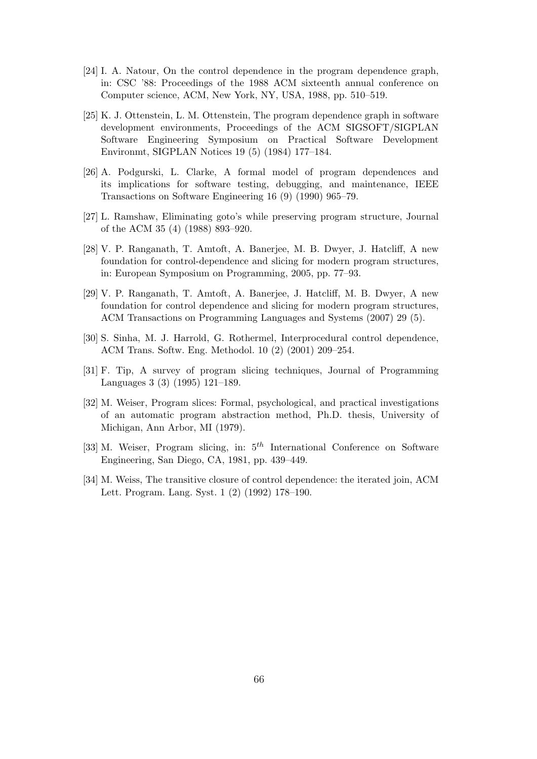[24] I. A. Natour, On the control dependence in the program dependence graph, in: CSC '88: Proceedings of the 1988 ACM sixteenth annual conference on Computer science, ACM, New York, NY, USA, 1988, pp. 510–519.

[25] K. J. Ottenstein, L. M. Ottenstein, The program dependence graph in software development environments, Proceedings of the ACM SIGSOFT/SIGPLAN Software Engineering Symposium on Practical Software Development Environmt, SIGPLAN Notices 19 (5) (1984) 177–184.

[26] A. Podgurski, L. Clarke, A formal model of program dependences and its implications for software testing, debugging, and maintenance, IEEE Transactions on Software Engineering 16 (9) (1990) 965–79.

[27] L. Ramshaw, Eliminating goto's while preserving program structure, Journal of the ACM 35 (4) (1988) 893–920.

[28] V. P. Ranganath, T. Amtoft, A. Banerjee, M. B. Dwyer, J. Hatcliff, A new foundation for control-dependence and slicing for modern program structures, in: European Symposium on Programming, 2005, pp. 77–93.

[29] V. P. Ranganath, T. Amtoft, A. Banerjee, J. Hatcliff, M. B. Dwyer, A new foundation for control dependence and slicing for modern program structures, ACM Transactions on Programming Languages and Systems (2007) 29 (5).

[30] S. Sinha, M. J. Harrold, G. Rothermel, Interprocedural control dependence, ACM Trans. Softw. Eng. Methodol. 10 (2) (2001) 209–254.

[31] F. Tip, A survey of program slicing techniques, Journal of Programming Languages 3 (3) (1995) 121–189.

[32] M. Weiser, Program slices: Formal, psychological, and practical investigations of an automatic program abstraction method, Ph.D. thesis, University of Michigan, Ann Arbor, MI (1979).

[33] M. Weiser, Program slicing, in: $5^{th}$ International Conference on Software Engineering, San Diego, CA, 1981, pp. 439–449.

[34] M. Weiss, The transitive closure of control dependence: the iterated join, ACM Lett. Program. Lang. Syst. 1 (2) (1992) 178–190.